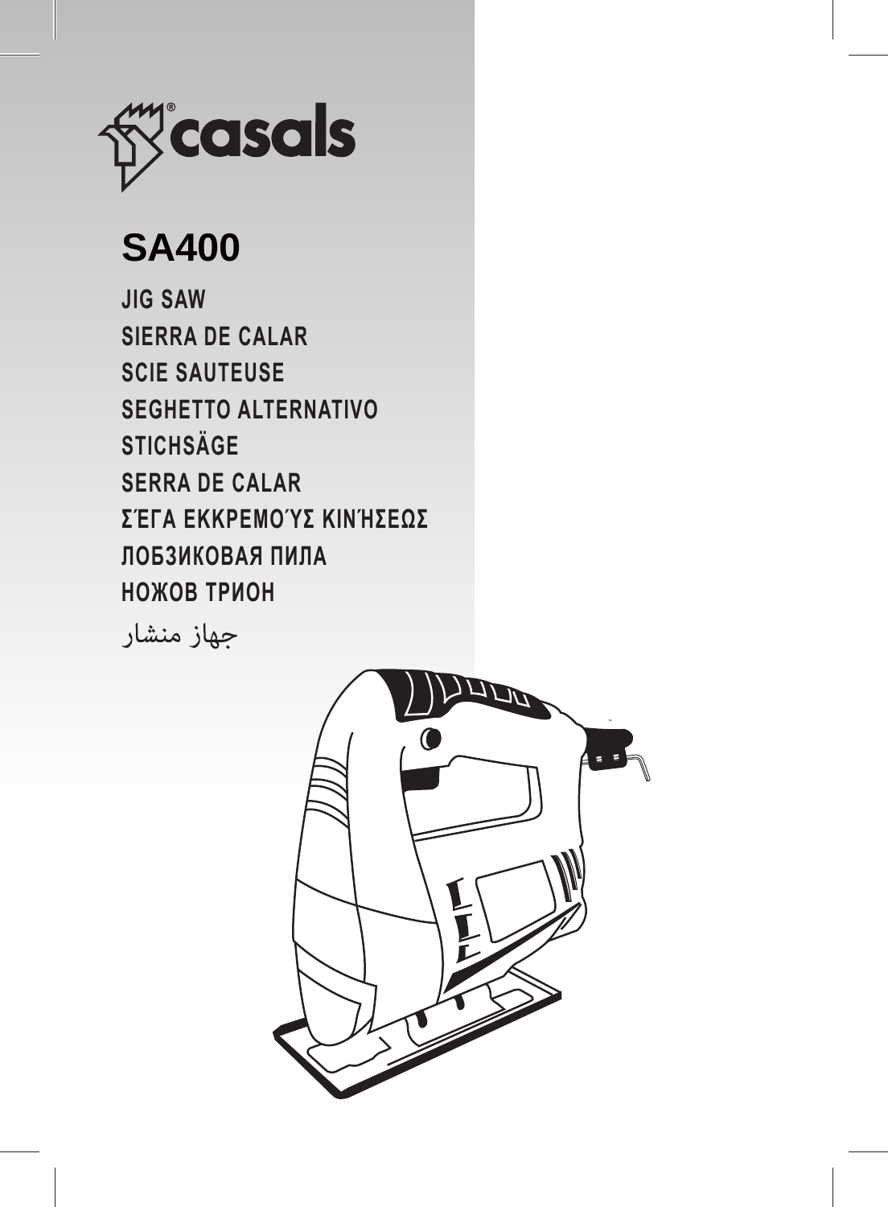casals®

# SA400

**JIG SAW**

**SIERRA DE CALAR**

**SCIE SAUTEUSE**

**SEGHETTO ALTERNATIVO**

**STICHSÄGE**

**SERRA DE CALAR**

**ΣΈΓΑ ΕΚΚΡΕΜΟΎΣ ΚΙΝΉΣΕΩΣ**

**ЛОБЗИКОВАЯ ПИЛА**

**НОЖОВ ТРИОН**

جهاز منشار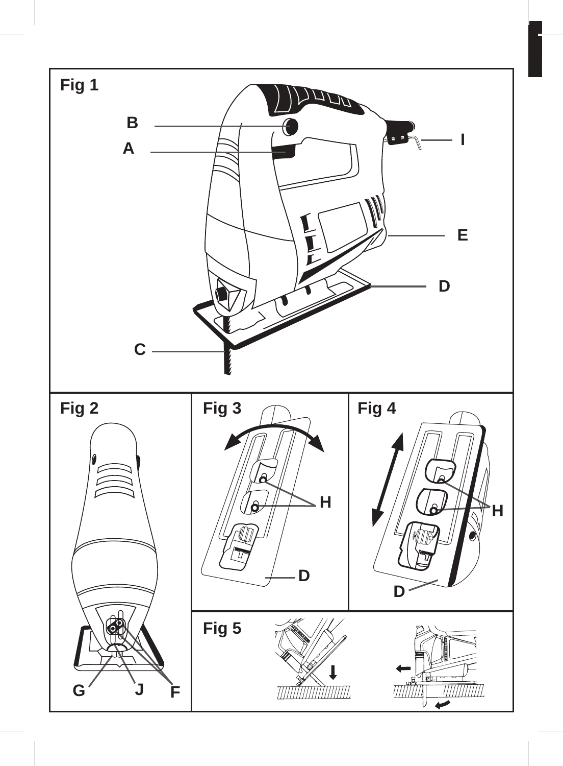Fig 1

B

A

I

E

D

C

Fig 2

G J F

Fig 3

H

D

Fig 4

H

D

Fig 5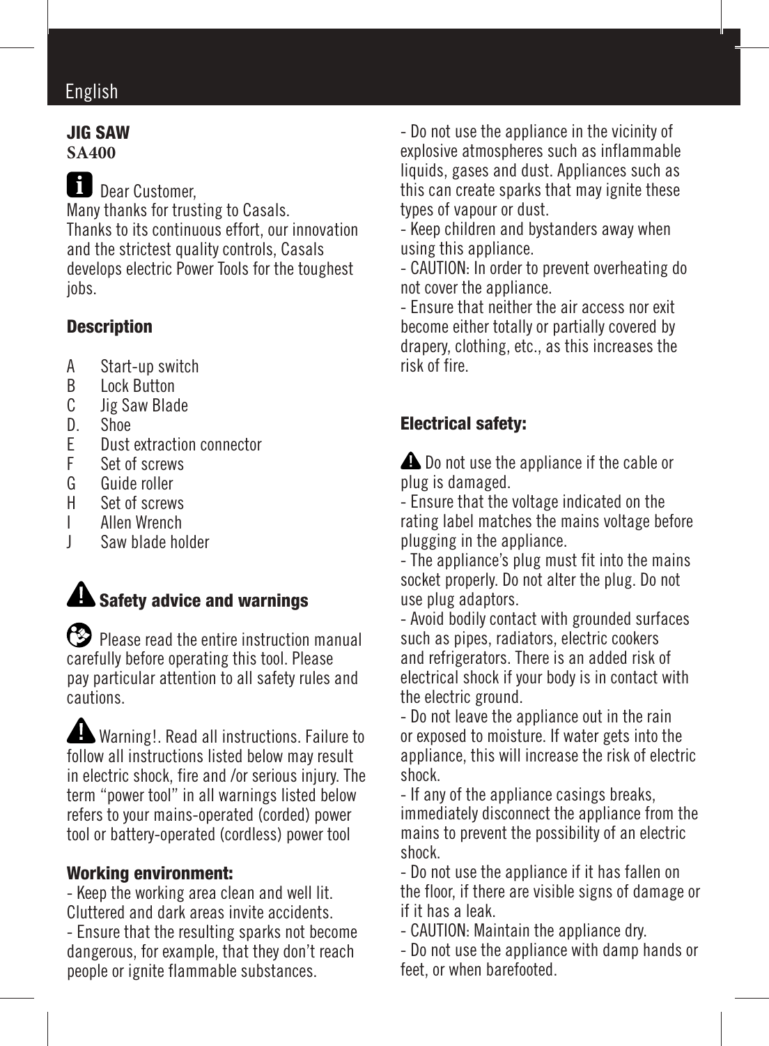## JIG SAW
**SA400**

Dear Customer,
Many thanks for trusting to Casals.
Thanks to its continuous effort, our innovation and the strictest quality controls, Casals develops electric Power Tools for the toughest jobs.

### Description

- A Start-up switch
- B Lock Button
- C Jig Saw Blade
- D. Shoe
- E Dust extraction connector
- F Set of screws
- G Guide roller
- H Set of screws
- I Allen Wrench
- J Saw blade holder

### Safety advice and warnings

Please read the entire instruction manual carefully before operating this tool. Please pay particular attention to all safety rules and cautions.

Warning!. Read all instructions. Failure to follow all instructions listed below may result in electric shock, fire and /or serious injury. The term "power tool" in all warnings listed below refers to your mains-operated (corded) power tool or battery-operated (cordless) power tool

### Working environment:

- Keep the working area clean and well lit. Cluttered and dark areas invite accidents.
- Ensure that the resulting sparks not become dangerous, for example, that they don't reach people or ignite flammable substances.
- Do not use the appliance in the vicinity of explosive atmospheres such as inflammable liquids, gases and dust. Appliances such as this can create sparks that may ignite these types of vapour or dust.
- Keep children and bystanders away when using this appliance.
- CAUTION: In order to prevent overheating do not cover the appliance.
- Ensure that neither the air access nor exit become either totally or partially covered by drapery, clothing, etc., as this increases the risk of fire.

### Electrical safety:

Do not use the appliance if the cable or plug is damaged.

- Ensure that the voltage indicated on the rating label matches the mains voltage before plugging in the appliance.
- The appliance's plug must fit into the mains socket properly. Do not alter the plug. Do not use plug adaptors.
- Avoid bodily contact with grounded surfaces such as pipes, radiators, electric cookers and refrigerators. There is an added risk of electrical shock if your body is in contact with the electric ground.
- Do not leave the appliance out in the rain or exposed to moisture. If water gets into the appliance, this will increase the risk of electric shock.
- If any of the appliance casings breaks, immediately disconnect the appliance from the mains to prevent the possibility of an electric shock.
- Do not use the appliance if it has fallen on the floor, if there are visible signs of damage or if it has a leak.
- CAUTION: Maintain the appliance dry.
- Do not use the appliance with damp hands or feet, or when barefooted.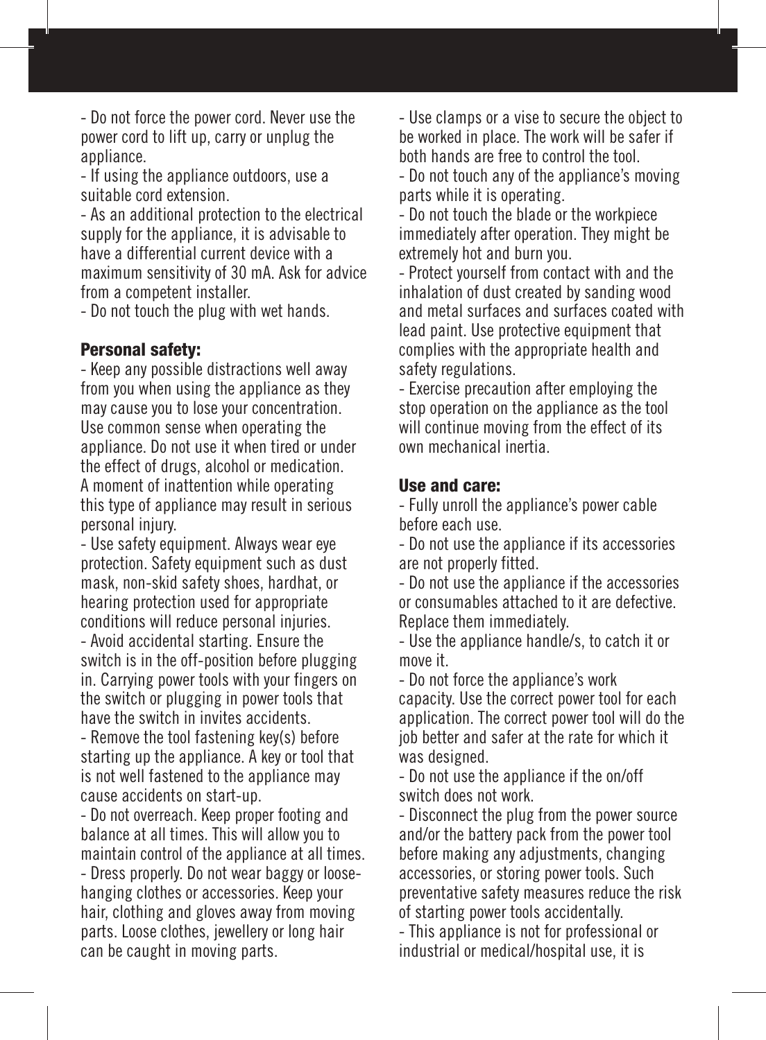- Do not force the power cord. Never use the power cord to lift up, carry or unplug the appliance.
- If using the appliance outdoors, use a suitable cord extension.
- As an additional protection to the electrical supply for the appliance, it is advisable to have a differential current device with a maximum sensitivity of 30 mA. Ask for advice from a competent installer.
- Do not touch the plug with wet hands.

**Personal safety:**

- Keep any possible distractions well away from you when using the appliance as they may cause you to lose your concentration. Use common sense when operating the appliance. Do not use it when tired or under the effect of drugs, alcohol or medication. A moment of inattention while operating this type of appliance may result in serious personal injury.
- Use safety equipment. Always wear eye protection. Safety equipment such as dust mask, non-skid safety shoes, hardhat, or hearing protection used for appropriate conditions will reduce personal injuries.
- Avoid accidental starting. Ensure the switch is in the off-position before plugging in. Carrying power tools with your fingers on the switch or plugging in power tools that have the switch in invites accidents.
- Remove the tool fastening key(s) before starting up the appliance. A key or tool that is not well fastened to the appliance may cause accidents on start-up.
- Do not overreach. Keep proper footing and balance at all times. This will allow you to maintain control of the appliance at all times.
- Dress properly. Do not wear baggy or loose-hanging clothes or accessories. Keep your hair, clothing and gloves away from moving parts. Loose clothes, jewellery or long hair can be caught in moving parts.
- Use clamps or a vise to secure the object to be worked in place. The work will be safer if both hands are free to control the tool.
- Do not touch any of the appliance's moving parts while it is operating.
- Do not touch the blade or the workpiece immediately after operation. They might be extremely hot and burn you.
- Protect yourself from contact with and the inhalation of dust created by sanding wood and metal surfaces and surfaces coated with lead paint. Use protective equipment that complies with the appropriate health and safety regulations.
- Exercise precaution after employing the stop operation on the appliance as the tool will continue moving from the effect of its own mechanical inertia.

**Use and care:**

- Fully unroll the appliance's power cable before each use.
- Do not use the appliance if its accessories are not properly fitted.
- Do not use the appliance if the accessories or consumables attached to it are defective. Replace them immediately.
- Use the appliance handle/s, to catch it or move it.
- Do not force the appliance's work capacity. Use the correct power tool for each application. The correct power tool will do the job better and safer at the rate for which it was designed.
- Do not use the appliance if the on/off switch does not work.
- Disconnect the plug from the power source and/or the battery pack from the power tool before making any adjustments, changing accessories, or storing power tools. Such preventative safety measures reduce the risk of starting power tools accidentally.
- This appliance is not for professional or industrial or medical/hospital use, it is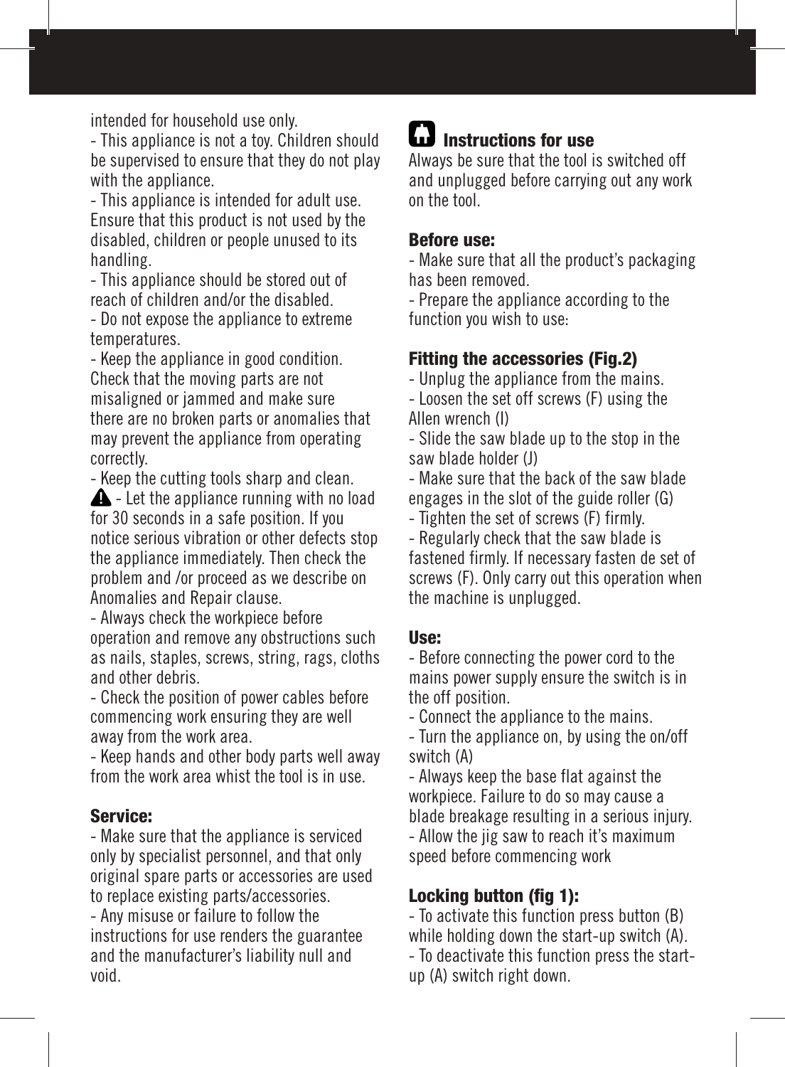intended for household use only.
- This appliance is not a toy. Children should be supervised to ensure that they do not play with the appliance.
- This appliance is intended for adult use. Ensure that this product is not used by the disabled, children or people unused to its handling.
- This appliance should be stored out of reach of children and/or the disabled.
- Do not expose the appliance to extreme temperatures.
- Keep the appliance in good condition. Check that the moving parts are not misaligned or jammed and make sure there are no broken parts or anomalies that may prevent the appliance from operating correctly.
- Keep the cutting tools sharp and clean.
⚠ - Let the appliance running with no load for 30 seconds in a safe position. If you notice serious vibration or other defects stop the appliance immediately. Then check the problem and /or proceed as we describe on Anomalies and Repair clause.
- Always check the workpiece before operation and remove any obstructions such as nails, staples, screws, string, rags, cloths and other debris.
- Check the position of power cables before commencing work ensuring they are well away from the work area.
- Keep hands and other body parts well away from the work area whist the tool is in use.

### Service:

- Make sure that the appliance is serviced only by specialist personnel, and that only original spare parts or accessories are used to replace existing parts/accessories.
- Any misuse or failure to follow the instructions for use renders the guarantee and the manufacturer's liability null and void.

## Instructions for use

Always be sure that the tool is switched off and unplugged before carrying out any work on the tool.

### Before use:

- Make sure that all the product's packaging has been removed.
- Prepare the appliance according to the function you wish to use:

### Fitting the accessories (Fig.2)

- Unplug the appliance from the mains.
- Loosen the set off screws (F) using the Allen wrench (I)
- Slide the saw blade up to the stop in the saw blade holder (J)
- Make sure that the back of the saw blade engages in the slot of the guide roller (G)
- Tighten the set of screws (F) firmly.
- Regularly check that the saw blade is fastened firmly. If necessary fasten de set of screws (F). Only carry out this operation when the machine is unplugged.

### Use:

- Before connecting the power cord to the mains power supply ensure the switch is in the off position.
- Connect the appliance to the mains.
- Turn the appliance on, by using the on/off switch (A)
- Always keep the base flat against the workpiece. Failure to do so may cause a blade breakage resulting in a serious injury.
- Allow the jig saw to reach it's maximum speed before commencing work

### Locking button (fig 1):

- To activate this function press button (B) while holding down the start-up switch (A).
- To deactivate this function press the start-up (A) switch right down.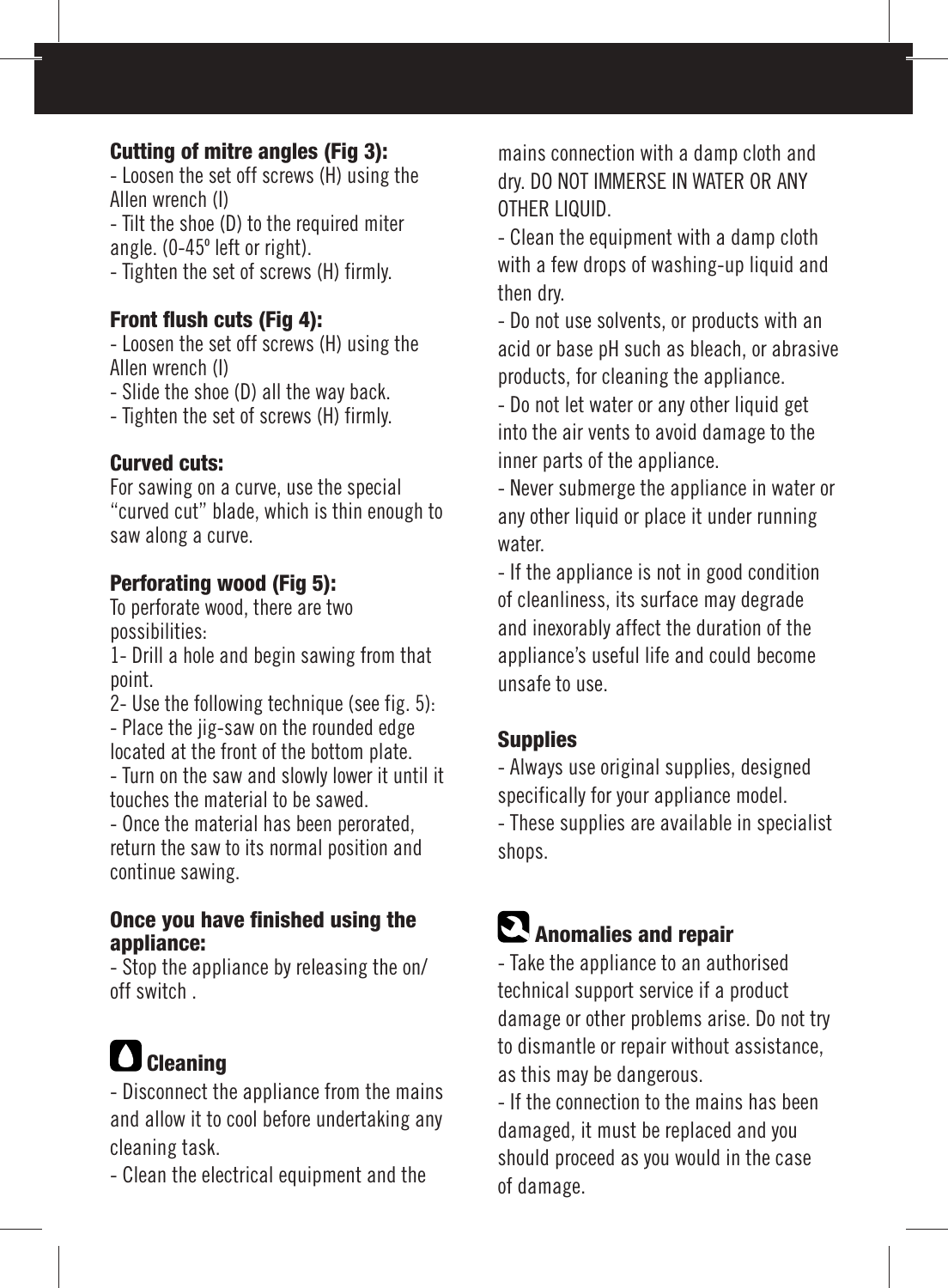### Cutting of mitre angles (Fig 3):

- Loosen the set off screws (H) using the Allen wrench (I)
- Tilt the shoe (D) to the required miter angle. (0-45º left or right).
- Tighten the set of screws (H) firmly.

### Front flush cuts (Fig 4):

- Loosen the set off screws (H) using the Allen wrench (I)
- Slide the shoe (D) all the way back.
- Tighten the set of screws (H) firmly.

### Curved cuts:

For sawing on a curve, use the special “curved cut” blade, which is thin enough to saw along a curve.

### Perforating wood (Fig 5):

To perforate wood, there are two possibilities:

1- Drill a hole and begin sawing from that point.

2- Use the following technique (see fig. 5):

- Place the jig-saw on the rounded edge located at the front of the bottom plate.
- Turn on the saw and slowly lower it until it touches the material to be sawed.
- Once the material has been perorated, return the saw to its normal position and continue sawing.

### Once you have finished using the appliance:

- Stop the appliance by releasing the on/off switch .

## Cleaning

- Disconnect the appliance from the mains and allow it to cool before undertaking any cleaning task.
- Clean the electrical equipment and the mains connection with a damp cloth and dry. DO NOT IMMERSE IN WATER OR ANY OTHER LIQUID.
- Clean the equipment with a damp cloth with a few drops of washing-up liquid and then dry.
- Do not use solvents, or products with an acid or base pH such as bleach, or abrasive products, for cleaning the appliance.
- Do not let water or any other liquid get into the air vents to avoid damage to the inner parts of the appliance.
- Never submerge the appliance in water or any other liquid or place it under running water.
- If the appliance is not in good condition of cleanliness, its surface may degrade and inexorably affect the duration of the appliance’s useful life and could become unsafe to use.

### Supplies

- Always use original supplies, designed specifically for your appliance model.
- These supplies are available in specialist shops.

## Anomalies and repair

- Take the appliance to an authorised technical support service if a product damage or other problems arise. Do not try to dismantle or repair without assistance, as this may be dangerous.
- If the connection to the mains has been damaged, it must be replaced and you should proceed as you would in the case of damage.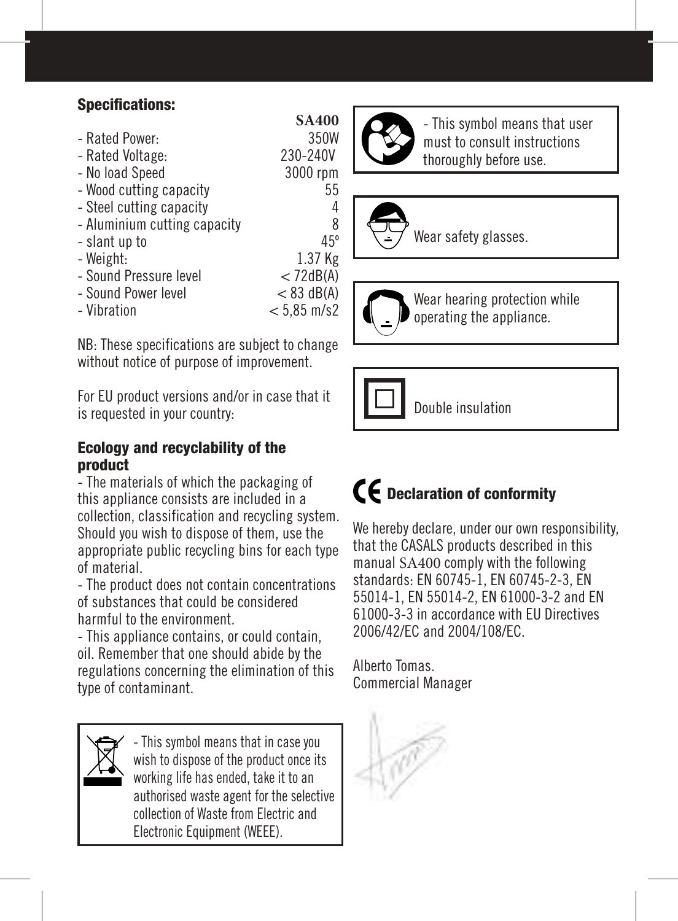## Specifications:

| | SA400 |
|---|---|
| - Rated Power: | 350W |
| - Rated Voltage: | 230-240V |
| - No load Speed | 3000 rpm |
| - Wood cutting capacity | 55 |
| - Steel cutting capacity | 4 |
| - Aluminium cutting capacity | 8 |
| - slant up to | 45º |
| - Weight: | 1.37 Kg |
| - Sound Pressure level | < 72dB(A) |
| - Sound Power level | < 83 dB(A) |
| - Vibration | < 5,85 m/s2 |

NB: These specifications are subject to change without notice of purpose of improvement.

For EU product versions and/or in case that it is requested in your country:

### Ecology and recyclability of the product

- The materials of which the packaging of this appliance consists are included in a collection, classification and recycling system. Should you wish to dispose of them, use the appropriate public recycling bins for each type of material.
- The product does not contain concentrations of substances that could be considered harmful to the environment.
- This appliance contains, or could contain, oil. Remember that one should abide by the regulations concerning the elimination of this type of contaminant.

- This symbol means that in case you wish to dispose of the product once its working life has ended, take it to an authorised waste agent for the selective collection of Waste from Electric and Electronic Equipment (WEEE).

- This symbol means that user must to consult instructions thoroughly before use.

Wear safety glasses.

Wear hearing protection while operating the appliance.

Double insulation

### CE Declaration of conformity

We hereby declare, under our own responsibility, that the CASALS products described in this manual SA400 comply with the following standards: EN 60745-1, EN 60745-2-3, EN 55014-1, EN 55014-2, EN 61000-3-2 and EN 61000-3-3 in accordance with EU Directives 2006/42/EC and 2004/108/EC.

Alberto Tomas.
Commercial Manager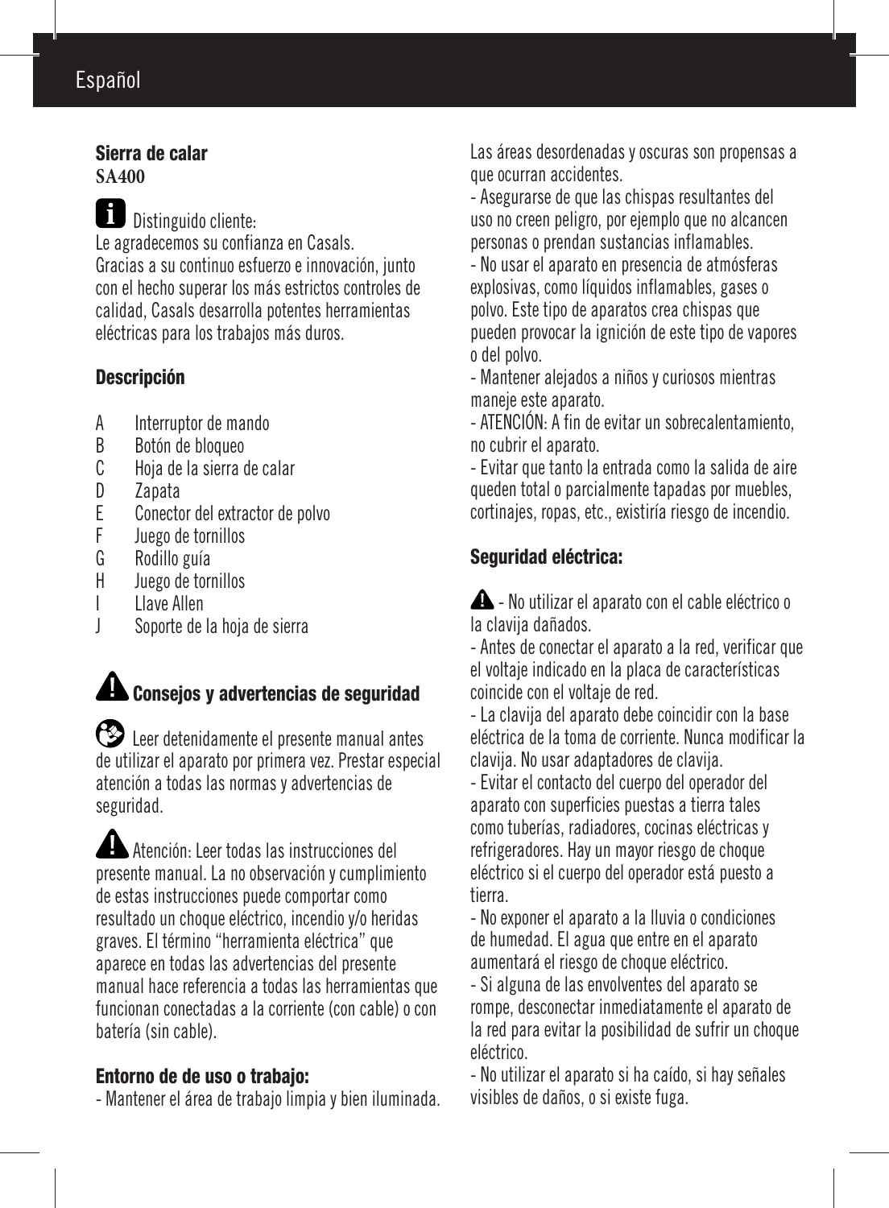## Sierra de calar

**SA400**

Distinguido cliente:
Le agradecemos su confianza en Casals.
Gracias a su continuo esfuerzo e innovación, junto con el hecho superar los más estrictos controles de calidad, Casals desarrolla potentes herramientas eléctricas para los trabajos más duros.

### Descripción

- A Interruptor de mando
- B Botón de bloqueo
- C Hoja de la sierra de calar
- D Zapata
- E Conector del extractor de polvo
- F Juego de tornillos
- G Rodillo guía
- H Juego de tornillos
- I Llave Allen
- J Soporte de la hoja de sierra

### Consejos y advertencias de seguridad

Leer detenidamente el presente manual antes de utilizar el aparato por primera vez. Prestar especial atención a todas las normas y advertencias de seguridad.

Atención: Leer todas las instrucciones del presente manual. La no observación y cumplimiento de estas instrucciones puede comportar como resultado un choque eléctrico, incendio y/o heridas graves. El término "herramienta eléctrica" que aparece en todas las advertencias del presente manual hace referencia a todas las herramientas que funcionan conectadas a la corriente (con cable) o con batería (sin cable).

### Entorno de de uso o trabajo:

- Mantener el área de trabajo limpia y bien iluminada. Las áreas desordenadas y oscuras son propensas a que ocurran accidentes.
- Asegurarse de que las chispas resultantes del uso no creen peligro, por ejemplo que no alcancen personas o prendan sustancias inflamables.
- No usar el aparato en presencia de atmósferas explosivas, como líquidos inflamables, gases o polvo. Este tipo de aparatos crea chispas que pueden provocar la ignición de este tipo de vapores o del polvo.
- Mantener alejados a niños y curiosos mientras maneje este aparato.
- ATENCIÓN: A fin de evitar un sobrecalentamiento, no cubrir el aparato.
- Evitar que tanto la entrada como la salida de aire queden total o parcialmente tapadas por muebles, cortinajes, ropas, etc., existiría riesgo de incendio.

### Seguridad eléctrica:

- No utilizar el aparato con el cable eléctrico o la clavija dañados.
- Antes de conectar el aparato a la red, verificar que el voltaje indicado en la placa de características coincide con el voltaje de red.
- La clavija del aparato debe coincidir con la base eléctrica de la toma de corriente. Nunca modificar la clavija. No usar adaptadores de clavija.
- Evitar el contacto del cuerpo del operador del aparato con superficies puestas a tierra tales como tuberías, radiadores, cocinas eléctricas y refrigeradores. Hay un mayor riesgo de choque eléctrico si el cuerpo del operador está puesto a tierra.
- No exponer el aparato a la lluvia o condiciones de humedad. El agua que entre en el aparato aumentará el riesgo de choque eléctrico.
- Si alguna de las envolventes del aparato se rompe, desconectar inmediatamente el aparato de la red para evitar la posibilidad de sufrir un choque eléctrico.
- No utilizar el aparato si ha caído, si hay señales visibles de daños, o si existe fuga.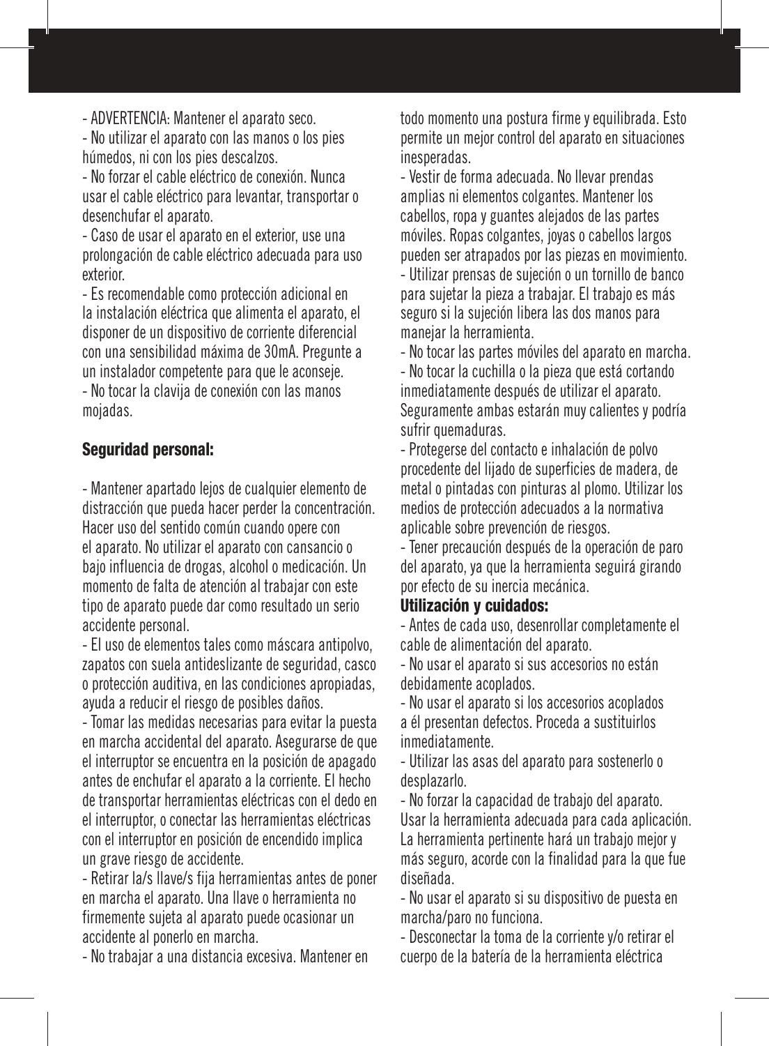- ADVERTENCIA: Mantener el aparato seco.
- No utilizar el aparato con las manos o los pies húmedos, ni con los pies descalzos.
- No forzar el cable eléctrico de conexión. Nunca usar el cable eléctrico para levantar, transportar o desenchufar el aparato.
- Caso de usar el aparato en el exterior, use una prolongación de cable eléctrico adecuada para uso exterior.
- Es recomendable como protección adicional en la instalación eléctrica que alimenta el aparato, el disponer de un dispositivo de corriente diferencial con una sensibilidad máxima de 30mA. Pregunte a un instalador competente para que le aconseje.
- No tocar la clavija de conexión con las manos mojadas.

**Seguridad personal:**

- Mantener apartado lejos de cualquier elemento de distracción que pueda hacer perder la concentración. Hacer uso del sentido común cuando opere con el aparato. No utilizar el aparato con cansancio o bajo influencia de drogas, alcohol o medicación. Un momento de falta de atención al trabajar con este tipo de aparato puede dar como resultado un serio accidente personal.
- El uso de elementos tales como máscara antipolvo, zapatos con suela antideslizante de seguridad, casco o protección auditiva, en las condiciones apropiadas, ayuda a reducir el riesgo de posibles daños.
- Tomar las medidas necesarias para evitar la puesta en marcha accidental del aparato. Asegurarse de que el interruptor se encuentra en la posición de apagado antes de enchufar el aparato a la corriente. El hecho de transportar herramientas eléctricas con el dedo en el interruptor, o conectar las herramientas eléctricas con el interruptor en posición de encendido implica un grave riesgo de accidente.
- Retirar la/s llave/s fija herramientas antes de poner en marcha el aparato. Una llave o herramienta no firmemente sujeta al aparato puede ocasionar un accidente al ponerlo en marcha.
- No trabajar a una distancia excesiva. Mantener en todo momento una postura firme y equilibrada. Esto permite un mejor control del aparato en situaciones inesperadas.
- Vestir de forma adecuada. No llevar prendas amplias ni elementos colgantes. Mantener los cabellos, ropa y guantes alejados de las partes móviles. Ropas colgantes, joyas o cabellos largos pueden ser atrapados por las piezas en movimiento.
- Utilizar prensas de sujeción o un tornillo de banco para sujetar la pieza a trabajar. El trabajo es más seguro si la sujeción libera las dos manos para manejar la herramienta.
- No tocar las partes móviles del aparato en marcha.
- No tocar la cuchilla o la pieza que está cortando inmediatamente después de utilizar el aparato. Seguramente ambas estarán muy calientes y podría sufrir quemaduras.
- Protegerse del contacto e inhalación de polvo procedente del lijado de superficies de madera, de metal o pintadas con pinturas al plomo. Utilizar los medios de protección adecuados a la normativa aplicable sobre prevención de riesgos.
- Tener precaución después de la operación de paro del aparato, ya que la herramienta seguirá girando por efecto de su inercia mecánica.

**Utilización y cuidados:**

- Antes de cada uso, desenrollar completamente el cable de alimentación del aparato.
- No usar el aparato si sus accesorios no están debidamente acoplados.
- No usar el aparato si los accesorios acoplados a él presentan defectos. Proceda a sustituirlos inmediatamente.
- Utilizar las asas del aparato para sostenerlo o desplazarlo.
- No forzar la capacidad de trabajo del aparato. Usar la herramienta adecuada para cada aplicación. La herramienta pertinente hará un trabajo mejor y más seguro, acorde con la finalidad para la que fue diseñada.
- No usar el aparato si su dispositivo de puesta en marcha/paro no funciona.
- Desconectar la toma de la corriente y/o retirar el cuerpo de la batería de la herramienta eléctrica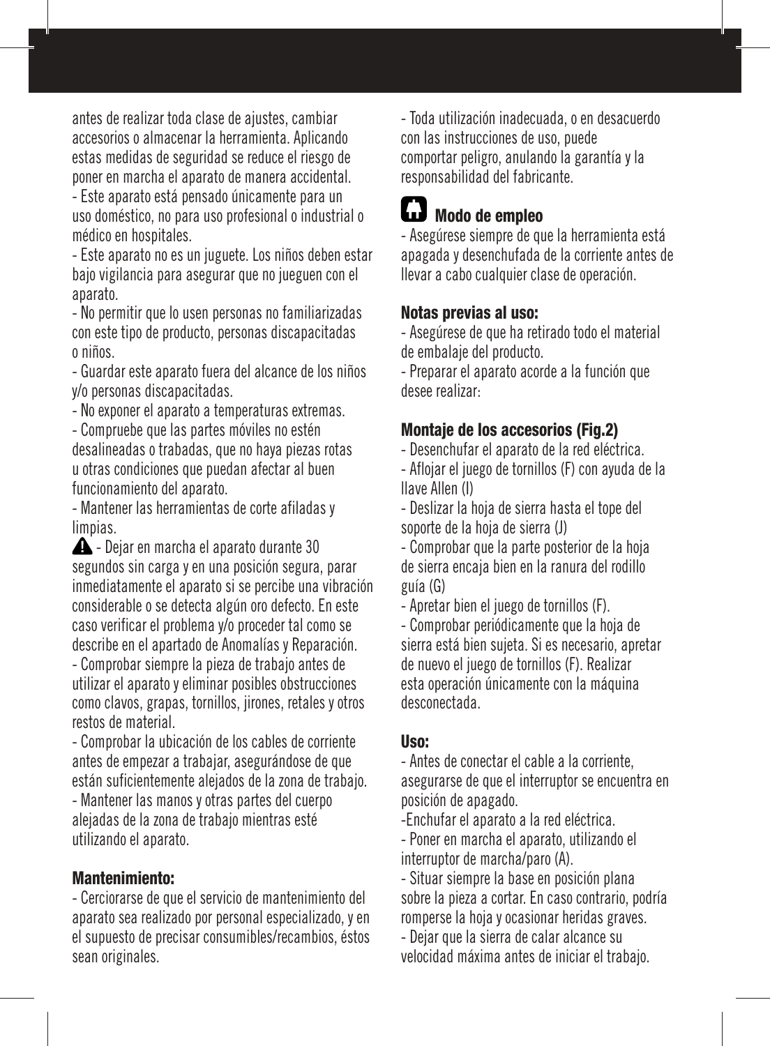antes de realizar toda clase de ajustes, cambiar accesorios o almacenar la herramienta. Aplicando estas medidas de seguridad se reduce el riesgo de poner en marcha el aparato de manera accidental.

- Este aparato está pensado únicamente para un uso doméstico, no para uso profesional o industrial o médico en hospitales.
- Este aparato no es un juguete. Los niños deben estar bajo vigilancia para asegurar que no jueguen con el aparato.
- No permitir que lo usen personas no familiarizadas con este tipo de producto, personas discapacitadas o niños.
- Guardar este aparato fuera del alcance de los niños y/o personas discapacitadas.
- No exponer el aparato a temperaturas extremas.
- Compruebe que las partes móviles no estén desalineadas o trabadas, que no haya piezas rotas u otras condiciones que puedan afectar al buen funcionamiento del aparato.
- Mantener las herramientas de corte afiladas y limpias.

⚠ - Dejar en marcha el aparato durante 30 segundos sin carga y en una posición segura, parar inmediatamente el aparato si se percibe una vibración considerable o se detecta algún oro defecto. En este caso verificar el problema y/o proceder tal como se describe en el apartado de Anomalías y Reparación.

- Comprobar siempre la pieza de trabajo antes de utilizar el aparato y eliminar posibles obstrucciones como clavos, grapas, tornillos, jirones, retales y otros restos de material.
- Comprobar la ubicación de los cables de corriente antes de empezar a trabajar, asegurándose de que están suficientemente alejados de la zona de trabajo.
- Mantener las manos y otras partes del cuerpo alejadas de la zona de trabajo mientras esté utilizando el aparato.

### Mantenimiento:

- Cerciorarse de que el servicio de mantenimiento del aparato sea realizado por personal especializado, y en el supuesto de precisar consumibles/recambios, éstos sean originales.
- Toda utilización inadecuada, o en desacuerdo con las instrucciones de uso, puede comportar peligro, anulando la garantía y la responsabilidad del fabricante.

## Modo de empleo

- Asegúrese siempre de que la herramienta está apagada y desenchufada de la corriente antes de llevar a cabo cualquier clase de operación.

### Notas previas al uso:

- Asegúrese de que ha retirado todo el material de embalaje del producto.
- Preparar el aparato acorde a la función que desee realizar:

### Montaje de los accesorios (Fig.2)

- Desenchufar el aparato de la red eléctrica.
- Aflojar el juego de tornillos (F) con ayuda de la llave Allen (I)
- Deslizar la hoja de sierra hasta el tope del soporte de la hoja de sierra (J)
- Comprobar que la parte posterior de la hoja de sierra encaja bien en la ranura del rodillo guía (G)
- Apretar bien el juego de tornillos (F).
- Comprobar periódicamente que la hoja de sierra está bien sujeta. Si es necesario, apretar de nuevo el juego de tornillos (F). Realizar esta operación únicamente con la máquina desconectada.

### Uso:

- Antes de conectar el cable a la corriente, asegurarse de que el interruptor se encuentra en posición de apagado.
- Enchufar el aparato a la red eléctrica.
- Poner en marcha el aparato, utilizando el interruptor de marcha/paro (A).
- Situar siempre la base en posición plana sobre la pieza a cortar. En caso contrario, podría romperse la hoja y ocasionar heridas graves.
- Dejar que la sierra de calar alcance su velocidad máxima antes de iniciar el trabajo.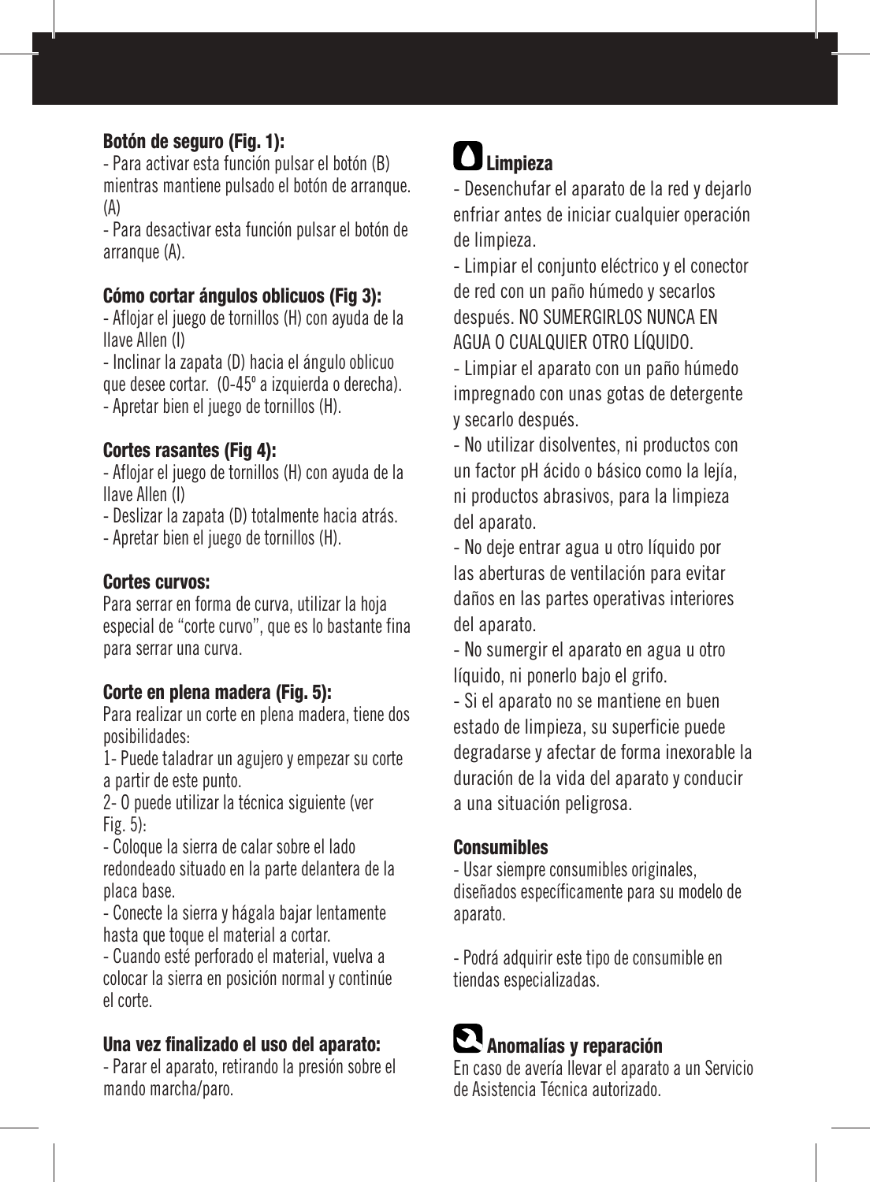**Botón de seguro (Fig. 1):**

- Para activar esta función pulsar el botón (B) mientras mantiene pulsado el botón de arranque. (A)
- Para desactivar esta función pulsar el botón de arranque (A).

**Cómo cortar ángulos oblicuos (Fig 3):**

- Aflojar el juego de tornillos (H) con ayuda de la llave Allen (I)
- Inclinar la zapata (D) hacia el ángulo oblicuo que desee cortar. (0-45º a izquierda o derecha).
- Apretar bien el juego de tornillos (H).

**Cortes rasantes (Fig 4):**

- Aflojar el juego de tornillos (H) con ayuda de la llave Allen (I)
- Deslizar la zapata (D) totalmente hacia atrás.
- Apretar bien el juego de tornillos (H).

**Cortes curvos:**

Para serrar en forma de curva, utilizar la hoja especial de "corte curvo", que es lo bastante fina para serrar una curva.

**Corte en plena madera (Fig. 5):**

Para realizar un corte en plena madera, tiene dos posibilidades:

1- Puede taladrar un agujero y empezar su corte a partir de este punto.

2- O puede utilizar la técnica siguiente (ver Fig. 5):

- Coloque la sierra de calar sobre el lado redondeado situado en la parte delantera de la placa base.
- Conecte la sierra y hágala bajar lentamente hasta que toque el material a cortar.
- Cuando esté perforado el material, vuelva a colocar la sierra en posición normal y continúe el corte.

**Una vez finalizado el uso del aparato:**

- Parar el aparato, retirando la presión sobre el mando marcha/paro.

## Limpieza

- Desenchufar el aparato de la red y dejarlo enfriar antes de iniciar cualquier operación de limpieza.
- Limpiar el conjunto eléctrico y el conector de red con un paño húmedo y secarlos después. NO SUMERGIRLOS NUNCA EN AGUA O CUALQUIER OTRO LÍQUIDO.
- Limpiar el aparato con un paño húmedo impregnado con unas gotas de detergente y secarlo después.
- No utilizar disolventes, ni productos con un factor pH ácido o básico como la lejía, ni productos abrasivos, para la limpieza del aparato.
- No deje entrar agua u otro líquido por las aberturas de ventilación para evitar daños en las partes operativas interiores del aparato.
- No sumergir el aparato en agua u otro líquido, ni ponerlo bajo el grifo.
- Si el aparato no se mantiene en buen estado de limpieza, su superficie puede degradarse y afectar de forma inexorable la duración de la vida del aparato y conducir a una situación peligrosa.

**Consumibles**

- Usar siempre consumibles originales, diseñados específicamente para su modelo de aparato.

- Podrá adquirir este tipo de consumible en tiendas especializadas.

## Anomalías y reparación

En caso de avería llevar el aparato a un Servicio de Asistencia Técnica autorizado.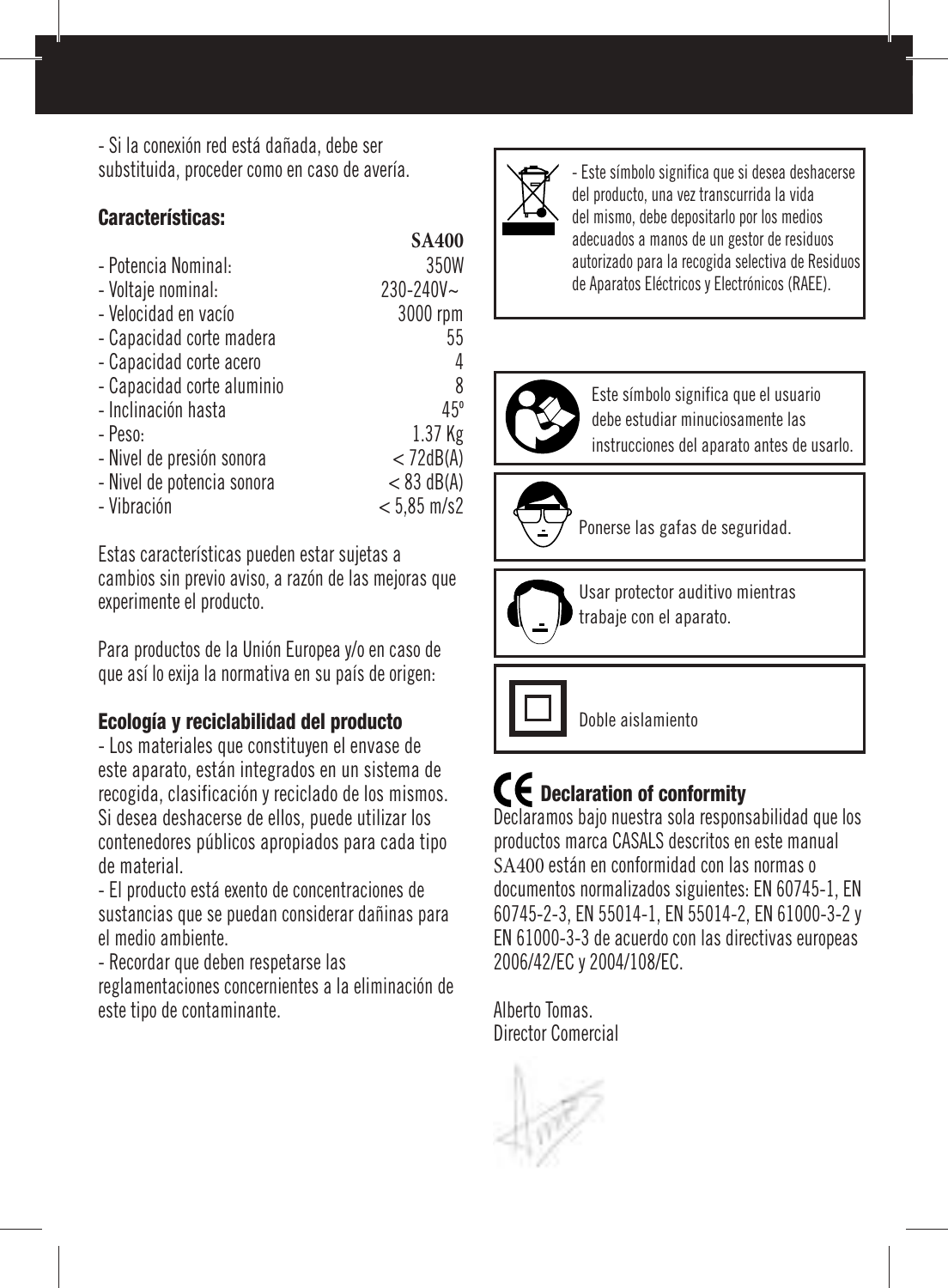- Si la conexión red está dañada, debe ser substituida, proceder como en caso de avería.

## Características:

| | SA400 |
|---|---|
| - Potencia Nominal: | 350W |
| - Voltaje nominal: | 230-240V~ |
| - Velocidad en vacío | 3000 rpm |
| - Capacidad corte madera | 55 |
| - Capacidad corte acero | 4 |
| - Capacidad corte aluminio | 8 |
| - Inclinación hasta | 45º |
| - Peso: | 1.37 Kg |
| - Nivel de presión sonora | < 72dB(A) |
| - Nivel de potencia sonora | < 83 dB(A) |
| - Vibración | < 5,85 m/s2 |

Estas características pueden estar sujetas a cambios sin previo aviso, a razón de las mejoras que experimente el producto.

Para productos de la Unión Europea y/o en caso de que así lo exija la normativa en su país de origen:

## Ecología y reciclabilidad del producto

- Los materiales que constituyen el envase de este aparato, están integrados en un sistema de recogida, clasificación y reciclado de los mismos. Si desea deshacerse de ellos, puede utilizar los contenedores públicos apropiados para cada tipo de material.
- El producto está exento de concentraciones de sustancias que se puedan considerar dañinas para el medio ambiente.
- Recordar que deben respetarse las reglamentaciones concernientes a la eliminación de este tipo de contaminante.

- Este símbolo significa que si desea deshacerse del producto, una vez transcurrida la vida del mismo, debe depositarlo por los medios adecuados a manos de un gestor de residuos autorizado para la recogida selectiva de Residuos de Aparatos Eléctricos y Electrónicos (RAEE).

Este símbolo significa que el usuario debe estudiar minuciosamente las instrucciones del aparato antes de usarlo.

Ponerse las gafas de seguridad.

Usar protector auditivo mientras trabaje con el aparato.

Doble aislamiento

## CE Declaration of conformity

Declaramos bajo nuestra sola responsabilidad que los productos marca CASALS descritos en este manual SA400 están en conformidad con las normas o documentos normalizados siguientes: EN 60745-1, EN 60745-2-3, EN 55014-1, EN 55014-2, EN 61000-3-2 y EN 61000-3-3 de acuerdo con las directivas europeas 2006/42/EC y 2004/108/EC.

Alberto Tomas.
Director Comercial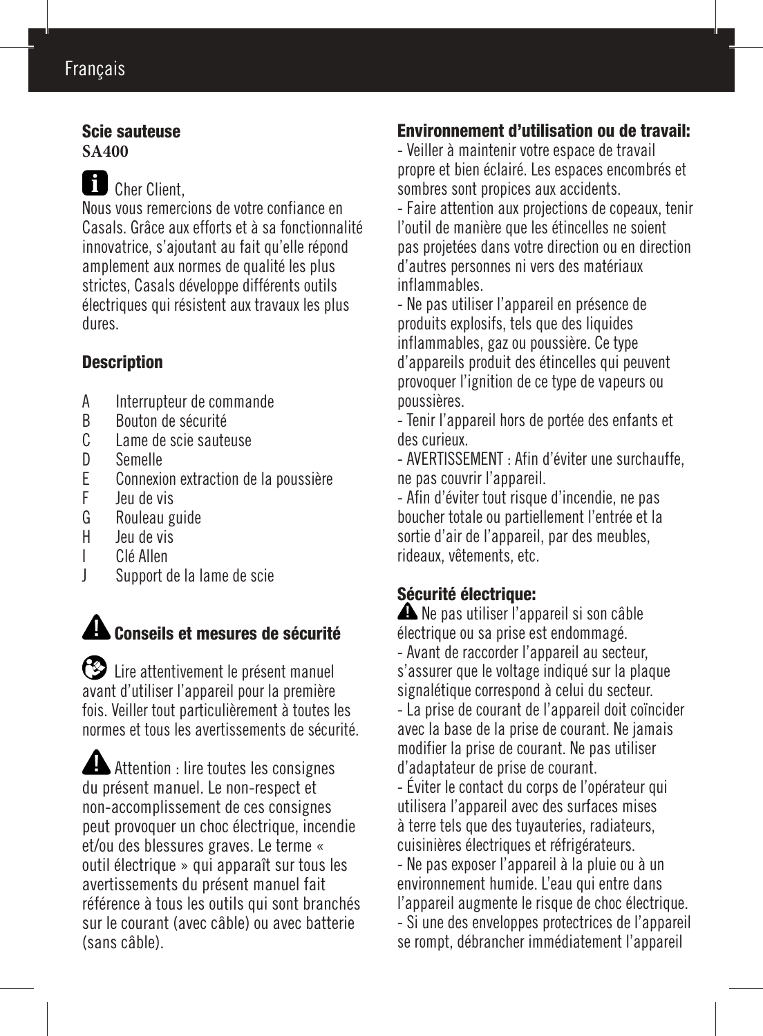## Scie sauteuse

**SA400**

Cher Client,

Nous vous remercions de votre confiance en Casals. Grâce aux efforts et à sa fonctionnalité innovatrice, s'ajoutant au fait qu'elle répond amplement aux normes de qualité les plus strictes, Casals développe différents outils électriques qui résistent aux travaux les plus dures.

### Description

- A Interrupteur de commande
- B Bouton de sécurité
- C Lame de scie sauteuse
- D Semelle
- E Connexion extraction de la poussière
- F Jeu de vis
- G Rouleau guide
- H Jeu de vis
- I Clé Allen
- J Support de la lame de scie

### Conseils et mesures de sécurité

Lire attentivement le présent manuel avant d'utiliser l'appareil pour la première fois. Veiller tout particulièrement à toutes les normes et tous les avertissements de sécurité.

Attention : lire toutes les consignes du présent manuel. Le non-respect et non-accomplissement de ces consignes peut provoquer un choc électrique, incendie et/ou des blessures graves. Le terme « outil électrique » qui apparaît sur tous les avertissements du présent manuel fait référence à tous les outils qui sont branchés sur le courant (avec câble) ou avec batterie (sans câble).

### Environnement d'utilisation ou de travail:

- Veiller à maintenir votre espace de travail propre et bien éclairé. Les espaces encombrés et sombres sont propices aux accidents.
- Faire attention aux projections de copeaux, tenir l'outil de manière que les étincelles ne soient pas projetées dans votre direction ou en direction d'autres personnes ni vers des matériaux inflammables.
- Ne pas utiliser l'appareil en présence de produits explosifs, tels que des liquides inflammables, gaz ou poussière. Ce type d'appareils produit des étincelles qui peuvent provoquer l'ignition de ce type de vapeurs ou poussières.
- Tenir l'appareil hors de portée des enfants et des curieux.
- AVERTISSEMENT : Afin d'éviter une surchauffe, ne pas couvrir l'appareil.
- Afin d'éviter tout risque d'incendie, ne pas boucher totale ou partiellement l'entrée et la sortie d'air de l'appareil, par des meubles, rideaux, vêtements, etc.

### Sécurité électrique:

Ne pas utiliser l'appareil si son câble électrique ou sa prise est endommagé.

- Avant de raccorder l'appareil au secteur, s'assurer que le voltage indiqué sur la plaque signalétique correspond à celui du secteur.
- La prise de courant de l'appareil doit coïncider avec la base de la prise de courant. Ne jamais modifier la prise de courant. Ne pas utiliser d'adaptateur de prise de courant.
- Éviter le contact du corps de l'opérateur qui utilisera l'appareil avec des surfaces mises à terre tels que des tuyauteries, radiateurs, cuisinières électriques et réfrigérateurs.
- Ne pas exposer l'appareil à la pluie ou à un environnement humide. L'eau qui entre dans l'appareil augmente le risque de choc électrique.
- Si une des enveloppes protectrices de l'appareil se rompt, débrancher immédiatement l'appareil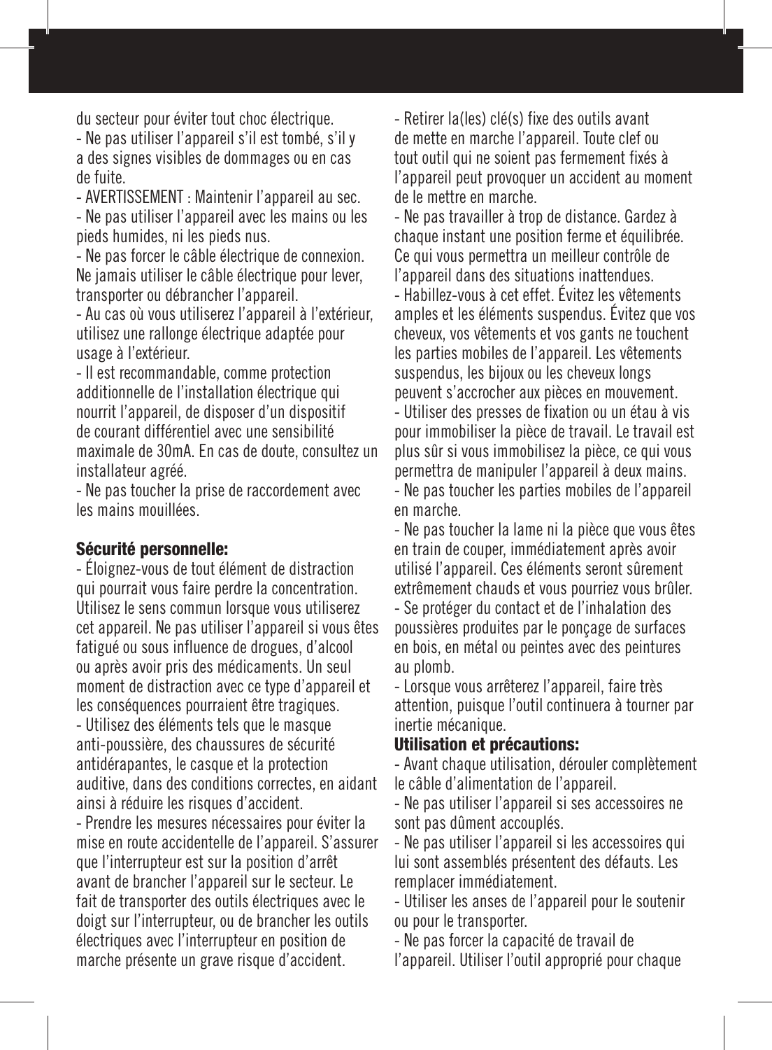du secteur pour éviter tout choc électrique.

- Ne pas utiliser l'appareil s'il est tombé, s'il y a des signes visibles de dommages ou en cas de fuite.
- AVERTISSEMENT : Maintenir l'appareil au sec.
- Ne pas utiliser l'appareil avec les mains ou les pieds humides, ni les pieds nus.
- Ne pas forcer le câble électrique de connexion. Ne jamais utiliser le câble électrique pour lever, transporter ou débrancher l'appareil.
- Au cas où vous utiliserez l'appareil à l'extérieur, utilisez une rallonge électrique adaptée pour usage à l'extérieur.
- Il est recommandable, comme protection additionnelle de l'installation électrique qui nourrit l'appareil, de disposer d'un dispositif de courant différentiel avec une sensibilité maximale de 30mA. En cas de doute, consultez un installateur agréé.
- Ne pas toucher la prise de raccordement avec les mains mouillées.

**Sécurité personnelle:**

- Éloignez-vous de tout élément de distraction qui pourrait vous faire perdre la concentration. Utilisez le sens commun lorsque vous utiliserez cet appareil. Ne pas utiliser l'appareil si vous êtes fatigué ou sous influence de drogues, d'alcool ou après avoir pris des médicaments. Un seul moment de distraction avec ce type d'appareil et les conséquences pourraient être tragiques.
- Utilisez des éléments tels que le masque anti-poussière, des chaussures de sécurité antidérapantes, le casque et la protection auditive, dans des conditions correctes, en aidant ainsi à réduire les risques d'accident.
- Prendre les mesures nécessaires pour éviter la mise en route accidentelle de l'appareil. S'assurer que l'interrupteur est sur la position d'arrêt avant de brancher l'appareil sur le secteur. Le fait de transporter des outils électriques avec le doigt sur l'interrupteur, ou de brancher les outils électriques avec l'interrupteur en position de marche présente un grave risque d'accident.
- Retirer la(les) clé(s) fixe des outils avant de mette en marche l'appareil. Toute clef ou tout outil qui ne soient pas fermement fixés à l'appareil peut provoquer un accident au moment de le mettre en marche.
- Ne pas travailler à trop de distance. Gardez à chaque instant une position ferme et équilibrée. Ce qui vous permettra un meilleur contrôle de l'appareil dans des situations inattendues.
- Habillez-vous à cet effet. Évitez les vêtements amples et les éléments suspendus. Évitez que vos cheveux, vos vêtements et vos gants ne touchent les parties mobiles de l'appareil. Les vêtements suspendus, les bijoux ou les cheveux longs peuvent s'accrocher aux pièces en mouvement.
- Utiliser des presses de fixation ou un étau à vis pour immobiliser la pièce de travail. Le travail est plus sûr si vous immobilisez la pièce, ce qui vous permettra de manipuler l'appareil à deux mains.
- Ne pas toucher les parties mobiles de l'appareil en marche.
- Ne pas toucher la lame ni la pièce que vous êtes en train de couper, immédiatement après avoir utilisé l'appareil. Ces éléments seront sûrement extrêmement chauds et vous pourriez vous brûler.
- Se protéger du contact et de l'inhalation des poussières produites par le ponçage de surfaces en bois, en métal ou peintes avec des peintures au plomb.
- Lorsque vous arrêterez l'appareil, faire très attention, puisque l'outil continuera à tourner par inertie mécanique.

**Utilisation et précautions:**

- Avant chaque utilisation, dérouler complètement le câble d'alimentation de l'appareil.
- Ne pas utiliser l'appareil si ses accessoires ne sont pas dûment accouplés.
- Ne pas utiliser l'appareil si les accessoires qui lui sont assemblés présentent des défauts. Les remplacer immédiatement.
- Utiliser les anses de l'appareil pour le soutenir ou pour le transporter.
- Ne pas forcer la capacité de travail de l'appareil. Utiliser l'outil approprié pour chaque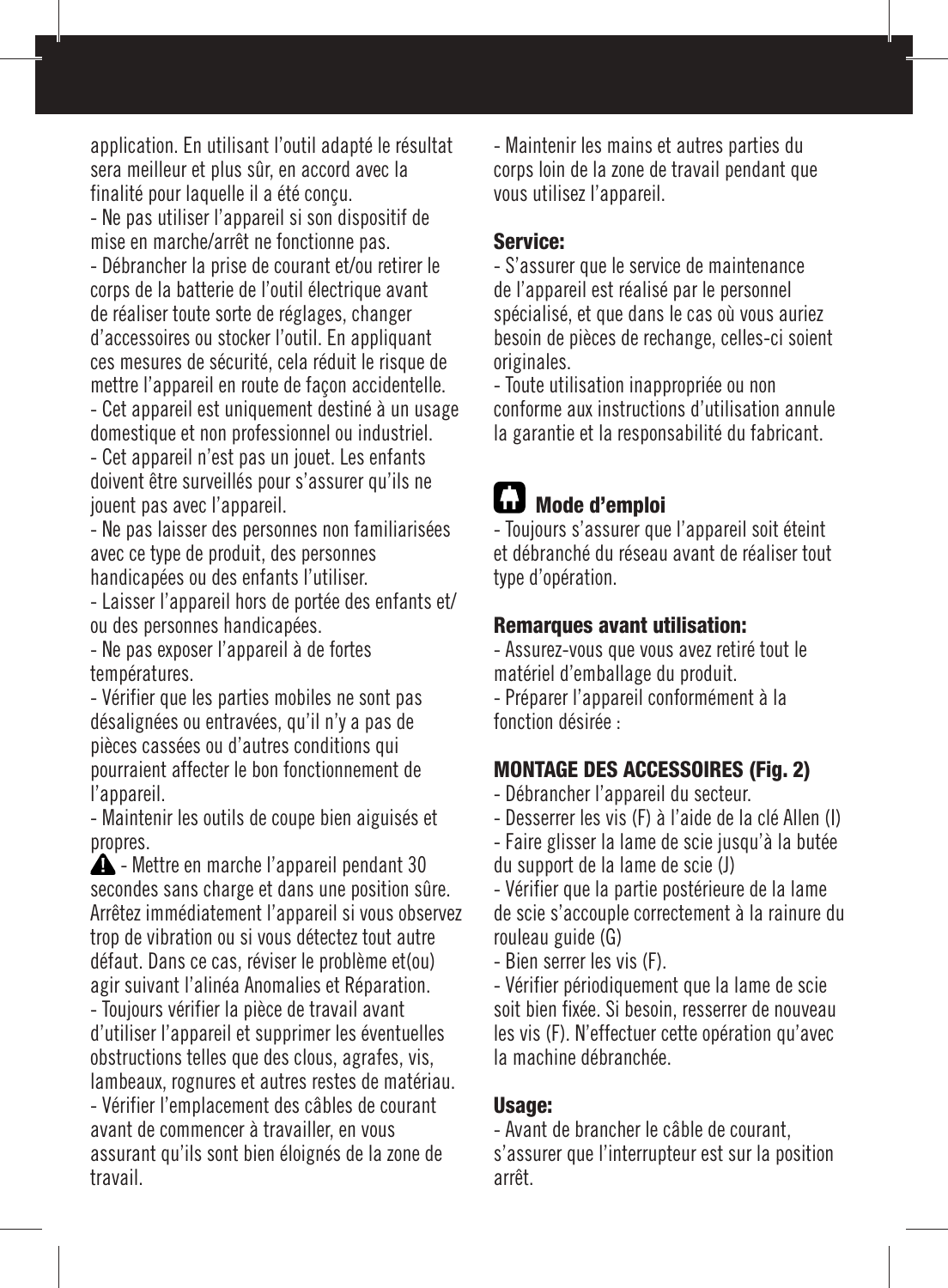application. En utilisant l'outil adapté le résultat sera meilleur et plus sûr, en accord avec la finalité pour laquelle il a été conçu.

- Ne pas utiliser l'appareil si son dispositif de mise en marche/arrêt ne fonctionne pas.
- Débrancher la prise de courant et/ou retirer le corps de la batterie de l'outil électrique avant de réaliser toute sorte de réglages, changer d'accessoires ou stocker l'outil. En appliquant ces mesures de sécurité, cela réduit le risque de mettre l'appareil en route de façon accidentelle.
- Cet appareil est uniquement destiné à un usage domestique et non professionnel ou industriel.
- Cet appareil n'est pas un jouet. Les enfants doivent être surveillés pour s'assurer qu'ils ne jouent pas avec l'appareil.
- Ne pas laisser des personnes non familiarisées avec ce type de produit, des personnes handicapées ou des enfants l'utiliser.
- Laisser l'appareil hors de portée des enfants et/ou des personnes handicapées.
- Ne pas exposer l'appareil à de fortes températures.
- Vérifier que les parties mobiles ne sont pas désalignées ou entravées, qu'il n'y a pas de pièces cassées ou d'autres conditions qui pourraient affecter le bon fonctionnement de l'appareil.
- Maintenir les outils de coupe bien aiguisés et propres.
- ⚠ - Mettre en marche l'appareil pendant 30 secondes sans charge et dans une position sûre. Arrêtez immédiatement l'appareil si vous observez trop de vibration ou si vous détectez tout autre défaut. Dans ce cas, réviser le problème et(ou) agir suivant l'alinéa Anomalies et Réparation.
- Toujours vérifier la pièce de travail avant d'utiliser l'appareil et supprimer les éventuelles obstructions telles que des clous, agrafes, vis, lambeaux, rognures et autres restes de matériau.
- Vérifier l'emplacement des câbles de courant avant de commencer à travailler, en vous assurant qu'ils sont bien éloignés de la zone de travail.
- Maintenir les mains et autres parties du corps loin de la zone de travail pendant que vous utilisez l'appareil.

### Service:

- S'assurer que le service de maintenance de l'appareil est réalisé par le personnel spécialisé, et que dans le cas où vous auriez besoin de pièces de rechange, celles-ci soient originales.
- Toute utilisation inappropriée ou non conforme aux instructions d'utilisation annule la garantie et la responsabilité du fabricant.

## Mode d'emploi

- Toujours s'assurer que l'appareil soit éteint et débranché du réseau avant de réaliser tout type d'opération.

### Remarques avant utilisation:

- Assurez-vous que vous avez retiré tout le matériel d'emballage du produit.
- Préparer l'appareil conformément à la fonction désirée :

### MONTAGE DES ACCESSOIRES (Fig. 2)

- Débrancher l'appareil du secteur.
- Desserrer les vis (F) à l'aide de la clé Allen (I)
- Faire glisser la lame de scie jusqu'à la butée du support de la lame de scie (J)
- Vérifier que la partie postérieure de la lame de scie s'accouple correctement à la rainure du rouleau guide (G)
- Bien serrer les vis (F).
- Vérifier périodiquement que la lame de scie soit bien fixée. Si besoin, resserrer de nouveau les vis (F). N'effectuer cette opération qu'avec la machine débranchée.

### Usage:

- Avant de brancher le câble de courant, s'assurer que l'interrupteur est sur la position arrêt.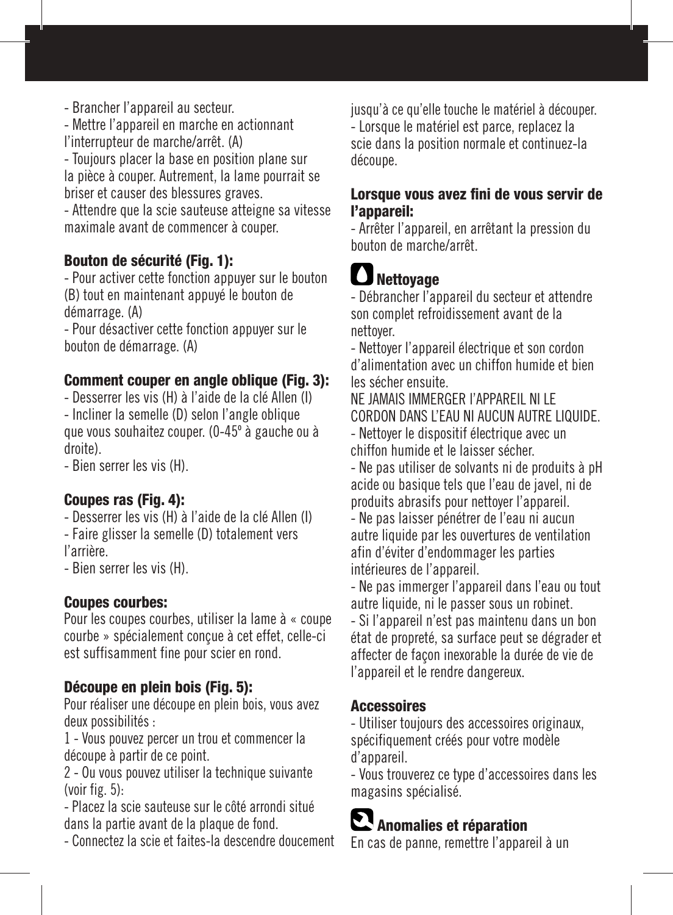- Brancher l'appareil au secteur.
- Mettre l'appareil en marche en actionnant l'interrupteur de marche/arrêt. (A)
- Toujours placer la base en position plane sur la pièce à couper. Autrement, la lame pourrait se briser et causer des blessures graves.
- Attendre que la scie sauteuse atteigne sa vitesse maximale avant de commencer à couper.

**Bouton de sécurité (Fig. 1):**

- Pour activer cette fonction appuyer sur le bouton (B) tout en maintenant appuyé le bouton de démarrage. (A)
- Pour désactiver cette fonction appuyer sur le bouton de démarrage. (A)

**Comment couper en angle oblique (Fig. 3):**

- Desserrer les vis (H) à l'aide de la clé Allen (I)
- Incliner la semelle (D) selon l'angle oblique que vous souhaitez couper. (0-45º à gauche ou à droite).
- Bien serrer les vis (H).

**Coupes ras (Fig. 4):**

- Desserrer les vis (H) à l'aide de la clé Allen (I)
- Faire glisser la semelle (D) totalement vers l'arrière.
- Bien serrer les vis (H).

**Coupes courbes:**

Pour les coupes courbes, utiliser la lame à « coupe courbe » spécialement conçue à cet effet, celle-ci est suffisamment fine pour scier en rond.

**Découpe en plein bois (Fig. 5):**

Pour réaliser une découpe en plein bois, vous avez deux possibilités :

1 - Vous pouvez percer un trou et commencer la découpe à partir de ce point.

2 - Ou vous pouvez utiliser la technique suivante (voir fig. 5):

- Placez la scie sauteuse sur le côté arrondi situé dans la partie avant de la plaque de fond.
- Connectez la scie et faites-la descendre doucement jusqu'à ce qu'elle touche le matériel à découper.
- Lorsque le matériel est parce, replacez la scie dans la position normale et continuez-la découpe.

**Lorsque vous avez fini de vous servir de l'appareil:**

- Arrêter l'appareil, en arrêtant la pression du bouton de marche/arrêt.

## Nettoyage

- Débrancher l'appareil du secteur et attendre son complet refroidissement avant de la nettoyer.
- Nettoyer l'appareil électrique et son cordon d'alimentation avec un chiffon humide et bien les sécher ensuite.

NE JAMAIS IMMERGER L'APPAREIL NI LE CORDON DANS L'EAU NI AUCUN AUTRE LIQUIDE.

- Nettoyer le dispositif électrique avec un chiffon humide et le laisser sécher.
- Ne pas utiliser de solvants ni de produits à pH acide ou basique tels que l'eau de javel, ni de produits abrasifs pour nettoyer l'appareil.
- Ne pas laisser pénétrer de l'eau ni aucun autre liquide par les ouvertures de ventilation afin d'éviter d'endommager les parties intérieures de l'appareil.
- Ne pas immerger l'appareil dans l'eau ou tout autre liquide, ni le passer sous un robinet.
- Si l'appareil n'est pas maintenu dans un bon état de propreté, sa surface peut se dégrader et affecter de façon inexorable la durée de vie de l'appareil et le rendre dangereux.

**Accessoires**

- Utiliser toujours des accessoires originaux, spécifiquement créés pour votre modèle d'appareil.
- Vous trouverez ce type d'accessoires dans les magasins spécialisé.

## Anomalies et réparation

En cas de panne, remettre l'appareil à un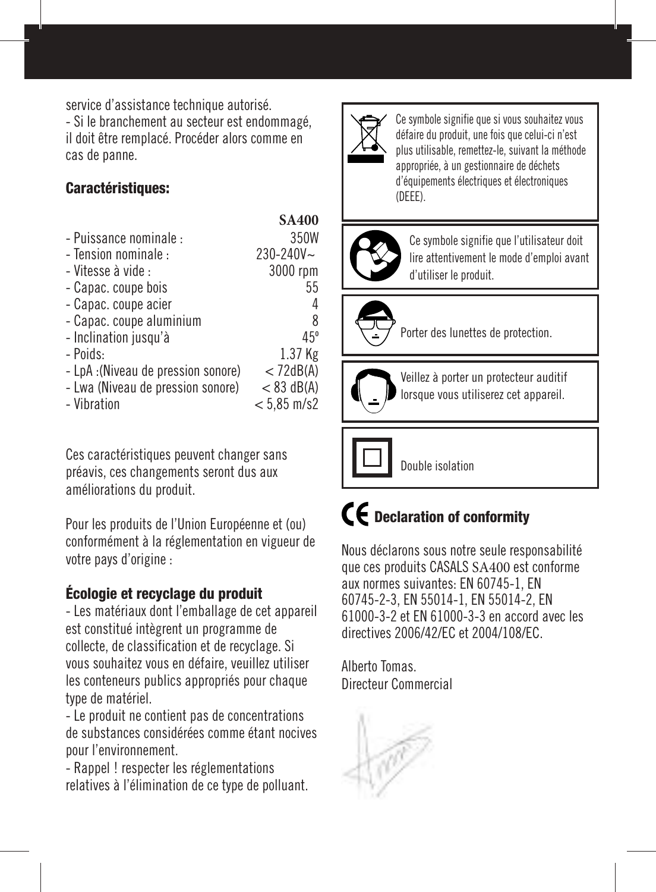service d'assistance technique autorisé.

- Si le branchement au secteur est endommagé, il doit être remplacé. Procéder alors comme en cas de panne.

### Caractéristiques:

| | SA400 |
|---|---|
| - Puissance nominale : | 350W |
| - Tension nominale : | 230-240V~ |
| - Vitesse à vide : | 3000 rpm |
| - Capac. coupe bois | 55 |
| - Capac. coupe acier | 4 |
| - Capac. coupe aluminium | 8 |
| - Inclination jusqu'à | 45º |
| - Poids: | 1.37 Kg |
| - LpA :(Niveau de pression sonore) | < 72dB(A) |
| - Lwa (Niveau de pression sonore) | < 83 dB(A) |
| - Vibration | < 5,85 m/s2 |

Ces caractéristiques peuvent changer sans préavis, ces changements seront dus aux améliorations du produit.

Pour les produits de l'Union Européenne et (ou) conformément à la réglementation en vigueur de votre pays d'origine :

### Écologie et recyclage du produit

- Les matériaux dont l'emballage de cet appareil est constitué intègrent un programme de collecte, de classification et de recyclage. Si vous souhaitez vous en défaire, veuillez utiliser les conteneurs publics appropriés pour chaque type de matériel.
- Le produit ne contient pas de concentrations de substances considérées comme étant nocives pour l'environnement.
- Rappel ! respecter les réglementations relatives à l'élimination de ce type de polluant.

Ce symbole signifie que si vous souhaitez vous défaire du produit, une fois que celui-ci n'est plus utilisable, remettez-le, suivant la méthode appropriée, à un gestionnaire de déchets d'équipements électriques et électroniques (DEEE).

Ce symbole signifie que l'utilisateur doit lire attentivement le mode d'emploi avant d'utiliser le produit.

Porter des lunettes de protection.

Veillez à porter un protecteur auditif lorsque vous utiliserez cet appareil.

Double isolation

### CE Declaration of conformity

Nous déclarons sous notre seule responsabilité que ces produits CASALS SA400 est conforme aux normes suivantes: EN 60745-1, EN 60745-2-3, EN 55014-1, EN 55014-2, EN 61000-3-2 et EN 61000-3-3 en accord avec les directives 2006/42/EC et 2004/108/EC.

Alberto Tomas.
Directeur Commercial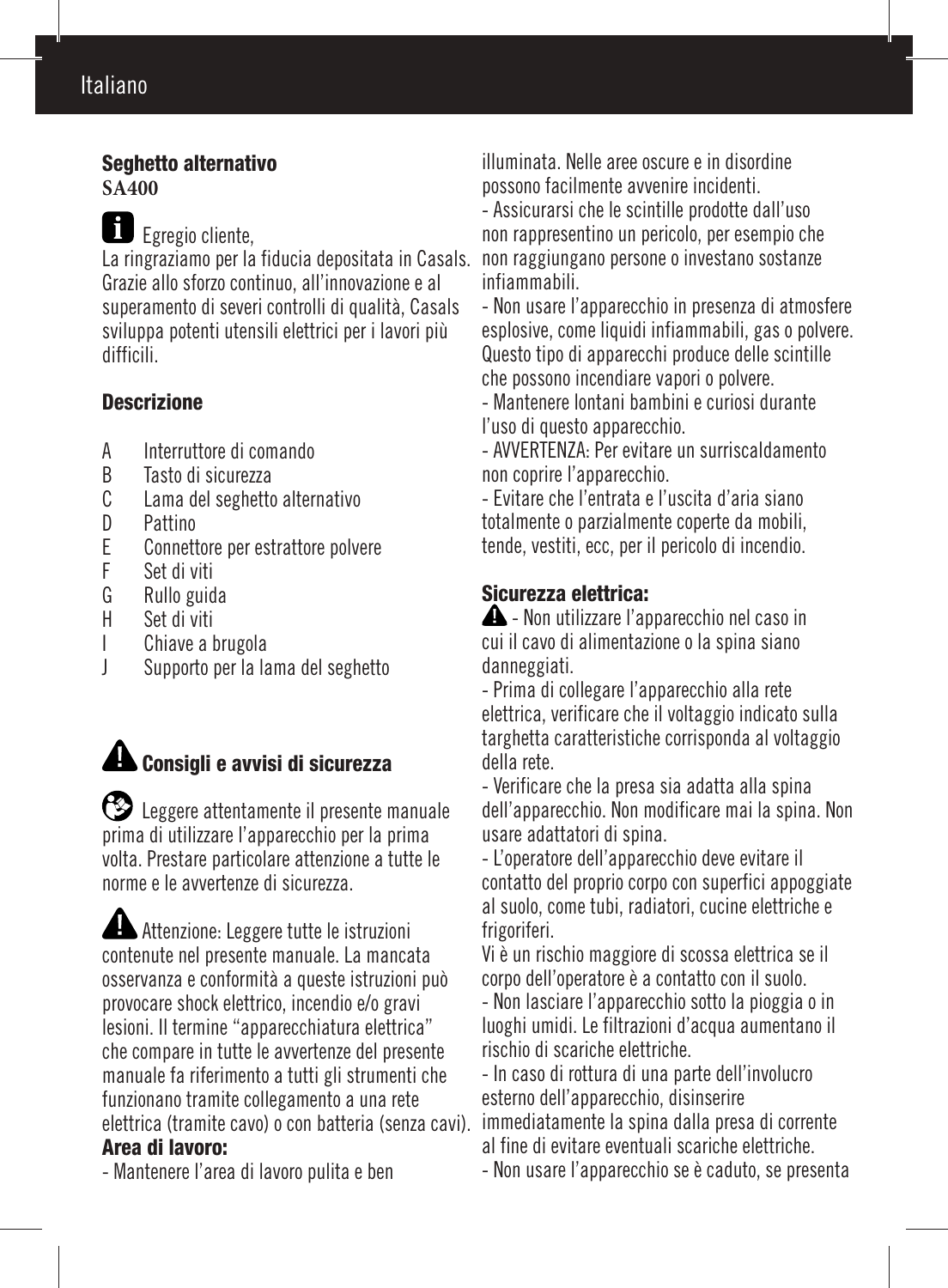## Seghetto alternativo

**SA400**

Egregio cliente,
La ringraziamo per la fiducia depositata in Casals. Grazie allo sforzo continuo, all'innovazione e al superamento di severi controlli di qualità, Casals sviluppa potenti utensili elettrici per i lavori più difficili.

### Descrizione

- A Interruttore di comando
- B Tasto di sicurezza
- C Lama del seghetto alternativo
- D Pattino
- E Connettore per estrattore polvere
- F Set di viti
- G Rullo guida
- H Set di viti
- I Chiave a brugola
- J Supporto per la lama del seghetto

### Consigli e avvisi di sicurezza

Leggere attentamente il presente manuale prima di utilizzare l'apparecchio per la prima volta. Prestare particolare attenzione a tutte le norme e le avvertenze di sicurezza.

Attenzione: Leggere tutte le istruzioni contenute nel presente manuale. La mancata osservanza e conformità a queste istruzioni può provocare shock elettrico, incendio e/o gravi lesioni. Il termine "apparecchiatura elettrica" che compare in tutte le avvertenze del presente manuale fa riferimento a tutti gli strumenti che funzionano tramite collegamento a una rete elettrica (tramite cavo) o con batteria (senza cavi).

**Area di lavoro:**

- Mantenere l'area di lavoro pulita e ben illuminata. Nelle aree oscure e in disordine possono facilmente avvenire incidenti.
- Assicurarsi che le scintille prodotte dall'uso non rappresentino un pericolo, per esempio che non raggiungano persone o investano sostanze infiammabili.
- Non usare l'apparecchio in presenza di atmosfere esplosive, come liquidi infiammabili, gas o polvere. Questo tipo di apparecchi produce delle scintille che possono incendiare vapori o polvere.
- Mantenere lontani bambini e curiosi durante l'uso di questo apparecchio.
- AVVERTENZA: Per evitare un surriscaldamento non coprire l'apparecchio.
- Evitare che l'entrata e l'uscita d'aria siano totalmente o parzialmente coperte da mobili, tende, vestiti, ecc, per il pericolo di incendio.

**Sicurezza elettrica:**

- Non utilizzare l'apparecchio nel caso in cui il cavo di alimentazione o la spina siano danneggiati.
- Prima di collegare l'apparecchio alla rete elettrica, verificare che il voltaggio indicato sulla targhetta caratteristiche corrisponda al voltaggio della rete.
- Verificare che la presa sia adatta alla spina dell'apparecchio. Non modificare mai la spina. Non usare adattatori di spina.
- L'operatore dell'apparecchio deve evitare il contatto del proprio corpo con superfici appoggiate al suolo, come tubi, radiatori, cucine elettriche e frigoriferi.
Vi è un rischio maggiore di scossa elettrica se il corpo dell'operatore è a contatto con il suolo.
- Non lasciare l'apparecchio sotto la pioggia o in luoghi umidi. Le filtrazioni d'acqua aumentano il rischio di scariche elettriche.
- In caso di rottura di una parte dell'involucro esterno dell'apparecchio, disinserire immediatamente la spina dalla presa di corrente al fine di evitare eventuali scariche elettriche.
- Non usare l'apparecchio se è caduto, se presenta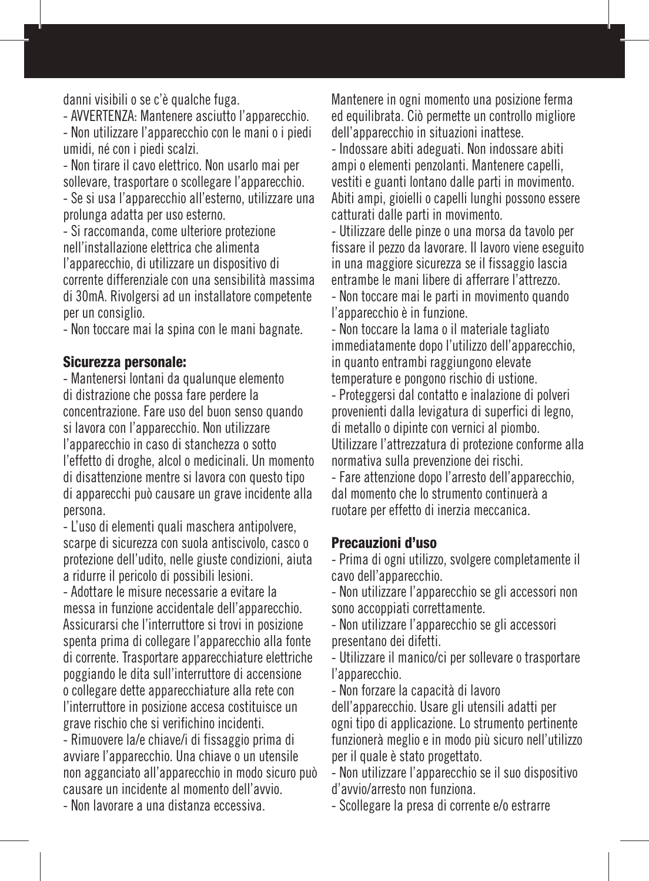danni visibili o se c'è qualche fuga.

- AVVERTENZA: Mantenere asciutto l'apparecchio.
- Non utilizzare l'apparecchio con le mani o i piedi umidi, né con i piedi scalzi.
- Non tirare il cavo elettrico. Non usarlo mai per sollevare, trasportare o scollegare l'apparecchio.
- Se si usa l'apparecchio all'esterno, utilizzare una prolunga adatta per uso esterno.
- Si raccomanda, come ulteriore protezione nell'installazione elettrica che alimenta l'apparecchio, di utilizzare un dispositivo di corrente differenziale con una sensibilità massima di 30mA. Rivolgersi ad un installatore competente per un consiglio.
- Non toccare mai la spina con le mani bagnate.

### Sicurezza personale:

- Mantenersi lontani da qualunque elemento di distrazione che possa fare perdere la concentrazione. Fare uso del buon senso quando si lavora con l'apparecchio. Non utilizzare l'apparecchio in caso di stanchezza o sotto l'effetto di droghe, alcol o medicinali. Un momento di disattenzione mentre si lavora con questo tipo di apparecchi può causare un grave incidente alla persona.
- L'uso di elementi quali maschera antipolvere, scarpe di sicurezza con suola antiscivolo, casco o protezione dell'udito, nelle giuste condizioni, aiuta a ridurre il pericolo di possibili lesioni.
- Adottare le misure necessarie a evitare la messa in funzione accidentale dell'apparecchio. Assicurarsi che l'interruttore si trovi in posizione spenta prima di collegare l'apparecchio alla fonte di corrente. Trasportare apparecchiature elettriche poggiando le dita sull'interruttore di accensione o collegare dette apparecchiature alla rete con l'interruttore in posizione accesa costituisce un grave rischio che si verifichino incidenti.
- Rimuovere la/e chiave/i di fissaggio prima di avviare l'apparecchio. Una chiave o un utensile non agganciato all'apparecchio in modo sicuro può causare un incidente al momento dell'avvio.
- Non lavorare a una distanza eccessiva. Mantenere in ogni momento una posizione ferma ed equilibrata. Ciò permette un controllo migliore dell'apparecchio in situazioni inattese.
- Indossare abiti adeguati. Non indossare abiti ampi o elementi penzolanti. Mantenere capelli, vestiti e guanti lontano dalle parti in movimento. Abiti ampi, gioielli o capelli lunghi possono essere catturati dalle parti in movimento.
- Utilizzare delle pinze o una morsa da tavolo per fissare il pezzo da lavorare. Il lavoro viene eseguito in una maggiore sicurezza se il fissaggio lascia entrambe le mani libere di afferrare l'attrezzo.
- Non toccare mai le parti in movimento quando l'apparecchio è in funzione.
- Non toccare la lama o il materiale tagliato immediatamente dopo l'utilizzo dell'apparecchio, in quanto entrambi raggiungono elevate temperature e pongono rischio di ustione.
- Proteggersi dal contatto e inalazione di polveri provenienti dalla levigatura di superfici di legno, di metallo o dipinte con vernici al piombo. Utilizzare l'attrezzatura di protezione conforme alla normativa sulla prevenzione dei rischi.
- Fare attenzione dopo l'arresto dell'apparecchio, dal momento che lo strumento continuerà a ruotare per effetto di inerzia meccanica.

### Precauzioni d'uso

- Prima di ogni utilizzo, svolgere completamente il cavo dell'apparecchio.
- Non utilizzare l'apparecchio se gli accessori non sono accoppiati correttamente.
- Non utilizzare l'apparecchio se gli accessori presentano dei difetti.
- Utilizzare il manico/ci per sollevare o trasportare l'apparecchio.
- Non forzare la capacità di lavoro dell'apparecchio. Usare gli utensili adatti per ogni tipo di applicazione. Lo strumento pertinente funzionerà meglio e in modo più sicuro nell'utilizzo per il quale è stato progettato.
- Non utilizzare l'apparecchio se il suo dispositivo d'avvio/arresto non funziona.
- Scollegare la presa di corrente e/o estrarre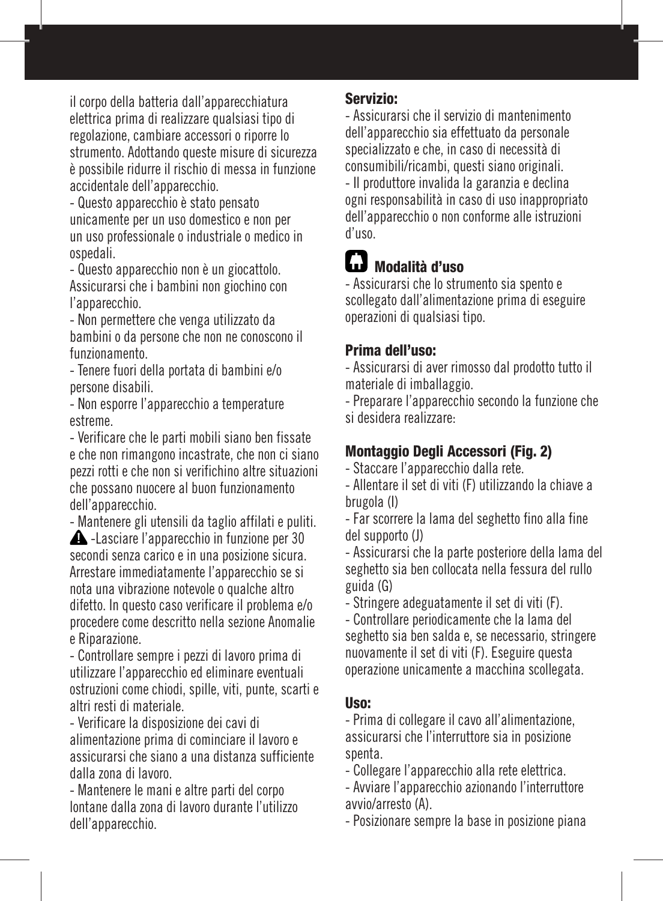il corpo della batteria dall'apparecchiatura elettrica prima di realizzare qualsiasi tipo di regolazione, cambiare accessori o riporre lo strumento. Adottando queste misure di sicurezza è possibile ridurre il rischio di messa in funzione accidentale dell'apparecchio.

- Questo apparecchio è stato pensato unicamente per un uso domestico e non per un uso professionale o industriale o medico in ospedali.
- Questo apparecchio non è un giocattolo. Assicurarsi che i bambini non giochino con l'apparecchio.
- Non permettere che venga utilizzato da bambini o da persone che non ne conoscono il funzionamento.
- Tenere fuori della portata di bambini e/o persone disabili.
- Non esporre l'apparecchio a temperature estreme.
- Verificare che le parti mobili siano ben fissate e che non rimangono incastrate, che non ci siano pezzi rotti e che non si verifichino altre situazioni che possano nuocere al buon funzionamento dell'apparecchio.
- Mantenere gli utensili da taglio affilati e puliti.
- ⚠ -Lasciare l'apparecchio in funzione per 30 secondi senza carico e in una posizione sicura. Arrestare immediatamente l'apparecchio se si nota una vibrazione notevole o qualche altro difetto. In questo caso verificare il problema e/o procedere come descritto nella sezione Anomalie e Riparazione.
- Controllare sempre i pezzi di lavoro prima di utilizzare l'apparecchio ed eliminare eventuali ostruzioni come chiodi, spille, viti, punte, scarti e altri resti di materiale.
- Verificare la disposizione dei cavi di alimentazione prima di cominciare il lavoro e assicurarsi che siano a una distanza sufficiente dalla zona di lavoro.
- Mantenere le mani e altre parti del corpo lontane dalla zona di lavoro durante l'utilizzo dell'apparecchio.

**Servizio:**

- Assicurarsi che il servizio di mantenimento dell'apparecchio sia effettuato da personale specializzato e che, in caso di necessità di consumibili/ricambi, questi siano originali.
- Il produttore invalida la garanzia e declina ogni responsabilità in caso di uso inappropriato dell'apparecchio o non conforme alle istruzioni d'uso.

## Modalità d'uso

- Assicurarsi che lo strumento sia spento e scollegato dall'alimentazione prima di eseguire operazioni di qualsiasi tipo.

**Prima dell'uso:**

- Assicurarsi di aver rimosso dal prodotto tutto il materiale di imballaggio.
- Preparare l'apparecchio secondo la funzione che si desidera realizzare:

**Montaggio Degli Accessori (Fig. 2)**

- Staccare l'apparecchio dalla rete.
- Allentare il set di viti (F) utilizzando la chiave a brugola (I)
- Far scorrere la lama del seghetto fino alla fine del supporto (J)
- Assicurarsi che la parte posteriore della lama del seghetto sia ben collocata nella fessura del rullo guida (G)
- Stringere adeguatamente il set di viti (F).
- Controllare periodicamente che la lama del seghetto sia ben salda e, se necessario, stringere nuovamente il set di viti (F). Eseguire questa operazione unicamente a macchina scollegata.

**Uso:**

- Prima di collegare il cavo all'alimentazione, assicurarsi che l'interruttore sia in posizione spenta.
- Collegare l'apparecchio alla rete elettrica.
- Avviare l'apparecchio azionando l'interruttore avvio/arresto (A).
- Posizionare sempre la base in posizione piana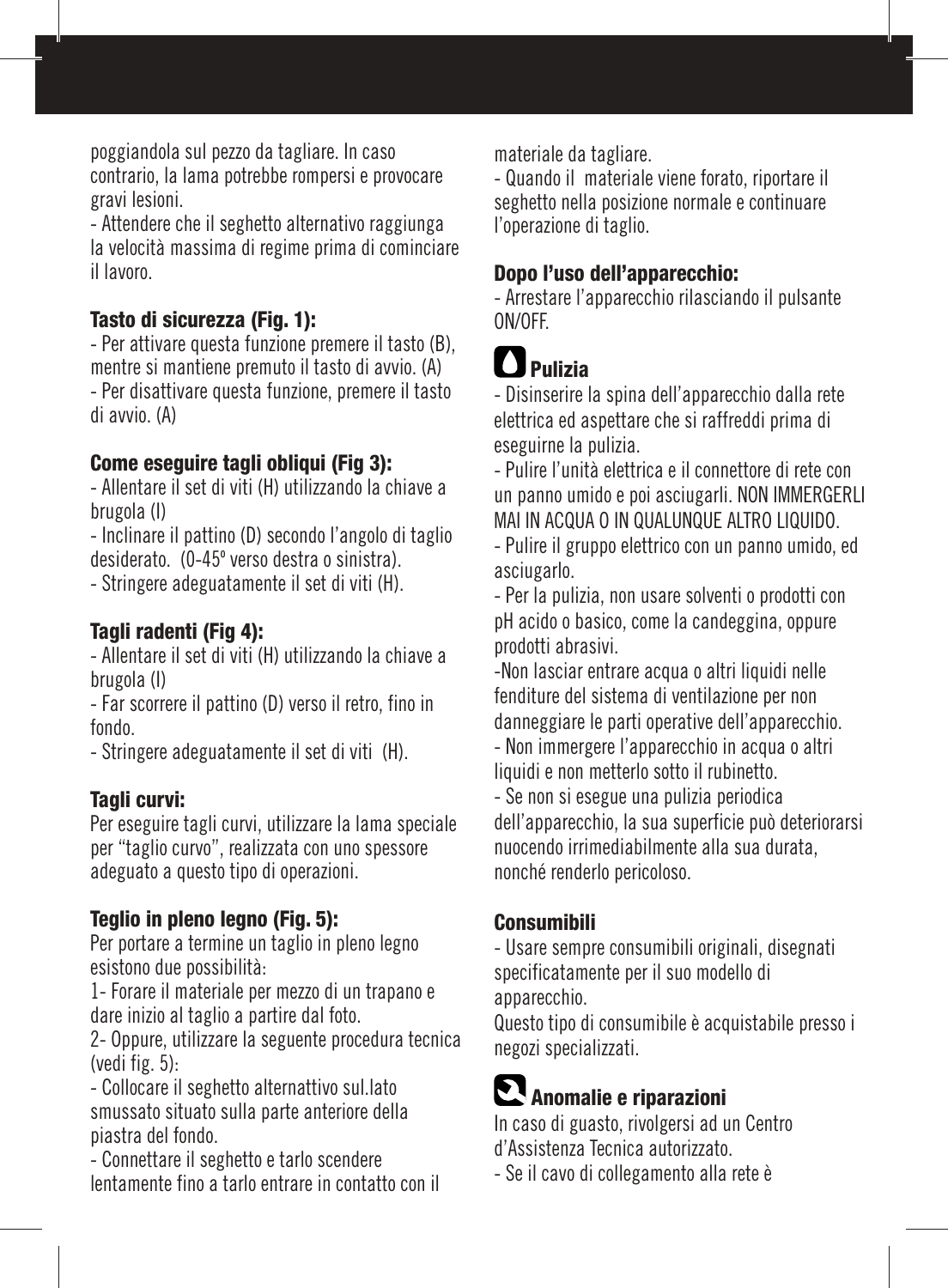poggiandola sul pezzo da tagliare. In caso contrario, la lama potrebbe rompersi e provocare gravi lesioni.

- Attendere che il seghetto alternativo raggiunga la velocità massima di regime prima di cominciare il lavoro.

### Tasto di sicurezza (Fig. 1):

- Per attivare questa funzione premere il tasto (B), mentre si mantiene premuto il tasto di avvio. (A)
- Per disattivare questa funzione, premere il tasto di avvio. (A)

### Come eseguire tagli obliqui (Fig 3):

- Allentare il set di viti (H) utilizzando la chiave a brugola (I)
- Inclinare il pattino (D) secondo l'angolo di taglio desiderato. (0-45º verso destra o sinistra).
- Stringere adeguatamente il set di viti (H).

### Tagli radenti (Fig 4):

- Allentare il set di viti (H) utilizzando la chiave a brugola (I)
- Far scorrere il pattino (D) verso il retro, fino in fondo.
- Stringere adeguatamente il set di viti (H).

### Tagli curvi:

Per eseguire tagli curvi, utilizzare la lama speciale per "taglio curvo", realizzata con uno spessore adeguato a questo tipo di operazioni.

### Teglio in pleno legno (Fig. 5):

Per portare a termine un taglio in pleno legno esistono due possibilità:

1- Forare il materiale per mezzo di un trapano e dare inizio al taglio a partire dal foto.

2- Oppure, utilizzare la seguente procedura tecnica (vedi fig. 5):

- Collocare il seghetto alternattivo sul.lato smussato situato sulla parte anteriore della piastra del fondo.
- Connettare il seghetto e tarlo scendere lentamente fino a tarlo entrare in contatto con il materiale da tagliare.
- Quando il materiale viene forato, riportare il seghetto nella posizione normale e continuare l'operazione di taglio.

### Dopo l'uso dell'apparecchio:

- Arrestare l'apparecchio rilasciando il pulsante ON/OFF.

## Pulizia

- Disinserire la spina dell'apparecchio dalla rete elettrica ed aspettare che si raffreddi prima di eseguirne la pulizia.
- Pulire l'unità elettrica e il connettore di rete con un panno umido e poi asciugarli. NON IMMERGERLI MAI IN ACQUA O IN QUALUNQUE ALTRO LIQUIDO.
- Pulire il gruppo elettrico con un panno umido, ed asciugarlo.
- Per la pulizia, non usare solventi o prodotti con pH acido o basico, come la candeggina, oppure prodotti abrasivi.
- Non lasciar entrare acqua o altri liquidi nelle fenditure del sistema di ventilazione per non danneggiare le parti operative dell'apparecchio.
- Non immergere l'apparecchio in acqua o altri liquidi e non metterlo sotto il rubinetto.
- Se non si esegue una pulizia periodica dell'apparecchio, la sua superficie può deteriorarsi nuocendo irrimediabilmente alla sua durata, nonché renderlo pericoloso.

### Consumibili

- Usare sempre consumibili originali, disegnati specificatamente per il suo modello di apparecchio.

Questo tipo di consumibile è acquistabile presso i negozi specializzati.

## Anomalie e riparazioni

In caso di guasto, rivolgersi ad un Centro d'Assistenza Tecnica autorizzato.

- Se il cavo di collegamento alla rete è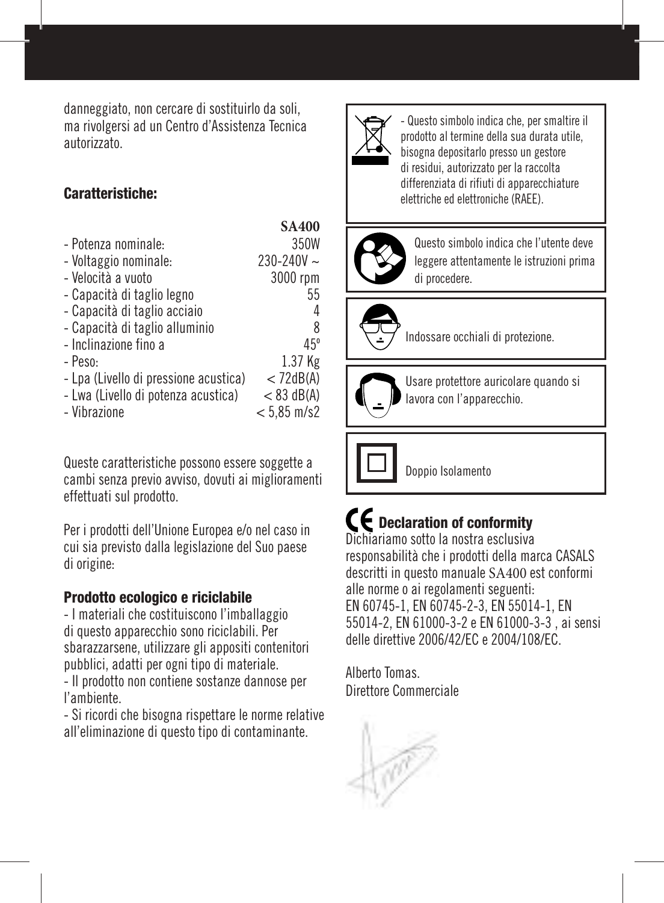danneggiato, non cercare di sostituirlo da soli, ma rivolgersi ad un Centro d'Assistenza Tecnica autorizzato.

### Caratteristiche:

| | SA400 |
|---|---|
| - Potenza nominale: | 350W |
| - Voltaggio nominale: | 230-240V ~ |
| - Velocità a vuoto | 3000 rpm |
| - Capacità di taglio legno | 55 |
| - Capacità di taglio acciaio | 4 |
| - Capacità di taglio alluminio | 8 |
| - Inclinazione fino a | 45º |
| - Peso: | 1.37 Kg |
| - Lpa (Livello di pressione acustica) | < 72dB(A) |
| - Lwa (Livello di potenza acustica) | < 83 dB(A) |
| - Vibrazione | < 5,85 m/s2 |

Queste caratteristiche possono essere soggette a cambi senza previo avviso, dovuti ai miglioramenti effettuati sul prodotto.

Per i prodotti dell'Unione Europea e/o nel caso in cui sia previsto dalla legislazione del Suo paese di origine:

### Prodotto ecologico e riciclabile

- I materiali che costituiscono l'imballaggio di questo apparecchio sono riciclabili. Per sbarazzarsene, utilizzare gli appositi contenitori pubblici, adatti per ogni tipo di materiale.
- Il prodotto non contiene sostanze dannose per l'ambiente.
- Si ricordi che bisogna rispettare le norme relative all'eliminazione di questo tipo di contaminante.

- Questo simbolo indica che, per smaltire il prodotto al termine della sua durata utile, bisogna depositarlo presso un gestore di residui, autorizzato per la raccolta differenziata di rifiuti di apparecchiature elettriche ed elettroniche (RAEE).

Questo simbolo indica che l'utente deve leggere attentamente le istruzioni prima di procedere.

Indossare occhiali di protezione.

Usare protettore auricolare quando si lavora con l'apparecchio.

Doppio Isolamento

### CE Declaration of conformity

Dichiariamo sotto la nostra esclusiva responsabilità che i prodotti della marca CASALS descritti in questo manuale SA400 est conformi alle norme o ai regolamenti seguenti:
EN 60745-1, EN 60745-2-3, EN 55014-1, EN 55014-2, EN 61000-3-2 e EN 61000-3-3 , ai sensi delle direttive 2006/42/EC e 2004/108/EC.

Alberto Tomas.
Direttore Commerciale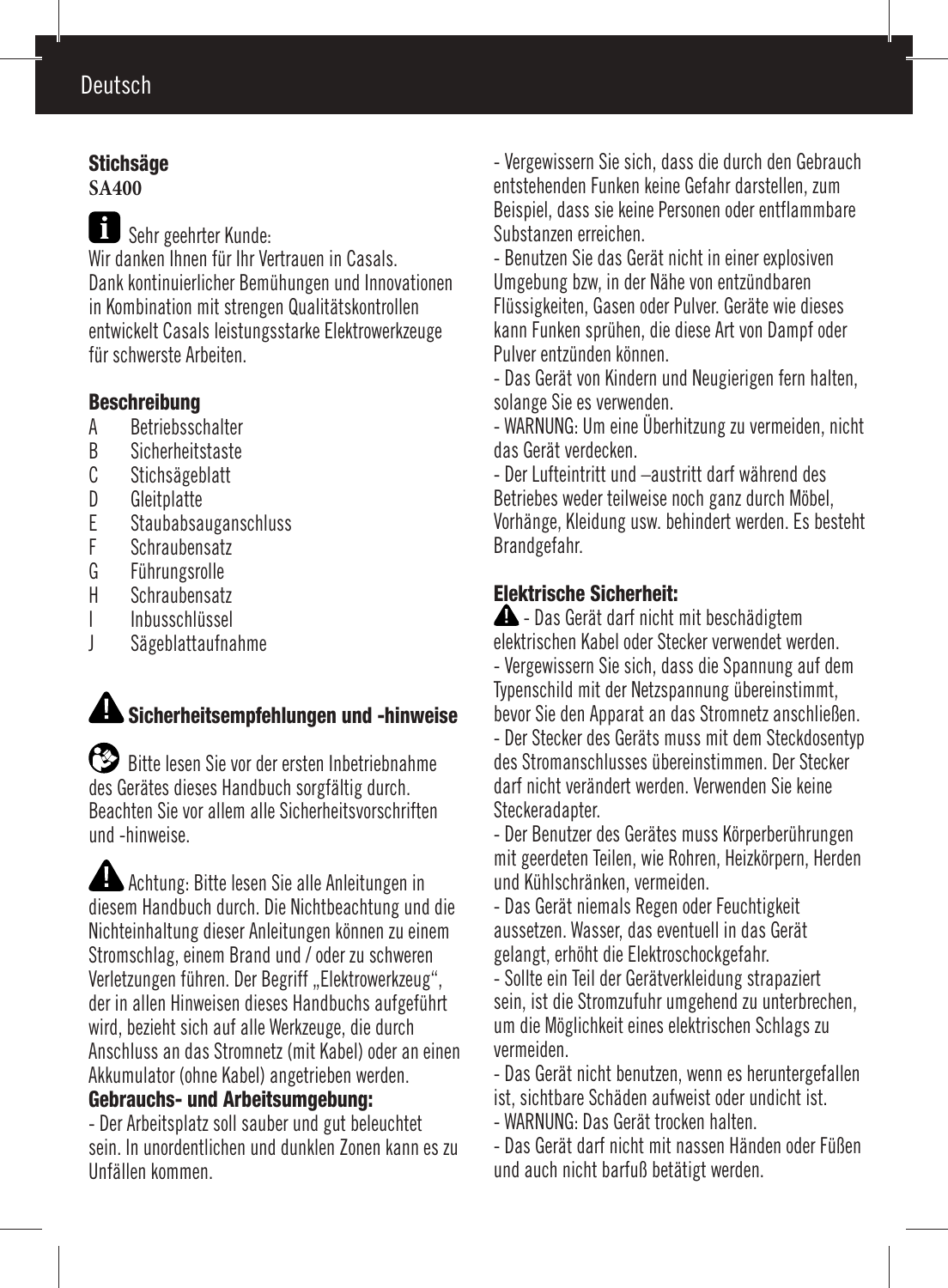**Stichsäge**
**SA400**

Sehr geehrter Kunde:
Wir danken Ihnen für Ihr Vertrauen in Casals.
Dank kontinuierlicher Bemühungen und Innovationen in Kombination mit strengen Qualitätskontrollen entwickelt Casals leistungsstarke Elektrowerkzeuge für schwerste Arbeiten.

**Beschreibung**

A Betriebsschalter
B Sicherheitstaste
C Stichsägeblatt
D Gleitplatte
E Staubabsauganschluss
F Schraubensatz
G Führungsrolle
H Schraubensatz
I Inbusschlüssel
J Sägeblattaufnahme

## Sicherheitsempfehlungen und -hinweise

Bitte lesen Sie vor der ersten Inbetriebnahme des Gerätes dieses Handbuch sorgfältig durch. Beachten Sie vor allem alle Sicherheitsvorschriften und -hinweise.

Achtung: Bitte lesen Sie alle Anleitungen in diesem Handbuch durch. Die Nichtbeachtung und die Nichteinhaltung dieser Anleitungen können zu einem Stromschlag, einem Brand und / oder zu schweren Verletzungen führen. Der Begriff „Elektrowerkzeug", der in allen Hinweisen dieses Handbuchs aufgeführt wird, bezieht sich auf alle Werkzeuge, die durch Anschluss an das Stromnetz (mit Kabel) oder an einen Akkumulator (ohne Kabel) angetrieben werden.

**Gebrauchs- und Arbeitsumgebung:**

- Der Arbeitsplatz soll sauber und gut beleuchtet sein. In unordentlichen und dunklen Zonen kann es zu Unfällen kommen.
- Vergewissern Sie sich, dass die durch den Gebrauch entstehenden Funken keine Gefahr darstellen, zum Beispiel, dass sie keine Personen oder entflammbare Substanzen erreichen.
- Benutzen Sie das Gerät nicht in einer explosiven Umgebung bzw, in der Nähe von entzündbaren Flüssigkeiten, Gasen oder Pulver. Geräte wie dieses kann Funken sprühen, die diese Art von Dampf oder Pulver entzünden können.
- Das Gerät von Kindern und Neugierigen fern halten, solange Sie es verwenden.
- WARNUNG: Um eine Überhitzung zu vermeiden, nicht das Gerät verdecken.
- Der Lufteintritt und –austritt darf während des Betriebes weder teilweise noch ganz durch Möbel, Vorhänge, Kleidung usw. behindert werden. Es besteht Brandgefahr.

**Elektrische Sicherheit:**

- Das Gerät darf nicht mit beschädigtem elektrischen Kabel oder Stecker verwendet werden.
- Vergewissern Sie sich, dass die Spannung auf dem Typenschild mit der Netzspannung übereinstimmt, bevor Sie den Apparat an das Stromnetz anschließen.
- Der Stecker des Geräts muss mit dem Steckdosentyp des Stromanschlusses übereinstimmen. Der Stecker darf nicht verändert werden. Verwenden Sie keine Steckeradapter.
- Der Benutzer des Gerätes muss Körperberührungen mit geerdeten Teilen, wie Rohren, Heizkörpern, Herden und Kühlschränken, vermeiden.
- Das Gerät niemals Regen oder Feuchtigkeit aussetzen. Wasser, das eventuell in das Gerät gelangt, erhöht die Elektroschockgefahr.
- Sollte ein Teil der Gerätverkleidung strapaziert sein, ist die Stromzufuhr umgehend zu unterbrechen, um die Möglichkeit eines elektrischen Schlags zu vermeiden.
- Das Gerät nicht benutzen, wenn es heruntergefallen ist, sichtbare Schäden aufweist oder undicht ist.
- WARNUNG: Das Gerät trocken halten.
- Das Gerät darf nicht mit nassen Händen oder Füßen und auch nicht barfuß betätigt werden.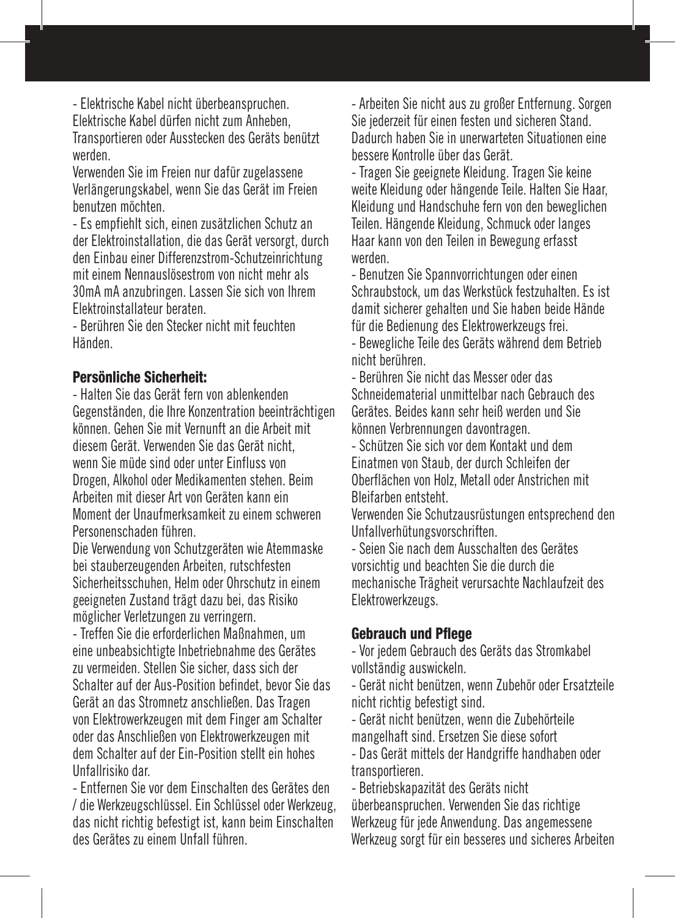- Elektrische Kabel nicht überbeanspruchen. Elektrische Kabel dürfen nicht zum Anheben, Transportieren oder Ausstecken des Geräts benützt werden.

Verwenden Sie im Freien nur dafür zugelassene Verlängerungskabel, wenn Sie das Gerät im Freien benutzen möchten.

- Es empfiehlt sich, einen zusätzlichen Schutz an der Elektroinstallation, die das Gerät versorgt, durch den Einbau einer Differenzstrom-Schutzeinrichtung mit einem Nennauslösestrom von nicht mehr als 30mA mA anzubringen. Lassen Sie sich von Ihrem Elektroinstallateur beraten.

- Berühren Sie den Stecker nicht mit feuchten Händen.

**Persönliche Sicherheit:**

- Halten Sie das Gerät fern von ablenkenden Gegenständen, die Ihre Konzentration beeinträchtigen können. Gehen Sie mit Vernunft an die Arbeit mit diesem Gerät. Verwenden Sie das Gerät nicht, wenn Sie müde sind oder unter Einfluss von Drogen, Alkohol oder Medikamenten stehen. Beim Arbeiten mit dieser Art von Geräten kann ein Moment der Unaufmerksamkeit zu einem schweren Personenschaden führen.

Die Verwendung von Schutzgeräten wie Atemmaske bei stauberzeugenden Arbeiten, rutschfesten Sicherheitsschuhen, Helm oder Ohrschutz in einem geeigneten Zustand trägt dazu bei, das Risiko möglicher Verletzungen zu verringern.

- Treffen Sie die erforderlichen Maßnahmen, um eine unbeabsichtigte Inbetriebnahme des Gerätes zu vermeiden. Stellen Sie sicher, dass sich der Schalter auf der Aus-Position befindet, bevor Sie das Gerät an das Stromnetz anschließen. Das Tragen von Elektrowerkzeugen mit dem Finger am Schalter oder das Anschließen von Elektrowerkzeugen mit dem Schalter auf der Ein-Position stellt ein hohes Unfallrisiko dar.

- Entfernen Sie vor dem Einschalten des Gerätes den / die Werkzeugschlüssel. Ein Schlüssel oder Werkzeug, das nicht richtig befestigt ist, kann beim Einschalten des Gerätes zu einem Unfall führen.

- Arbeiten Sie nicht aus zu großer Entfernung. Sorgen Sie jederzeit für einen festen und sicheren Stand. Dadurch haben Sie in unerwarteten Situationen eine bessere Kontrolle über das Gerät.

- Tragen Sie geeignete Kleidung. Tragen Sie keine weite Kleidung oder hängende Teile. Halten Sie Haar, Kleidung und Handschuhe fern von den beweglichen Teilen. Hängende Kleidung, Schmuck oder langes Haar kann von den Teilen in Bewegung erfasst werden.

- Benutzen Sie Spannvorrichtungen oder einen Schraubstock, um das Werkstück festzuhalten. Es ist damit sicherer gehalten und Sie haben beide Hände für die Bedienung des Elektrowerkzeugs frei.

- Bewegliche Teile des Geräts während dem Betrieb nicht berühren.

- Berühren Sie nicht das Messer oder das Schneidematerial unmittelbar nach Gebrauch des Gerätes. Beides kann sehr heiß werden und Sie können Verbrennungen davontragen.

- Schützen Sie sich vor dem Kontakt und dem Einatmen von Staub, der durch Schleifen der Oberflächen von Holz, Metall oder Anstrichen mit Bleifarben entsteht.

Verwenden Sie Schutzausrüstungen entsprechend den Unfallverhütungsvorschriften.

- Seien Sie nach dem Ausschalten des Gerätes vorsichtig und beachten Sie die durch die mechanische Trägheit verursachte Nachlaufzeit des Elektrowerkzeugs.

**Gebrauch und Pflege**

- Vor jedem Gebrauch des Geräts das Stromkabel vollständig auswickeln.

- Gerät nicht benützen, wenn Zubehör oder Ersatzteile nicht richtig befestigt sind.

- Gerät nicht benützen, wenn die Zubehörteile mangelhaft sind. Ersetzen Sie diese sofort

- Das Gerät mittels der Handgriffe handhaben oder transportieren.

- Betriebskapazität des Geräts nicht überbeanspruchen. Verwenden Sie das richtige Werkzeug für jede Anwendung. Das angemessene Werkzeug sorgt für ein besseres und sicheres Arbeiten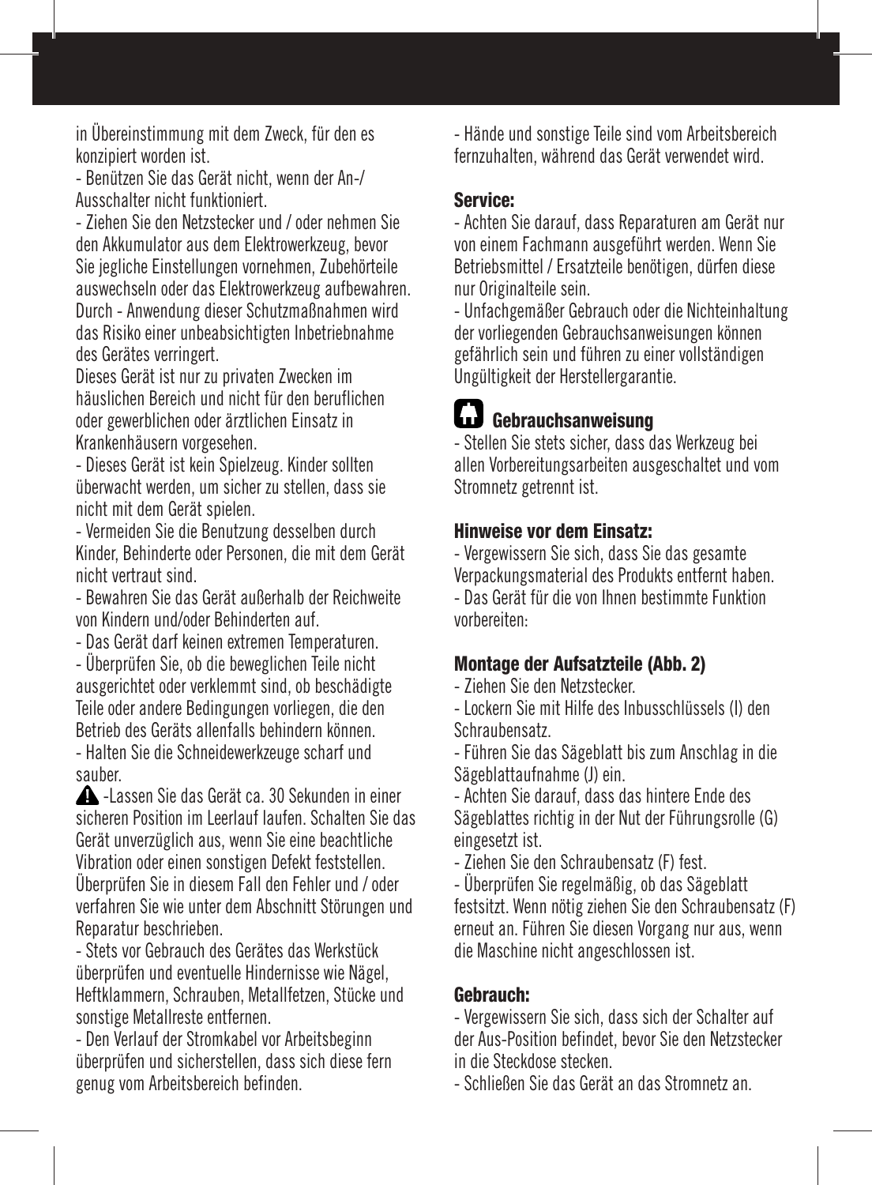in Übereinstimmung mit dem Zweck, für den es konzipiert worden ist.

- Benützen Sie das Gerät nicht, wenn der An-/ Ausschalter nicht funktioniert.
- Ziehen Sie den Netzstecker und / oder nehmen Sie den Akkumulator aus dem Elektrowerkzeug, bevor Sie jegliche Einstellungen vornehmen, Zubehörteile auswechseln oder das Elektrowerkzeug aufbewahren. Durch - Anwendung dieser Schutzmaßnahmen wird das Risiko einer unbeabsichtigten Inbetriebnahme des Gerätes verringert.

Dieses Gerät ist nur zu privaten Zwecken im häuslichen Bereich und nicht für den beruflichen oder gewerblichen oder ärztlichen Einsatz in Krankenhäusern vorgesehen.

- Dieses Gerät ist kein Spielzeug. Kinder sollten überwacht werden, um sicher zu stellen, dass sie nicht mit dem Gerät spielen.
- Vermeiden Sie die Benutzung desselben durch Kinder, Behinderte oder Personen, die mit dem Gerät nicht vertraut sind.
- Bewahren Sie das Gerät außerhalb der Reichweite von Kindern und/oder Behinderten auf.
- Das Gerät darf keinen extremen Temperaturen.
- Überprüfen Sie, ob die beweglichen Teile nicht ausgerichtet oder verklemmt sind, ob beschädigte Teile oder andere Bedingungen vorliegen, die den Betrieb des Geräts allenfalls behindern können.
- Halten Sie die Schneidewerkzeuge scharf und sauber.

⚠ -Lassen Sie das Gerät ca. 30 Sekunden in einer sicheren Position im Leerlauf laufen. Schalten Sie das Gerät unverzüglich aus, wenn Sie eine beachtliche Vibration oder einen sonstigen Defekt feststellen. Überprüfen Sie in diesem Fall den Fehler und / oder verfahren Sie wie unter dem Abschnitt Störungen und Reparatur beschrieben.

- Stets vor Gebrauch des Gerätes das Werkstück überprüfen und eventuelle Hindernisse wie Nägel, Heftklammern, Schrauben, Metallfetzen, Stücke und sonstige Metallreste entfernen.
- Den Verlauf der Stromkabel vor Arbeitsbeginn überprüfen und sicherstellen, dass sich diese fern genug vom Arbeitsbereich befinden.
- Hände und sonstige Teile sind vom Arbeitsbereich fernzuhalten, während das Gerät verwendet wird.

### Service:

- Achten Sie darauf, dass Reparaturen am Gerät nur von einem Fachmann ausgeführt werden. Wenn Sie Betriebsmittel / Ersatzteile benötigen, dürfen diese nur Originalteile sein.
- Unfachgemäßer Gebrauch oder die Nichteinhaltung der vorliegenden Gebrauchsanweisungen können gefährlich sein und führen zu einer vollständigen Ungültigkeit der Herstellergarantie.

## Gebrauchsanweisung

- Stellen Sie stets sicher, dass das Werkzeug bei allen Vorbereitungsarbeiten ausgeschaltet und vom Stromnetz getrennt ist.

### Hinweise vor dem Einsatz:

- Vergewissern Sie sich, dass Sie das gesamte Verpackungsmaterial des Produkts entfernt haben.
- Das Gerät für die von Ihnen bestimmte Funktion vorbereiten:

### Montage der Aufsatzteile (Abb. 2)

- Ziehen Sie den Netzstecker.
- Lockern Sie mit Hilfe des Inbusschlüssels (I) den Schraubensatz.
- Führen Sie das Sägeblatt bis zum Anschlag in die Sägeblattaufnahme (J) ein.
- Achten Sie darauf, dass das hintere Ende des Sägeblattes richtig in der Nut der Führungsrolle (G) eingesetzt ist.
- Ziehen Sie den Schraubensatz (F) fest.
- Überprüfen Sie regelmäßig, ob das Sägeblatt festsitzt. Wenn nötig ziehen Sie den Schraubensatz (F) erneut an. Führen Sie diesen Vorgang nur aus, wenn die Maschine nicht angeschlossen ist.

### Gebrauch:

- Vergewissern Sie sich, dass sich der Schalter auf der Aus-Position befindet, bevor Sie den Netzstecker in die Steckdose stecken.
- Schließen Sie das Gerät an das Stromnetz an.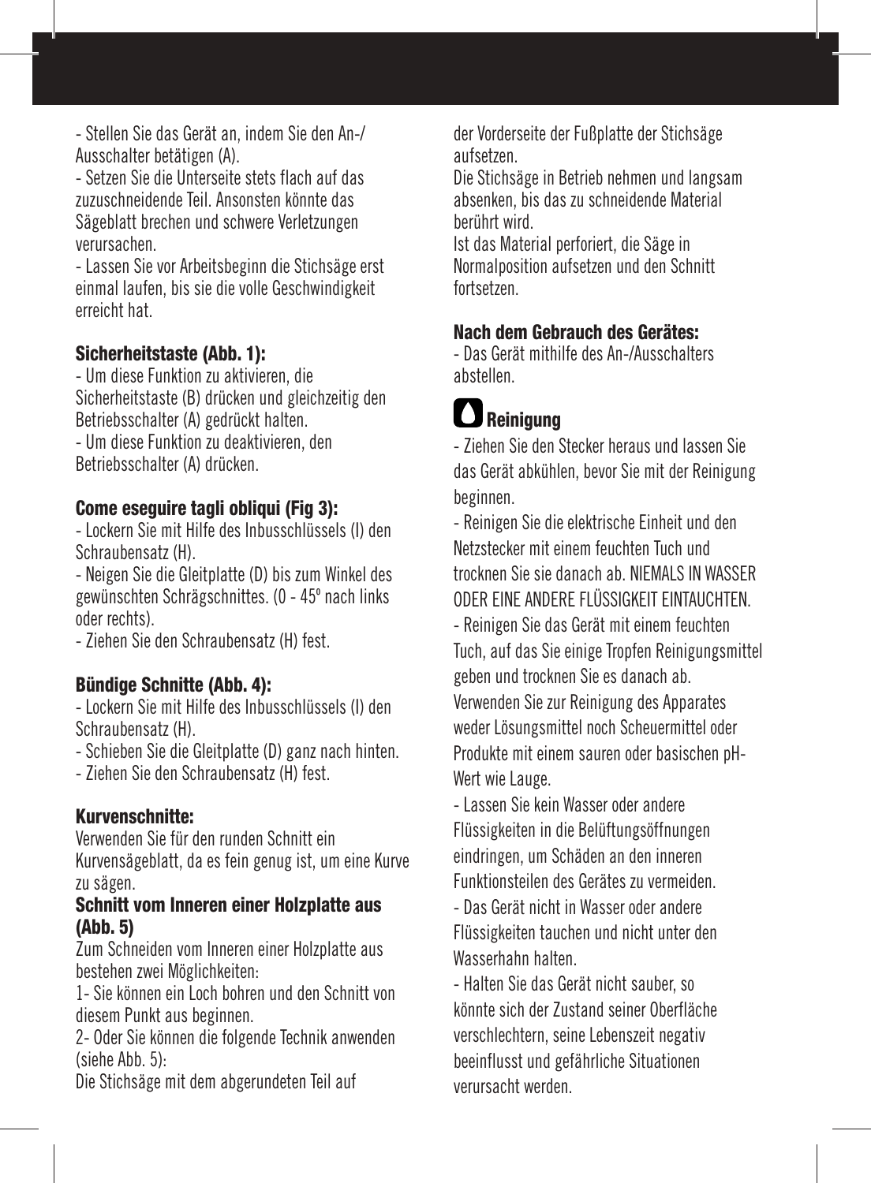- Stellen Sie das Gerät an, indem Sie den An-/ Ausschalter betätigen (A).

- Setzen Sie die Unterseite stets flach auf das zuzuschneidende Teil. Ansonsten könnte das Sägeblatt brechen und schwere Verletzungen verursachen.

- Lassen Sie vor Arbeitsbeginn die Stichsäge erst einmal laufen, bis sie die volle Geschwindigkeit erreicht hat.

### Sicherheitstaste (Abb. 1):

- Um diese Funktion zu aktivieren, die Sicherheitstaste (B) drücken und gleichzeitig den Betriebsschalter (A) gedrückt halten.
- Um diese Funktion zu deaktivieren, den Betriebsschalter (A) drücken.

### Come eseguire tagli obliqui (Fig 3):

- Lockern Sie mit Hilfe des Inbusschlüssels (I) den Schraubensatz (H).
- Neigen Sie die Gleitplatte (D) bis zum Winkel des gewünschten Schrägschnittes. (0 - 45º nach links oder rechts).
- Ziehen Sie den Schraubensatz (H) fest.

### Bündige Schnitte (Abb. 4):

- Lockern Sie mit Hilfe des Inbusschlüssels (I) den Schraubensatz (H).
- Schieben Sie die Gleitplatte (D) ganz nach hinten.
- Ziehen Sie den Schraubensatz (H) fest.

### Kurvenschnitte:

Verwenden Sie für den runden Schnitt ein Kurvensägeblatt, da es fein genug ist, um eine Kurve zu sägen.

### Schnitt vom Inneren einer Holzplatte aus (Abb. 5)

Zum Schneiden vom Inneren einer Holzplatte aus bestehen zwei Möglichkeiten:

1- Sie können ein Loch bohren und den Schnitt von diesem Punkt aus beginnen.

2- Oder Sie können die folgende Technik anwenden (siehe Abb. 5):

Die Stichsäge mit dem abgerundeten Teil auf der Vorderseite der Fußplatte der Stichsäge aufsetzen.

Die Stichsäge in Betrieb nehmen und langsam absenken, bis das zu schneidende Material berührt wird.

Ist das Material perforiert, die Säge in Normalposition aufsetzen und den Schnitt fortsetzen.

### Nach dem Gebrauch des Gerätes:

- Das Gerät mithilfe des An-/Ausschalters abstellen.

## Reinigung

- Ziehen Sie den Stecker heraus und lassen Sie das Gerät abkühlen, bevor Sie mit der Reinigung beginnen.

- Reinigen Sie die elektrische Einheit und den Netzstecker mit einem feuchten Tuch und trocknen Sie sie danach ab. NIEMALS IN WASSER ODER EINE ANDERE FLÜSSIGKEIT EINTAUCHTEN.

- Reinigen Sie das Gerät mit einem feuchten Tuch, auf das Sie einige Tropfen Reinigungsmittel geben und trocknen Sie es danach ab.

Verwenden Sie zur Reinigung des Apparates weder Lösungsmittel noch Scheuermittel oder Produkte mit einem sauren oder basischen pH-Wert wie Lauge.

- Lassen Sie kein Wasser oder andere Flüssigkeiten in die Belüftungsöffnungen eindringen, um Schäden an den inneren Funktionsteilen des Gerätes zu vermeiden.

- Das Gerät nicht in Wasser oder andere Flüssigkeiten tauchen und nicht unter den Wasserhahn halten.

- Halten Sie das Gerät nicht sauber, so könnte sich der Zustand seiner Oberfläche verschlechtern, seine Lebenszeit negativ beeinflusst und gefährliche Situationen verursacht werden.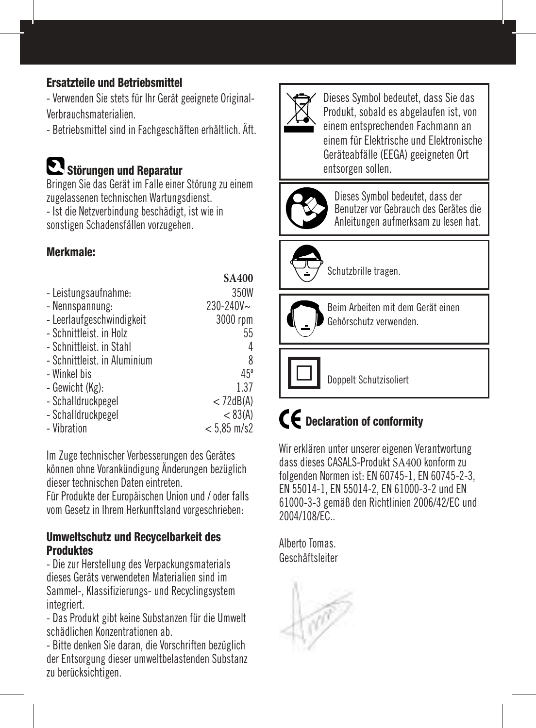### Ersatzteile und Betriebsmittel

- Verwenden Sie stets für Ihr Gerät geeignete Original-Verbrauchsmaterialien.
- Betriebsmittel sind in Fachgeschäften erhältlich. Äft.

### Störungen und Reparatur

Bringen Sie das Gerät im Falle einer Störung zu einem zugelassenen technischen Wartungsdienst.
- Ist die Netzverbindung beschädigt, ist wie in sonstigen Schadensfällen vorzugehen.

### Merkmale:

| | SA400 |
|---|---|
| - Leistungsaufnahme: | 350W |
| - Nennspannung: | 230-240V~ |
| - Leerlaufgeschwindigkeit | 3000 rpm |
| - Schnittleist. in Holz | 55 |
| - Schnittleist. in Stahl | 4 |
| - Schnittleist. in Aluminium | 8 |
| - Winkel bis | 45º |
| - Gewicht (Kg): | 1.37 |
| - Schalldruckpegel | < 72dB(A) |
| - Schalldruckpegel | < 83(A) |
| - Vibration | < 5,85 m/s2 |

Im Zuge technischer Verbesserungen des Gerätes können ohne Vorankündigung Änderungen bezüglich dieser technischen Daten eintreten.
Für Produkte der Europäischen Union und / oder falls vom Gesetz in Ihrem Herkunftsland vorgeschrieben:

### Umweltschutz und Recycelbarkeit des Produktes

- Die zur Herstellung des Verpackungsmaterials dieses Geräts verwendeten Materialien sind im Sammel-, Klassifizierungs- und Recyclingsystem integriert.
- Das Produkt gibt keine Substanzen für die Umwelt schädlichen Konzentrationen ab.
- Bitte denken Sie daran, die Vorschriften bezüglich der Entsorgung dieser umweltbelastenden Substanz zu berücksichtigen.

Dieses Symbol bedeutet, dass Sie das Produkt, sobald es abgelaufen ist, von einem entsprechenden Fachmann an einem für Elektrische und Elektronische Geräteabfälle (EEGA) geeigneten Ort entsorgen sollen.

Dieses Symbol bedeutet, dass der Benutzer vor Gebrauch des Gerätes die Anleitungen aufmerksam zu lesen hat.

Schutzbrille tragen.

Beim Arbeiten mit dem Gerät einen Gehörschutz verwenden.

Doppelt Schutzisoliert

### CE Declaration of conformity

Wir erklären unter unserer eigenen Verantwortung dass dieses CASALS-Produkt SA400 konform zu folgenden Normen ist: EN 60745-1, EN 60745-2-3, EN 55014-1, EN 55014-2, EN 61000-3-2 und EN 61000-3-3 gemäß den Richtlinien 2006/42/EC und 2004/108/EC..

Alberto Tomas.
Geschäftsleiter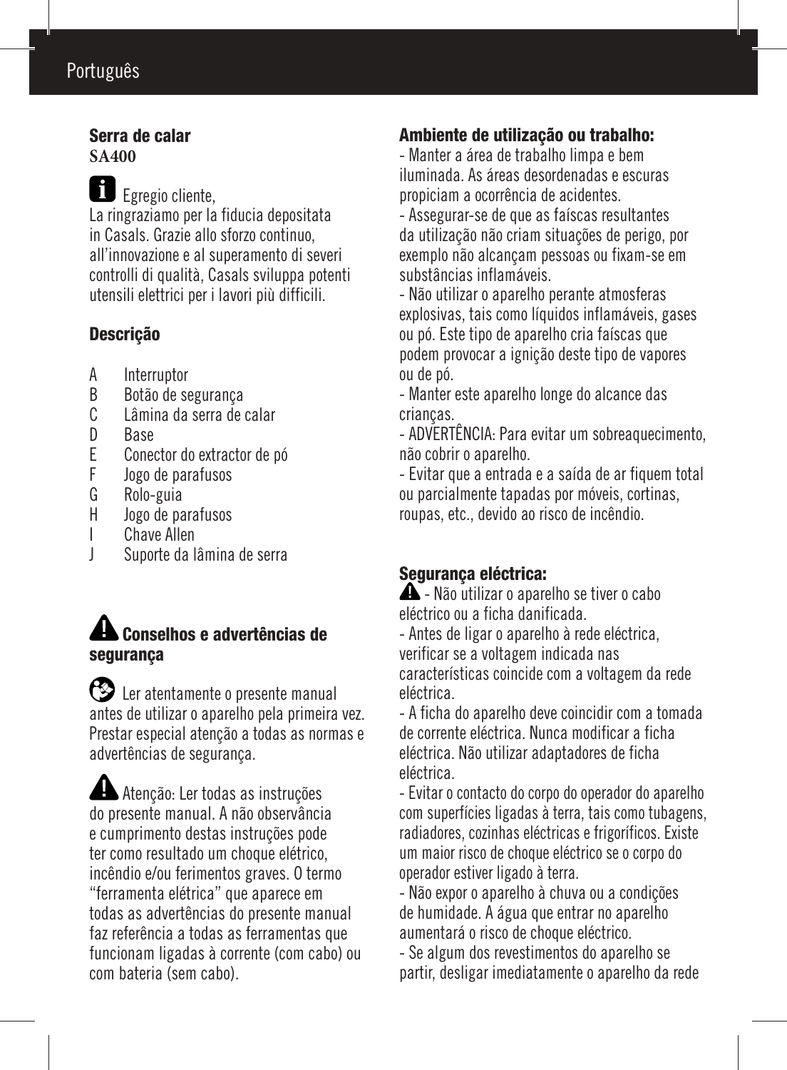## Serra de calar
**SA400**

Egregio cliente,
La ringraziamo per la fiducia depositata in Casals. Grazie allo sforzo continuo, all'innovazione e al superamento di severi controlli di qualità, Casals sviluppa potenti utensili elettrici per i lavori più difficili.

### Descrição

- A Interruptor
- B Botão de segurança
- C Lâmina da serra de calar
- D Base
- E Conector do extractor de pó
- F Jogo de parafusos
- G Rolo-guia
- H Jogo de parafusos
- I Chave Allen
- J Suporte da lâmina de serra

### Conselhos e advertências de segurança

Ler atentamente o presente manual antes de utilizar o aparelho pela primeira vez. Prestar especial atenção a todas as normas e advertências de segurança.

Atenção: Ler todas as instruções do presente manual. A não observância e cumprimento destas instruções pode ter como resultado um choque elétrico, incêndio e/ou ferimentos graves. O termo "ferramenta elétrica" que aparece em todas as advertências do presente manual faz referência a todas as ferramentas que funcionam ligadas à corrente (com cabo) ou com bateria (sem cabo).

### Ambiente de utilização ou trabalho:

- Manter a área de trabalho limpa e bem iluminada. As áreas desordenadas e escuras propiciam a ocorrência de acidentes.
- Assegurar-se de que as faíscas resultantes da utilização não criam situações de perigo, por exemplo não alcançam pessoas ou fixam-se em substâncias inflamáveis.
- Não utilizar o aparelho perante atmosferas explosivas, tais como líquidos inflamáveis, gases ou pó. Este tipo de aparelho cria faíscas que podem provocar a ignição deste tipo de vapores ou de pó.
- Manter este aparelho longe do alcance das crianças.
- ADVERTÊNCIA: Para evitar um sobreaquecimento, não cobrir o aparelho.
- Evitar que a entrada e a saída de ar fiquem total ou parcialmente tapadas por móveis, cortinas, roupas, etc., devido ao risco de incêndio.

### Segurança eléctrica:

- Não utilizar o aparelho se tiver o cabo eléctrico ou a ficha danificada.
- Antes de ligar o aparelho à rede eléctrica, verificar se a voltagem indicada nas características coincide com a voltagem da rede eléctrica.
- A ficha do aparelho deve coincidir com a tomada de corrente eléctrica. Nunca modificar a ficha eléctrica. Não utilizar adaptadores de ficha eléctrica.
- Evitar o contacto do corpo do operador do aparelho com superfícies ligadas à terra, tais como tubagens, radiadores, cozinhas eléctricas e frigoríficos. Existe um maior risco de choque eléctrico se o corpo do operador estiver ligado à terra.
- Não expor o aparelho à chuva ou a condições de humidade. A água que entrar no aparelho aumentará o risco de choque eléctrico.
- Se algum dos revestimentos do aparelho se partir, desligar imediatamente o aparelho da rede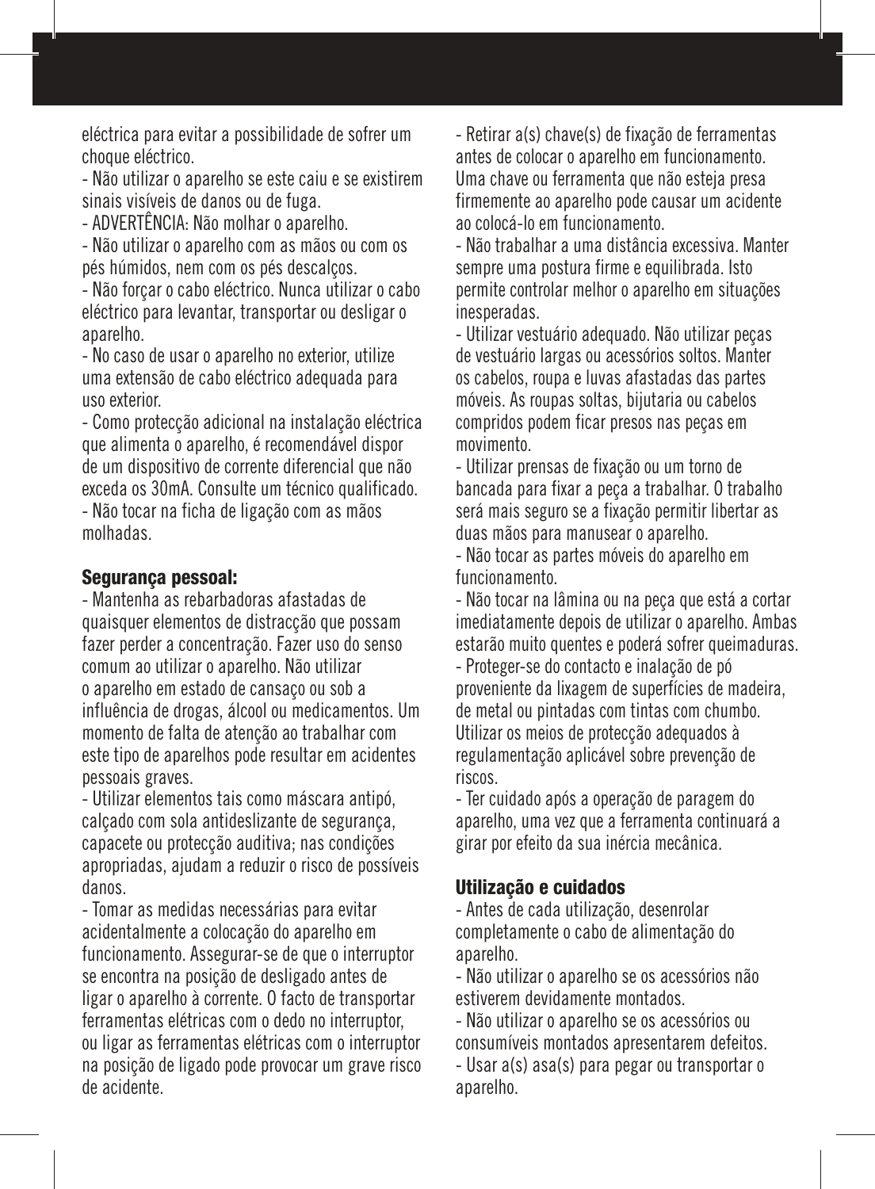eléctrica para evitar a possibilidade de sofrer um choque eléctrico.

- Não utilizar o aparelho se este caiu e se existirem sinais visíveis de danos ou de fuga.
- ADVERTÊNCIA: Não molhar o aparelho.
- Não utilizar o aparelho com as mãos ou com os pés húmidos, nem com os pés descalços.
- Não forçar o cabo eléctrico. Nunca utilizar o cabo eléctrico para levantar, transportar ou desligar o aparelho.
- No caso de usar o aparelho no exterior, utilize uma extensão de cabo eléctrico adequada para uso exterior.
- Como protecção adicional na instalação eléctrica que alimenta o aparelho, é recomendável dispor de um dispositivo de corrente diferencial que não exceda os 30mA. Consulte um técnico qualificado.
- Não tocar na ficha de ligação com as mãos molhadas.

### Segurança pessoal:

- Mantenha as rebarbadoras afastadas de quaisquer elementos de distracção que possam fazer perder a concentração. Fazer uso do senso comum ao utilizar o aparelho. Não utilizar o aparelho em estado de cansaço ou sob a influência de drogas, álcool ou medicamentos. Um momento de falta de atenção ao trabalhar com este tipo de aparelhos pode resultar em acidentes pessoais graves.
- Utilizar elementos tais como máscara antipó, calçado com sola antideslizante de segurança, capacete ou protecção auditiva; nas condições apropriadas, ajudam a reduzir o risco de possíveis danos.
- Tomar as medidas necessárias para evitar acidentalmente a colocação do aparelho em funcionamento. Assegurar-se de que o interruptor se encontra na posição de desligado antes de ligar o aparelho à corrente. O facto de transportar ferramentas elétricas com o dedo no interruptor, ou ligar as ferramentas elétricas com o interruptor na posição de ligado pode provocar um grave risco de acidente.
- Retirar a(s) chave(s) de fixação de ferramentas antes de colocar o aparelho em funcionamento. Uma chave ou ferramenta que não esteja presa firmemente ao aparelho pode causar um acidente ao colocá-lo em funcionamento.
- Não trabalhar a uma distância excessiva. Manter sempre uma postura firme e equilibrada. Isto permite controlar melhor o aparelho em situações inesperadas.
- Utilizar vestuário adequado. Não utilizar peças de vestuário largas ou acessórios soltos. Manter os cabelos, roupa e luvas afastadas das partes móveis. As roupas soltas, bijutaria ou cabelos compridos podem ficar presos nas peças em movimento.
- Utilizar prensas de fixação ou um torno de bancada para fixar a peça a trabalhar. O trabalho será mais seguro se a fixação permitir libertar as duas mãos para manusear o aparelho.
- Não tocar as partes móveis do aparelho em funcionamento.
- Não tocar na lâmina ou na peça que está a cortar imediatamente depois de utilizar o aparelho. Ambas estarão muito quentes e poderá sofrer queimaduras.
- Proteger-se do contacto e inalação de pó proveniente da lixagem de superfícies de madeira, de metal ou pintadas com tintas com chumbo. Utilizar os meios de protecção adequados à regulamentação aplicável sobre prevenção de riscos.
- Ter cuidado após a operação de paragem do aparelho, uma vez que a ferramenta continuará a girar por efeito da sua inércia mecânica.

### Utilização e cuidados

- Antes de cada utilização, desenrolar completamente o cabo de alimentação do aparelho.
- Não utilizar o aparelho se os acessórios não estiverem devidamente montados.
- Não utilizar o aparelho se os acessórios ou consumíveis montados apresentarem defeitos.
- Usar a(s) asa(s) para pegar ou transportar o aparelho.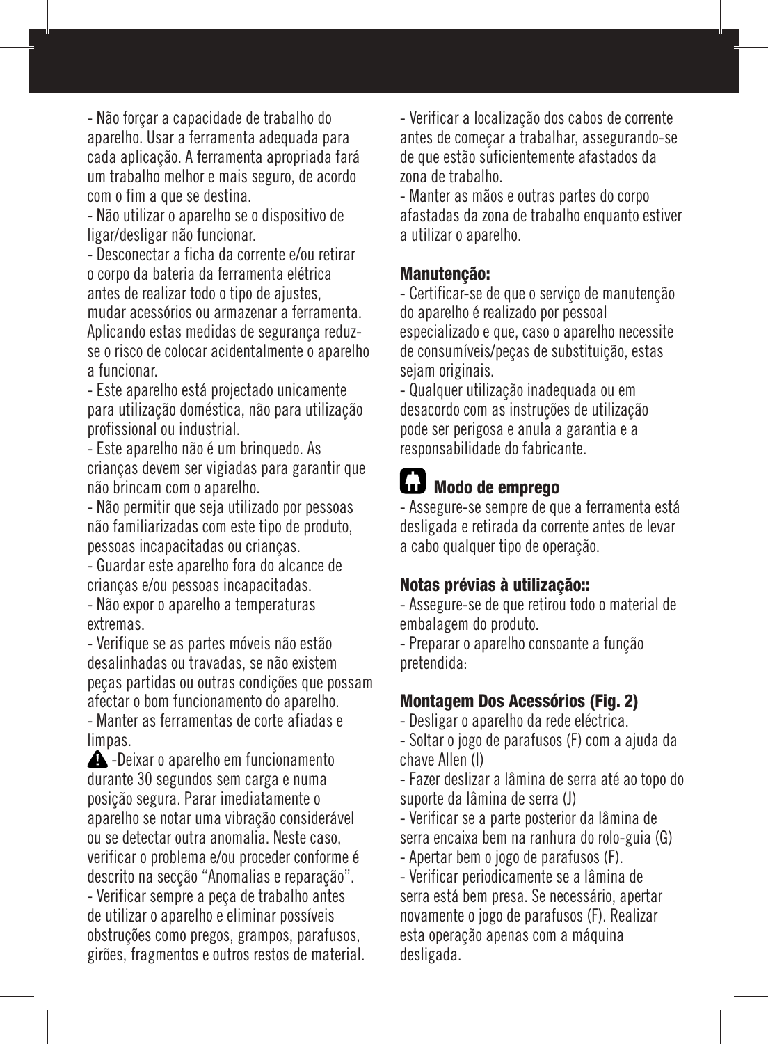- Não forçar a capacidade de trabalho do aparelho. Usar a ferramenta adequada para cada aplicação. A ferramenta apropriada fará um trabalho melhor e mais seguro, de acordo com o fim a que se destina.
- Não utilizar o aparelho se o dispositivo de ligar/desligar não funcionar.
- Desconectar a ficha da corrente e/ou retirar o corpo da bateria da ferramenta elétrica antes de realizar todo o tipo de ajustes, mudar acessórios ou armazenar a ferramenta. Aplicando estas medidas de segurança reduz-se o risco de colocar acidentalmente o aparelho a funcionar.
- Este aparelho está projectado unicamente para utilização doméstica, não para utilização profissional ou industrial.
- Este aparelho não é um brinquedo. As crianças devem ser vigiadas para garantir que não brincam com o aparelho.
- Não permitir que seja utilizado por pessoas não familiarizadas com este tipo de produto, pessoas incapacitadas ou crianças.
- Guardar este aparelho fora do alcance de crianças e/ou pessoas incapacitadas.
- Não expor o aparelho a temperaturas extremas.
- Verifique se as partes móveis não estão desalinhadas ou travadas, se não existem peças partidas ou outras condições que possam afectar o bom funcionamento do aparelho.
- Manter as ferramentas de corte afiadas e limpas.

⚠ -Deixar o aparelho em funcionamento durante 30 segundos sem carga e numa posição segura. Parar imediatamente o aparelho se notar uma vibração considerável ou se detectar outra anomalia. Neste caso, verificar o problema e/ou proceder conforme é descrito na secção "Anomalias e reparação".
- Verificar sempre a peça de trabalho antes de utilizar o aparelho e eliminar possíveis obstruções como pregos, grampos, parafusos, girões, fragmentos e outros restos de material.
- Verificar a localização dos cabos de corrente antes de começar a trabalhar, assegurando-se de que estão suficientemente afastados da zona de trabalho.
- Manter as mãos e outras partes do corpo afastadas da zona de trabalho enquanto estiver a utilizar o aparelho.

### Manutenção:

- Certificar-se de que o serviço de manutenção do aparelho é realizado por pessoal especializado e que, caso o aparelho necessite de consumíveis/peças de substituição, estas sejam originais.
- Qualquer utilização inadequada ou em desacordo com as instruções de utilização pode ser perigosa e anula a garantia e a responsabilidade do fabricante.

## Modo de emprego

- Assegure-se sempre de que a ferramenta está desligada e retirada da corrente antes de levar a cabo qualquer tipo de operação.

### Notas prévias à utilização::

- Assegure-se de que retirou todo o material de embalagem do produto.
- Preparar o aparelho consoante a função pretendida:

### Montagem Dos Acessórios (Fig. 2)

- Desligar o aparelho da rede eléctrica.
- Soltar o jogo de parafusos (F) com a ajuda da chave Allen (I)
- Fazer deslizar a lâmina de serra até ao topo do suporte da lâmina de serra (J)
- Verificar se a parte posterior da lâmina de serra encaixa bem na ranhura do rolo-guia (G)
- Apertar bem o jogo de parafusos (F).
- Verificar periodicamente se a lâmina de serra está bem presa. Se necessário, apertar novamente o jogo de parafusos (F). Realizar esta operação apenas com a máquina desligada.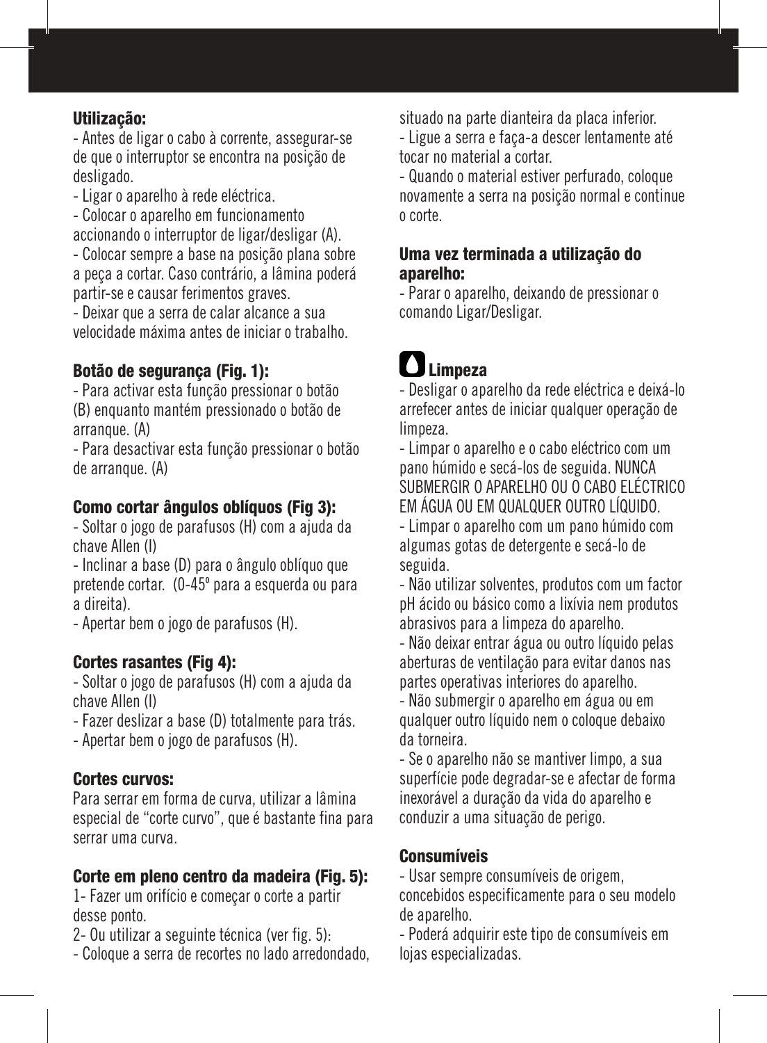#### Utilização:

- Antes de ligar o cabo à corrente, assegurar-se de que o interruptor se encontra na posição de desligado.
- Ligar o aparelho à rede eléctrica.
- Colocar o aparelho em funcionamento accionando o interruptor de ligar/desligar (A).
- Colocar sempre a base na posição plana sobre a peça a cortar. Caso contrário, a lâmina poderá partir-se e causar ferimentos graves.
- Deixar que a serra de calar alcance a sua velocidade máxima antes de iniciar o trabalho.

#### Botão de segurança (Fig. 1):

- Para activar esta função pressionar o botão (B) enquanto mantém pressionado o botão de arranque. (A)
- Para desactivar esta função pressionar o botão de arranque. (A)

#### Como cortar ângulos oblíquos (Fig 3):

- Soltar o jogo de parafusos (H) com a ajuda da chave Allen (I)
- Inclinar a base (D) para o ângulo oblíquo que pretende cortar. (0-45º para a esquerda ou para a direita).
- Apertar bem o jogo de parafusos (H).

#### Cortes rasantes (Fig 4):

- Soltar o jogo de parafusos (H) com a ajuda da chave Allen (I)
- Fazer deslizar a base (D) totalmente para trás.
- Apertar bem o jogo de parafusos (H).

#### Cortes curvos:

Para serrar em forma de curva, utilizar a lâmina especial de "corte curvo", que é bastante fina para serrar uma curva.

#### Corte em pleno centro da madeira (Fig. 5):

1- Fazer um orifício e começar o corte a partir desse ponto.

2- Ou utilizar a seguinte técnica (ver fig. 5):

- Coloque a serra de recortes no lado arredondado, situado na parte dianteira da placa inferior.
- Ligue a serra e faça-a descer lentamente até tocar no material a cortar.
- Quando o material estiver perfurado, coloque novamente a serra na posição normal e continue o corte.

#### Uma vez terminada a utilização do aparelho:

- Parar o aparelho, deixando de pressionar o comando Ligar/Desligar.

### Limpeza

- Desligar o aparelho da rede eléctrica e deixá-lo arrefecer antes de iniciar qualquer operação de limpeza.
- Limpar o aparelho e o cabo eléctrico com um pano húmido e secá-los de seguida. NUNCA SUBMERGIR O APARELHO OU O CABO ELÉCTRICO EM ÁGUA OU EM QUALQUER OUTRO LÍQUIDO.
- Limpar o aparelho com um pano húmido com algumas gotas de detergente e secá-lo de seguida.
- Não utilizar solventes, produtos com um factor pH ácido ou básico como a lixívia nem produtos abrasivos para a limpeza do aparelho.
- Não deixar entrar água ou outro líquido pelas aberturas de ventilação para evitar danos nas partes operativas interiores do aparelho.
- Não submergir o aparelho em água ou em qualquer outro líquido nem o coloque debaixo da torneira.
- Se o aparelho não se mantiver limpo, a sua superfície pode degradar-se e afectar de forma inexorável a duração da vida do aparelho e conduzir a uma situação de perigo.

#### Consumíveis

- Usar sempre consumíveis de origem, concebidos especificamente para o seu modelo de aparelho.
- Poderá adquirir este tipo de consumíveis em lojas especializadas.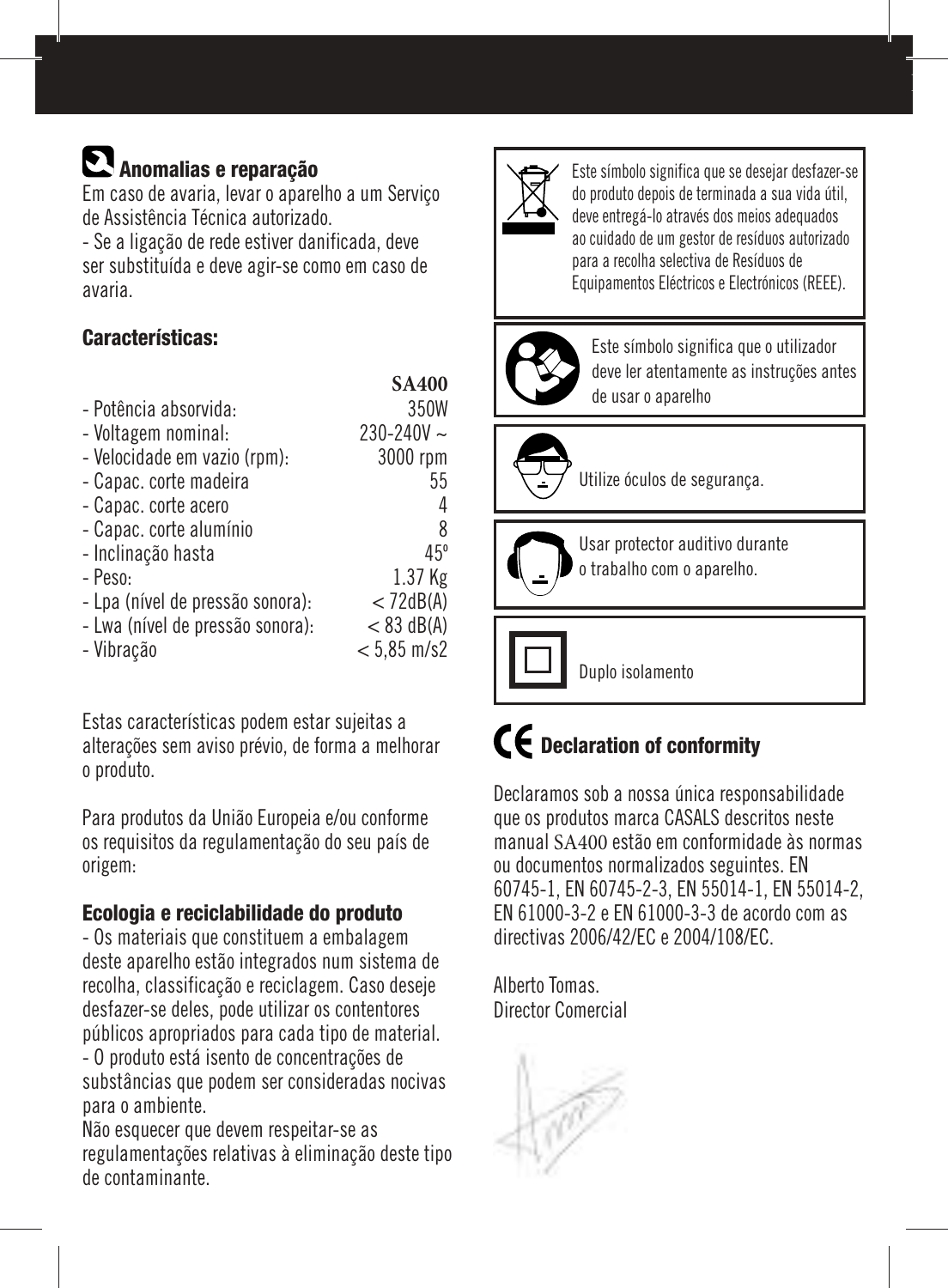## Anomalias e reparação

Em caso de avaria, levar o aparelho a um Serviço de Assistência Técnica autorizado.

- Se a ligação de rede estiver danificada, deve ser substituída e deve agir-se como em caso de avaria.

### Características:

| | SA400 |
|---|---|
| - Potência absorvida: | 350W |
| - Voltagem nominal: | 230-240V ~ |
| - Velocidade em vazio (rpm): | 3000 rpm |
| - Capac. corte madeira | 55 |
| - Capac. corte acero | 4 |
| - Capac. corte alumínio | 8 |
| - Inclinação hasta | 45º |
| - Peso: | 1.37 Kg |
| - Lpa (nível de pressão sonora): | < 72dB(A) |
| - Lwa (nível de pressão sonora): | < 83 dB(A) |
| - Vibração | < 5,85 m/s2 |

Estas características podem estar sujeitas a alterações sem aviso prévio, de forma a melhorar o produto.

Para produtos da União Europeia e/ou conforme os requisitos da regulamentação do seu país de origem:

### Ecologia e reciclabilidade do produto

- Os materiais que constituem a embalagem deste aparelho estão integrados num sistema de recolha, classificação e reciclagem. Caso deseje desfazer-se deles, pode utilizar os contentores públicos apropriados para cada tipo de material.
- O produto está isento de concentrações de substâncias que podem ser consideradas nocivas para o ambiente.

Não esquecer que devem respeitar-se as regulamentações relativas à eliminação deste tipo de contaminante.

Este símbolo significa que se desejar desfazer-se do produto depois de terminada a sua vida útil, deve entregá-lo através dos meios adequados ao cuidado de um gestor de resíduos autorizado para a recolha selectiva de Resíduos de Equipamentos Eléctricos e Electrónicos (REEE).

Este símbolo significa que o utilizador deve ler atentamente as instruções antes de usar o aparelho

Utilize óculos de segurança.

Usar protector auditivo durante o trabalho com o aparelho.

Duplo isolamento

## CE Declaration of conformity

Declaramos sob a nossa única responsabilidade que os produtos marca CASALS descritos neste manual SA400 estão em conformidade às normas ou documentos normalizados seguintes. EN 60745-1, EN 60745-2-3, EN 55014-1, EN 55014-2, EN 61000-3-2 e EN 61000-3-3 de acordo com as directivas 2006/42/EC e 2004/108/EC.

Alberto Tomas.
Director Comercial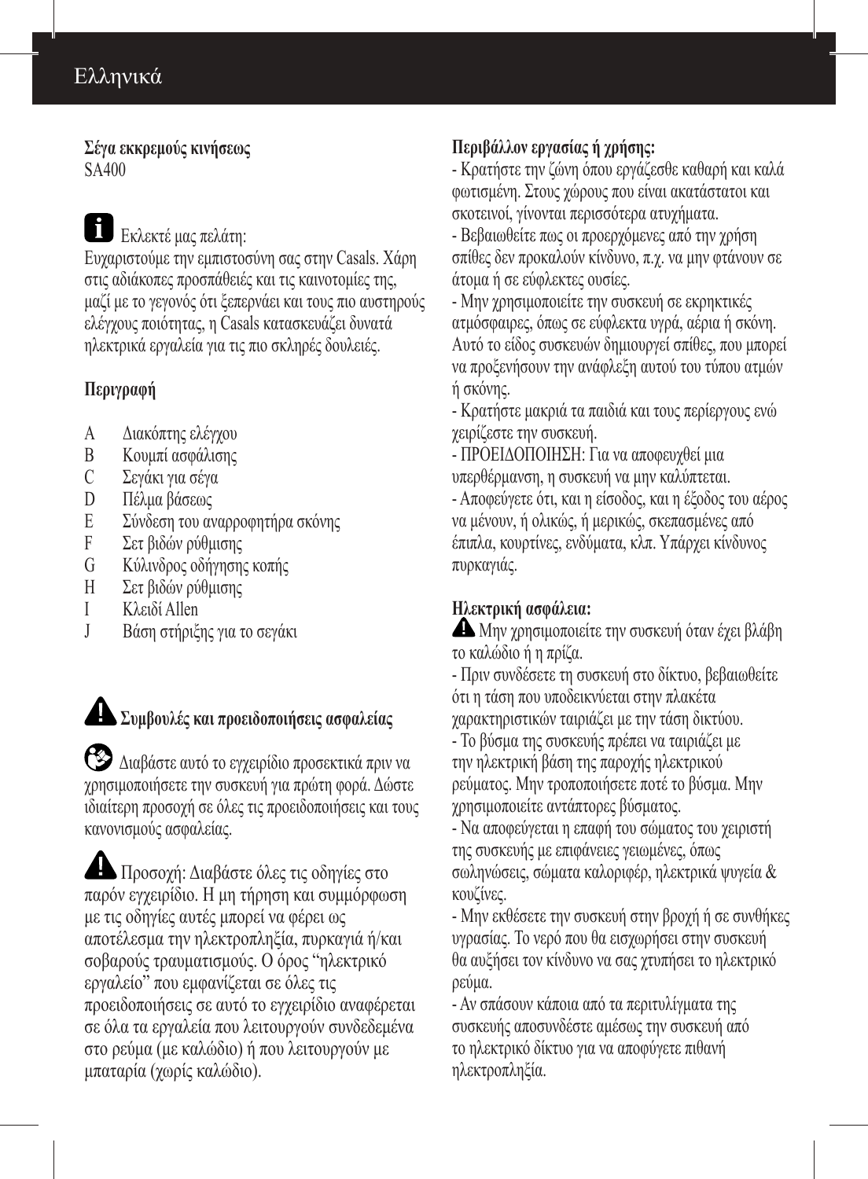**Σέγα εκκρεμούς κινήσεως**
SA400

Εκλεκτέ μας πελάτη:
Ευχαριστούμε την εμπιστοσύνη σας στην Casals. Χάρη στις αδιάκοπες προσπάθειές και τις καινοτομίες της, μαζί με το γεγονός ότι ξεπερνάει και τους πιο αυστηρούς ελέγχους ποιότητας, η Casals κατασκευάζει δυνατά ηλεκτρικά εργαλεία για τις πιο σκληρές δουλειές.

**Περιγραφή**

A Διακόπτης ελέγχου
B Κουμπί ασφάλισης
C Σεγάκι για σέγα
D Πέλμα βάσεως
E Σύνδεση του αναρροφητήρα σκόνης
F Σετ βιδών ρύθμισης
G Κύλινδρος οδήγησης κοπής
H Σετ βιδών ρύθμισης
I Κλειδί Allen
J Βάση στήριξης για το σεγάκι

**Συμβουλές και προειδοποιήσεις ασφαλείας**

Διαβάστε αυτό το εγχειρίδιο προσεκτικά πριν να χρησιμοποιήσετε την συσκευή για πρώτη φορά. Δώστε ιδιαίτερη προσοχή σε όλες τις προειδοποιήσεις και τους κανονισμούς ασφαλείας.

Προσοχή: Διαβάστε όλες τις οδηγίες στο παρόν εγχειρίδιο. Η μη τήρηση και συμμόρφωση με τις οδηγίες αυτές μπορεί να φέρει ως αποτέλεσμα την ηλεκτροπληξία, πυρκαγιά ή/και σοβαρούς τραυματισμούς. Ο όρος "ηλεκτρικό εργαλείο" που εμφανίζεται σε όλες τις προειδοποιήσεις σε αυτό το εγχειρίδιο αναφέρεται σε όλα τα εργαλεία που λειτουργούν συνδεδεμένα στο ρεύμα (με καλώδιο) ή που λειτουργούν με μπαταρία (χωρίς καλώδιο).

**Περιβάλλον εργασίας ή χρήσης:**
- Κρατήστε την ζώνη όπου εργάζεσθε καθαρή και καλά φωτισμένη. Στους χώρους που είναι ακατάστατοι και σκοτεινοί, γίνονται περισσότερα ατυχήματα.
- Βεβαιωθείτε πως οι προερχόμενες από την χρήση σπίθες δεν προκαλούν κίνδυνο, π.χ. να μην φτάνουν σε άτομα ή σε εύφλεκτες ουσίες.
- Μην χρησιμοποιείτε την συσκευή σε εκρηκτικές ατμόσφαιρες, όπως σε εύφλεκτα υγρά, αέρια ή σκόνη. Αυτό το είδος συσκευών δημιουργεί σπίθες, που μπορεί να προξενήσουν την ανάφλεξη αυτού του τύπου ατμών ή σκόνης.
- Κρατήστε μακριά τα παιδιά και τους περίεργους ενώ χειρίζεστε την συσκευή.
- ΠΡΟΕΙΔΟΠΟΙΗΣΗ: Για να αποφευχθεί μια υπερθέρμανση, η συσκευή να μην καλύπτεται.
- Αποφεύγετε ότι, και η είσοδος, και η έξοδος του αέρος να μένουν, ή ολικώς, ή μερικώς, σκεπασμένες από έπιπλα, κουρτίνες, ενδύματα, κλπ. Υπάρχει κίνδυνος πυρκαγιάς.

**Ηλεκτρική ασφάλεια:**
Μην χρησιμοποιείτε την συσκευή όταν έχει βλάβη το καλώδιο ή η πρίζα.
- Πριν συνδέσετε τη συσκευή στο δίκτυο, βεβαιωθείτε ότι η τάση που υποδεικνύεται στην πλακέτα χαρακτηριστικών ταιριάζει με την τάση δικτύου.
- Το βύσμα της συσκευής πρέπει να ταιριάζει με την ηλεκτρική βάση της παροχής ηλεκτρικού ρεύματος. Μην τροποποιήσετε ποτέ το βύσμα. Μην χρησιμοποιείτε αντάπτορες βύσματος.
- Να αποφεύγεται η επαφή του σώματος του χειριστή της συσκευής με επιφάνειες γειωμένες, όπως σωληνώσεις, σώματα καλοριφέρ, ηλεκτρικά ψυγεία & κουζίνες.
- Μην εκθέσετε την συσκευή στην βροχή ή σε συνθήκες υγρασίας. Το νερό που θα εισχωρήσει στην συσκευή θα αυξήσει τον κίνδυνο να σας χτυπήσει το ηλεκτρικό ρεύμα.
- Αν σπάσουν κάποια από τα περιτυλίγματα της συσκευής αποσυνδέστε αμέσως την συσκευή από το ηλεκτρικό δίκτυο για να αποφύγετε πιθανή ηλεκτροπληξία.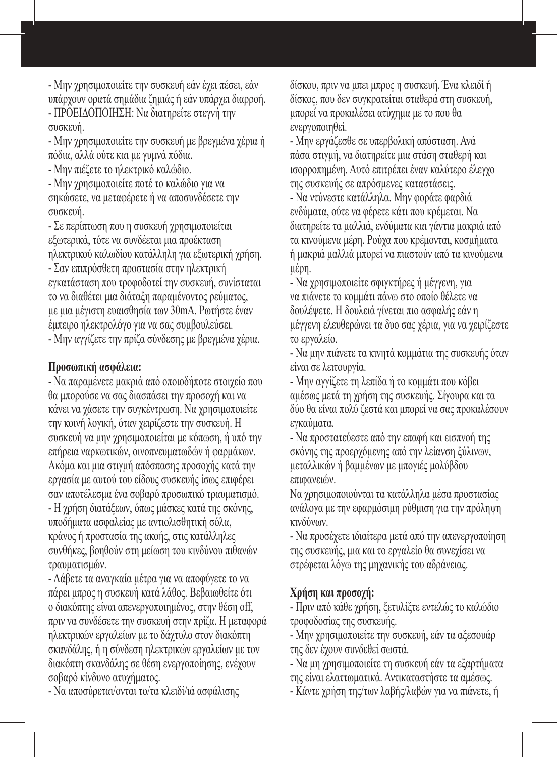- Μην χρησιμοποιείτε την συσκευή εάν έχει πέσει, εάν υπάρχουν ορατά σημάδια ζημιάς ή εάν υπάρχει διαρροή.
- ΠΡΟΕΙΔΟΠΟΙΗΣΗ: Να διατηρείτε στεγνή την συσκευή.
- Μην χρησιμοποιείτε την συσκευή με βρεγμένα χέρια ή πόδια, αλλά ούτε και με γυμνά πόδια.
- Μην πιέζετε το ηλεκτρικό καλώδιο.
- Μην χρησιμοποιείτε ποτέ το καλώδιο για να σηκώσετε, να μεταφέρετε ή να αποσυνδέσετε την συσκευή.
- Σε περίπτωση που η συσκευή χρησιμοποιείται εξωτερικά, τότε να συνδέεται μια προέκταση ηλεκτρικού καλωδίου κατάλληλη για εξωτερική χρήση.
- Σαν επιπρόσθετη προστασία στην ηλεκτρική εγκατάσταση που τροφοδοτεί την συσκευή, συνίσταται το να διαθέτει μια διάταξη παραμένοντος ρεύματος, με μια μέγιστη ευαισθησία των 30mA. Ρωτήστε έναν έμπειρο ηλεκτρολόγο για να σας συμβουλεύσει.
- Μην αγγίζετε την πρίζα σύνδεσης με βρεγμένα χέρια.

**Προσωπική ασφάλεια:**

- Να παραμένετε μακριά από οποιοδήποτε στοιχείο που θα μπορούσε να σας διασπάσει την προσοχή και να κάνει να χάσετε την συγκέντρωση. Να χρησιμοποιείτε την κοινή λογική, όταν χειρίζεστε την συσκευή. Η συσκευή να μην χρησιμοποιείται με κόπωση, ή υπό την επήρεια ναρκωτικών, οινοπνευματωδών ή φαρμάκων. Ακόμα και μια στιγμή απόσπασης προσοχής κατά την εργασία με αυτού του είδους συσκευής ίσως επιφέρει σαν αποτέλεσμα ένα σοβαρό προσωπικό τραυματισμό.
- Η χρήση διατάξεων, όπως μάσκες κατά της σκόνης, υποδήματα ασφαλείας με αντιολισθητική σόλα, κράνος ή προστασία της ακοής, στις κατάλληλες συνθήκες, βοηθούν στη μείωση του κινδύνου πιθανών τραυματισμών.
- Λάβετε τα αναγκαία μέτρα για να αποφύγετε το να πάρει μπρος η συσκευή κατά λάθος. Βεβαιωθείτε ότι ο διακόπτης είναι απενεργοποιημένος, στην θέση off, πριν να συνδέσετε την συσκευή στην πρίζα. Η μεταφορά ηλεκτρικών εργαλείων με το δάχτυλο στον διακόπτη σκανδάλης, ή η σύνδεση ηλεκτρικών εργαλείων με τον διακόπτη σκανδάλης σε θέση ενεργοποίησης, ενέχουν σοβαρό κίνδυνο ατυχήματος.
- Να αποσύρεται/ονται το/τα κλειδί/ιά ασφάλισης δίσκου, πριν να μπει μπρος η συσκευή. Ένα κλειδί ή δίσκος, που δεν συγκρατείται σταθερά στη συσκευή, μπορεί να προκαλέσει ατύχημα με το που θα ενεργοποιηθεί.
- Μην εργάζεσθε σε υπερβολική απόσταση. Ανά πάσα στιγμή, να διατηρείτε μια στάση σταθερή και ισορροπημένη. Αυτό επιτρέπει έναν καλύτερο έλεγχο της συσκευής σε απρόσμενες καταστάσεις.
- Να ντύνεστε κατάλληλα. Μην φοράτε φαρδιά ενδύματα, ούτε να φέρετε κάτι που κρέμεται. Να διατηρείτε τα μαλλιά, ενδύματα και γάντια μακριά από τα κινούμενα μέρη. Ρούχα που κρέμονται, κοσμήματα ή μακριά μαλλιά μπορεί να πιαστούν από τα κινούμενα μέρη.
- Να χρησιμοποιείτε σφιγκτήρες ή μέγγενη, για να πιάνετε το κομμάτι πάνω στο οποίο θέλετε να δουλέψετε. Η δουλειά γίνεται πιο ασφαλής εάν η μέγγενη ελευθερώνει τα δυο σας χέρια, για να χειρίζεστε το εργαλείο.
- Να μην πιάνετε τα κινητά κομμάτια της συσκευής όταν είναι σε λειτουργία.
- Μην αγγίζετε τη λεπίδα ή το κομμάτι που κόβει αμέσως μετά τη χρήση της συσκευής. Σίγουρα και τα δύο θα είναι πολύ ζεστά και μπορεί να σας προκαλέσουν εγκαύματα.
- Να προστατεύεστε από την επαφή και εισπνοή της σκόνης της προερχόμενης από την λείανση ξύλινων, μεταλλικών ή βαμμένων με μπογιές μολύβδου επιφανειών.

Να χρησιμοποιούνται τα κατάλληλα μέσα προστασίας ανάλογα με την εφαρμόσιμη ρύθμιση για την πρόληψη κινδύνων.

- Να προσέχετε ιδιαίτερα μετά από την απενεργοποίηση της συσκευής, μια και το εργαλείο θα συνεχίσει να στρέφεται λόγω της μηχανικής του αδράνειας.

**Χρήση και προσοχή:**

- Πριν από κάθε χρήση, ξετυλίξτε εντελώς το καλώδιο τροφοδοσίας της συσκευής.
- Μην χρησιμοποιείτε την συσκευή, εάν τα αξεσουάρ της δεν έχουν συνδεθεί σωστά.
- Να μη χρησιμοποιείτε τη συσκευή εάν τα εξαρτήματα της είναι ελαττωματικά. Αντικαταστήστε τα αμέσως.
- Κάντε χρήση της/των λαβής/λαβών για να πιάνετε, ή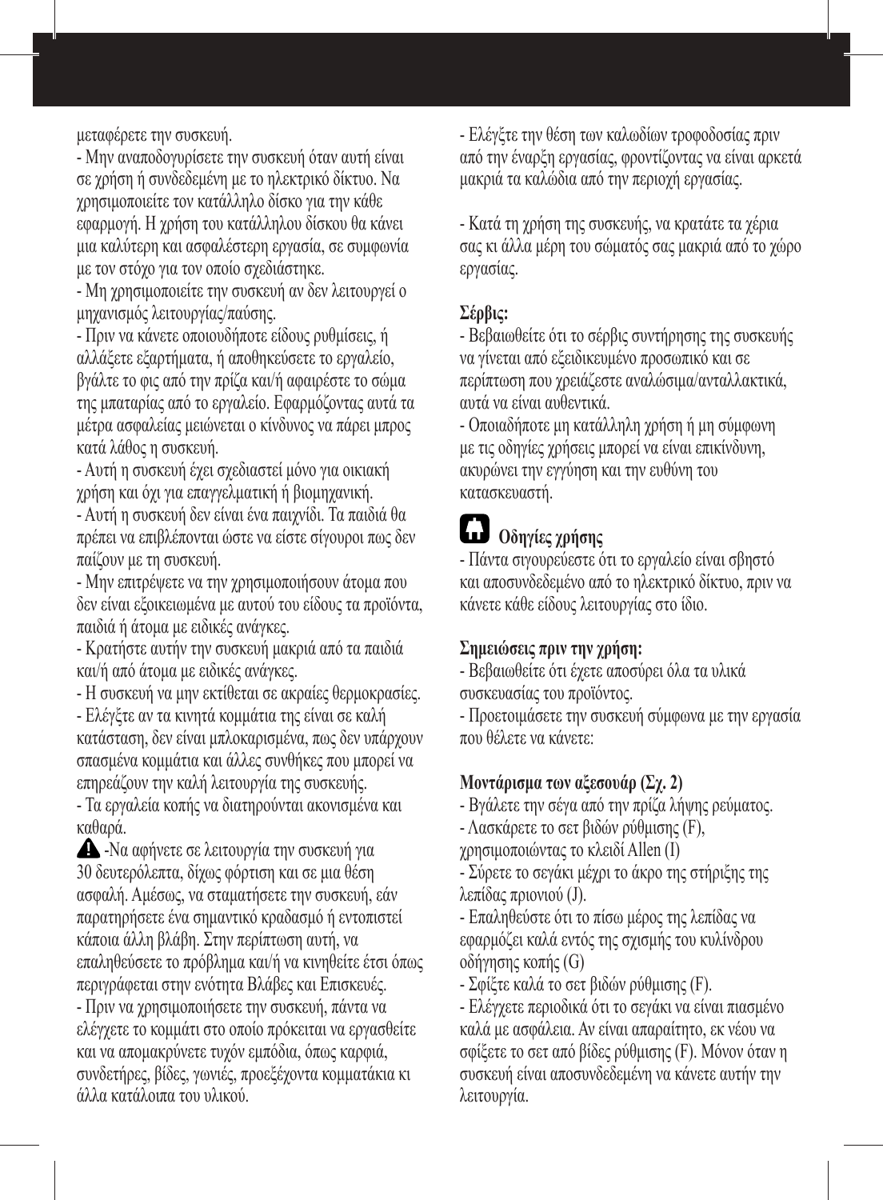μεταφέρετε την συσκευή.

- Μην αναποδογυρίσετε την συσκευή όταν αυτή είναι σε χρήση ή συνδεδεμένη με το ηλεκτρικό δίκτυο. Να χρησιμοποιείτε τον κατάλληλο δίσκο για την κάθε εφαρμογή. Η χρήση του κατάλληλου δίσκου θα κάνει μια καλύτερη και ασφαλέστερη εργασία, σε συμφωνία με τον στόχο για τον οποίο σχεδιάστηκε.
- Μη χρησιμοποιείτε την συσκευή αν δεν λειτουργεί ο μηχανισμός λειτουργίας/παύσης.
- Πριν να κάνετε οποιουδήποτε είδους ρυθμίσεις, ή αλλάξετε εξαρτήματα, ή αποθηκεύσετε το εργαλείο, βγάλτε το φις από την πρίζα και/ή αφαιρέστε το σώμα της μπαταρίας από το εργαλείο. Εφαρμόζοντας αυτά τα μέτρα ασφαλείας μειώνεται ο κίνδυνος να πάρει μπρος κατά λάθος η συσκευή.
- Αυτή η συσκευή έχει σχεδιαστεί μόνο για οικιακή χρήση και όχι για επαγγελματική ή βιομηχανική.
- Αυτή η συσκευή δεν είναι ένα παιχνίδι. Τα παιδιά θα πρέπει να επιβλέπονται ώστε να είστε σίγουροι πως δεν παίζουν με τη συσκευή.
- Μην επιτρέψετε να την χρησιμοποιήσουν άτομα που δεν είναι εξοικειωμένα με αυτού του είδους τα προϊόντα, παιδιά ή άτομα με ειδικές ανάγκες.
- Κρατήστε αυτήν την συσκευή μακριά από τα παιδιά και/ή από άτομα με ειδικές ανάγκες.
- Η συσκευή να μην εκτίθεται σε ακραίες θερμοκρασίες.
- Ελέγξτε αν τα κινητά κομμάτια της είναι σε καλή κατάσταση, δεν είναι μπλοκαρισμένα, πως δεν υπάρχουν σπασμένα κομμάτια και άλλες συνθήκες που μπορεί να επηρεάζουν την καλή λειτουργία της συσκευής.
- Τα εργαλεία κοπής να διατηρούνται ακονισμένα και καθαρά.

⚠ -Να αφήνετε σε λειτουργία την συσκευή για 30 δευτερόλεπτα, δίχως φόρτιση και σε μια θέση ασφαλή. Αμέσως, να σταματήσετε την συσκευή, εάν παρατηρήσετε ένα σημαντικό κραδασμό ή εντοπιστεί κάποια άλλη βλάβη. Στην περίπτωση αυτή, να επαληθεύσετε το πρόβλημα και/ή να κινηθείτε έτσι όπως περιγράφεται στην ενότητα Βλάβες και Επισκευές.

- Πριν να χρησιμοποιήσετε την συσκευή, πάντα να ελέγχετε το κομμάτι στο οποίο πρόκειται να εργασθείτε και να απομακρύνετε τυχόν εμπόδια, όπως καρφιά, συνδετήρες, βίδες, γωνιές, προεξέχοντα κομματάκια κι άλλα κατάλοιπα του υλικού.
- Ελέγξτε την θέση των καλωδίων τροφοδοσίας πριν από την έναρξη εργασίας, φροντίζοντας να είναι αρκετά μακριά τα καλώδια από την περιοχή εργασίας.

- Κατά τη χρήση της συσκευής, να κρατάτε τα χέρια σας κι άλλα μέρη του σώματός σας μακριά από το χώρο εργασίας.

**Σέρβις:**

- Βεβαιωθείτε ότι το σέρβις συντήρησης της συσκευής να γίνεται από εξειδικευμένο προσωπικό και σε περίπτωση που χρειάζεστε αναλώσιμα/ανταλλακτικά, αυτά να είναι αυθεντικά.
- Οποιαδήποτε μη κατάλληλη χρήση ή μη σύμφωνη με τις οδηγίες χρήσεις μπορεί να είναι επικίνδυνη, ακυρώνει την εγγύηση και την ευθύνη του κατασκευαστή.

## Οδηγίες χρήσης

- Πάντα σιγουρευέστε ότι το εργαλείο είναι σβηστό και αποσυνδεδεμένο από το ηλεκτρικό δίκτυο, πριν να κάνετε κάθε είδους λειτουργίας στο ίδιο.

**Σημειώσεις πριν την χρήση:**

- Βεβαιωθείτε ότι έχετε αποσύρει όλα τα υλικά συσκευασίας του προϊόντος.
- Προετοιμάσετε την συσκευή σύμφωνα με την εργασία που θέλετε να κάνετε:

**Μοντάρισμα των αξεσουάρ (Σχ. 2)**

- Βγάλετε την σέγα από την πρίζα λήψης ρεύματος.
- Λασκάρετε το σετ βιδών ρύθμισης (F), χρησιμοποιώντας το κλειδί Allen (I)
- Σύρετε το σεγάκι μέχρι το άκρο της στήριξης της λεπίδας πριονιού (J).
- Επαληθεύστε ότι το πίσω μέρος της λεπίδας να εφαρμόζει καλά εντός της σχισμής του κυλίνδρου οδήγησης κοπής (G)
- Σφίξτε καλά το σετ βιδών ρύθμισης (F).
- Ελέγχετε περιοδικά ότι το σεγάκι να είναι πιασμένο καλά με ασφάλεια. Αν είναι απαραίτητο, εκ νέου να σφίξετε το σετ από βίδες ρύθμισης (F). Μόνον όταν η συσκευή είναι αποσυνδεδεμένη να κάνετε αυτήν την λειτουργία.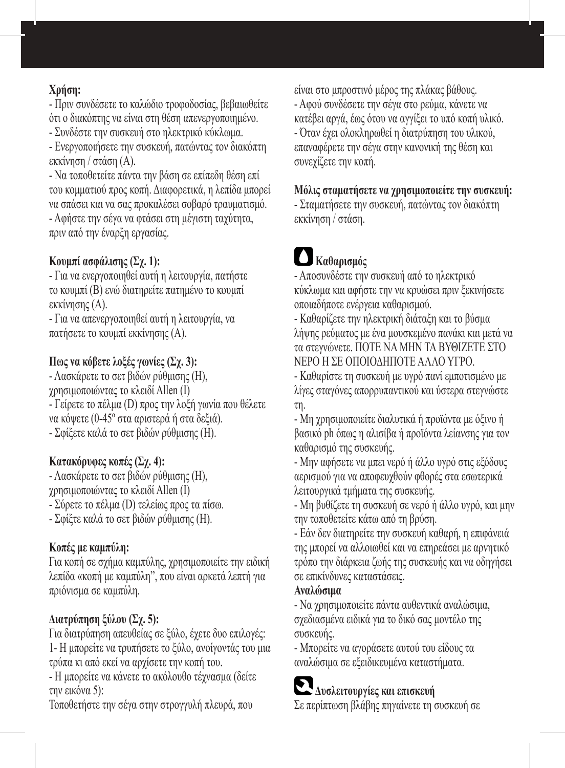**Χρήση:**

- Πριν συνδέσετε το καλώδιο τροφοδοσίας, βεβαιωθείτε ότι ο διακόπτης να είναι στη θέση απενεργοποιημένο.
- Συνδέστε την συσκευή στο ηλεκτρικό κύκλωμα.
- Ενεργοποιήσετε την συσκευή, πατώντας τον διακόπτη εκκίνηση / στάση (A).
- Να τοποθετείτε πάντα την βάση σε επίπεδη θέση επί του κομματιού προς κοπή. Διαφορετικά, η λεπίδα μπορεί να σπάσει και να σας προκαλέσει σοβαρό τραυματισμό.
- Αφήστε την σέγα να φτάσει στη μέγιστη ταχύτητα, πριν από την έναρξη εργασίας.

**Κουμπί ασφάλισης (Σχ. 1):**

- Για να ενεργοποιηθεί αυτή η λειτουργία, πατήστε το κουμπί (B) ενώ διατηρείτε πατημένο το κουμπί εκκίνησης (A).
- Για να απενεργοποιηθεί αυτή η λειτουργία, να πατήσετε το κουμπί εκκίνησης (A).

**Πως να κόβετε λοξές γωνίες (Σχ. 3):**

- Λασκάρετε το σετ βιδών ρύθμισης (H), χρησιμοποιώντας το κλειδί Allen (I)
- Γείρετε το πέλμα (D) προς την λοξή γωνία που θέλετε να κόψετε (0-45º στα αριστερά ή στα δεξιά).
- Σφίξετε καλά το σετ βιδών ρύθμισης (H).

**Κατακόρυφες κοπές (Σχ. 4):**

- Λασκάρετε το σετ βιδών ρύθμισης (H), χρησιμοποιώντας το κλειδί Allen (I)
- Σύρετε το πέλμα (D) τελείως προς τα πίσω.
- Σφίξτε καλά το σετ βιδών ρύθμισης (H).

**Κοπές με καμπύλη:**

Για κοπή σε σχήμα καμπύλης, χρησιμοποιείτε την ειδική λεπίδα «κοπή με καμπύλη", που είναι αρκετά λεπτή για πριόνισμα σε καμπύλη.

**Διατρύπηση ξύλου (Σχ. 5):**

Για διατρύπηση απευθείας σε ξύλο, έχετε δυο επιλογές:
1- Η μπορείτε να τρυπήσετε το ξύλο, ανοίγοντάς του μια τρύπα κι από εκεί να αρχίσετε την κοπή του.
- Η μπορείτε να κάνετε το ακόλουθο τέχνασμα (δείτε την εικόνα 5):
Τοποθετήστε την σέγα στην στρογγυλή πλευρά, που είναι στο μπροστινό μέρος της πλάκας βάθους.
- Αφού συνδέσετε την σέγα στο ρεύμα, κάνετε να κατέβει αργά, έως ότου να αγγίξει το υπό κοπή υλικό.
- Όταν έχει ολοκληρωθεί η διατρύπηση του υλικού, επαναφέρετε την σέγα στην κανονική της θέση και συνεχίζετε την κοπή.

**Μόλις σταματήσετε να χρησιμοποιείτε την συσκευή:**

- Σταματήσετε την συσκευή, πατώντας τον διακόπτη εκκίνηση / στάση.

## Καθαρισμός

- Αποσυνδέστε την συσκευή από το ηλεκτρικό κύκλωμα και αφήστε την να κρυώσει πριν ξεκινήσετε οποιαδήποτε ενέργεια καθαρισμού.
- Καθαρίζετε την ηλεκτρική διάταξη και το βύσμα λήψης ρεύματος με ένα μουσκεμένο πανάκι και μετά να τα στεγνώνετε. ΠΟΤΕ ΝΑ ΜΗΝ ΤΑ ΒΥΘΙΖΕΤΕ ΣΤΟ ΝΕΡΟ Η ΣΕ ΟΠΟΙΟΔΗΠΟΤΕ ΑΛΛΟ ΥΓΡΟ.
- Καθαρίστε τη συσκευή με υγρό πανί εμποτισμένο με λίγες σταγόνες απορρυπαντικού και ύστερα στεγνώστε τη.
- Μη χρησιμοποιείτε διαλυτικά ή προϊόντα με όξινο ή βασικό ph όπως η αλισίβα ή προϊόντα λείανσης για τον καθαρισμό της συσκευής.
- Μην αφήσετε να μπει νερό ή άλλο υγρό στις εξόδους αερισμού για να αποφευχθούν φθορές στα εσωτερικά λειτουργικά τμήματα της συσκευής.
- Μη βυθίζετε τη συσκευή σε νερό ή άλλο υγρό, και μην την τοποθετείτε κάτω από τη βρύση.
- Εάν δεν διατηρείτε την συσκευή καθαρή, η επιφάνειά της μπορεί να αλλοιωθεί και να επηρεάσει με αρνητικό τρόπο την διάρκεια ζωής της συσκευής και να οδηγήσει σε επικίνδυνες καταστάσεις.

**Αναλώσιμα**

- Να χρησιμοποιείτε πάντα αυθεντικά αναλώσιμα, σχεδιασμένα ειδικά για το δικό σας μοντέλο της συσκευής.
- Μπορείτε να αγοράσετε αυτού του είδους τα αναλώσιμα σε εξειδικευμένα καταστήματα.

## Δυσλειτουργίες και επισκευή

Σε περίπτωση βλάβης πηγαίνετε τη συσκευή σε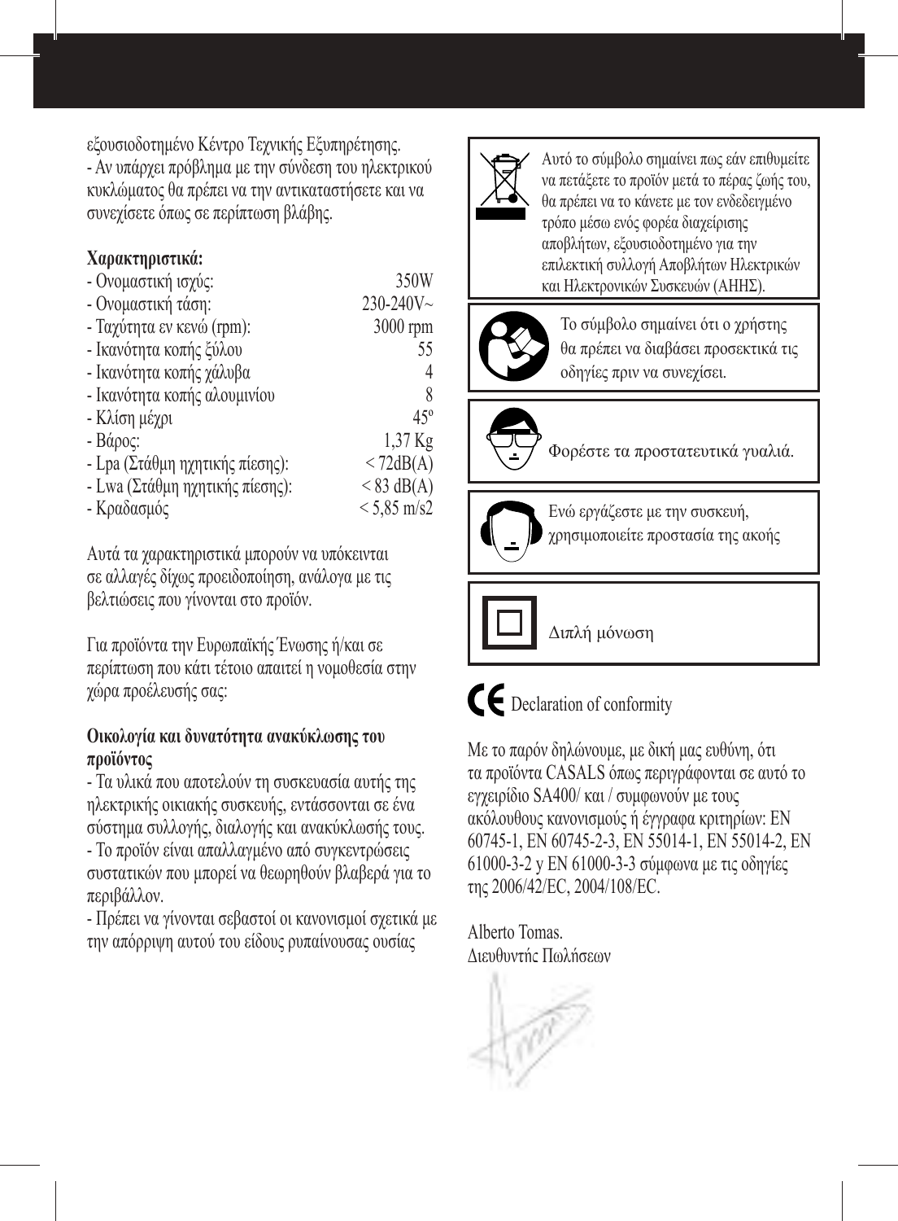εξουσιοδοτημένο Κέντρο Τεχνικής Εξυπηρέτησης.

- Αν υπάρχει πρόβλημα με την σύνδεση του ηλεκτρικού κυκλώματος θα πρέπει να την αντικαταστήσετε και να συνεχίσετε όπως σε περίπτωση βλάβης.

**Χαρακτηριστικά:**

| | |
|---|---|
| - Ονομαστική ισχύς: | 350W |
| - Ονομαστική τάση: | 230-240V~ |
| - Ταχύτητα εν κενώ (rpm): | 3000 rpm |
| - Ικανότητα κοπής ξύλου | 55 |
| - Ικανότητα κοπής χάλυβα | 4 |
| - Ικανότητα κοπής αλουμινίου | 8 |
| - Κλίση μέχρι | 45º |
| - Βάρος: | 1,37 Kg |
| - Lpa (Στάθμη ηχητικής πίεσης): | < 72dB(A) |
| - Lwa (Στάθμη ηχητικής πίεσης): | < 83 dB(A) |
| - Κραδασμός | < 5,85 m/s2 |

Αυτά τα χαρακτηριστικά μπορούν να υπόκεινται σε αλλαγές δίχως προειδοποίηση, ανάλογα με τις βελτιώσεις που γίνονται στο προϊόν.

Για προϊόντα την Ευρωπαϊκής Ένωσης ή/και σε περίπτωση που κάτι τέτοιο απαιτεί η νομοθεσία στην χώρα προέλευσής σας:

**Οικολογία και δυνατότητα ανακύκλωσης του προϊόντος**

- Τα υλικά που αποτελούν τη συσκευασία αυτής της ηλεκτρικής οικιακής συσκευής, εντάσσονται σε ένα σύστημα συλλογής, διαλογής και ανακύκλωσής τους.
- Το προϊόν είναι απαλλαγμένο από συγκεντρώσεις συστατικών που μπορεί να θεωρηθούν βλαβερά για το περιβάλλον.
- Πρέπει να γίνονται σεβαστοί οι κανονισμοί σχετικά με την απόρριψη αυτού του είδους ρυπαίνουσας ουσίας

Αυτό το σύμβολο σημαίνει πως εάν επιθυμείτε να πετάξετε το προϊόν μετά το πέρας ζωής του, θα πρέπει να το κάνετε με τον ενδεδειγμένο τρόπο μέσω ενός φορέα διαχείρισης αποβλήτων, εξουσιοδοτημένο για την επιλεκτική συλλογή Αποβλήτων Ηλεκτρικών και Ηλεκτρονικών Συσκευών (ΑΗΗΣ).

Το σύμβολο σημαίνει ότι ο χρήστης θα πρέπει να διαβάσει προσεκτικά τις οδηγίες πριν να συνεχίσει.

Φορέστε τα προστατευτικά γυαλιά.

Ενώ εργάζεστε με την συσκευή, χρησιμοποιείτε προστασία της ακοής

Διπλή μόνωση

CE Declaration of conformity

Με το παρόν δηλώνουμε, με δική μας ευθύνη, ότι τα προϊόντα CASALS όπως περιγράφονται σε αυτό το εγχειρίδιο SA400/ και / συμφωνούν με τους ακόλουθους κανονισμούς ή έγγραφα κριτηρίων: EN 60745-1, EN 60745-2-3, EN 55014-1, EN 55014-2, EN 61000-3-2 y EN 61000-3-3 σύμφωνα με τις οδηγίες της 2006/42/EC, 2004/108/EC.

Alberto Tomas.
Διευθυντής Πωλήσεων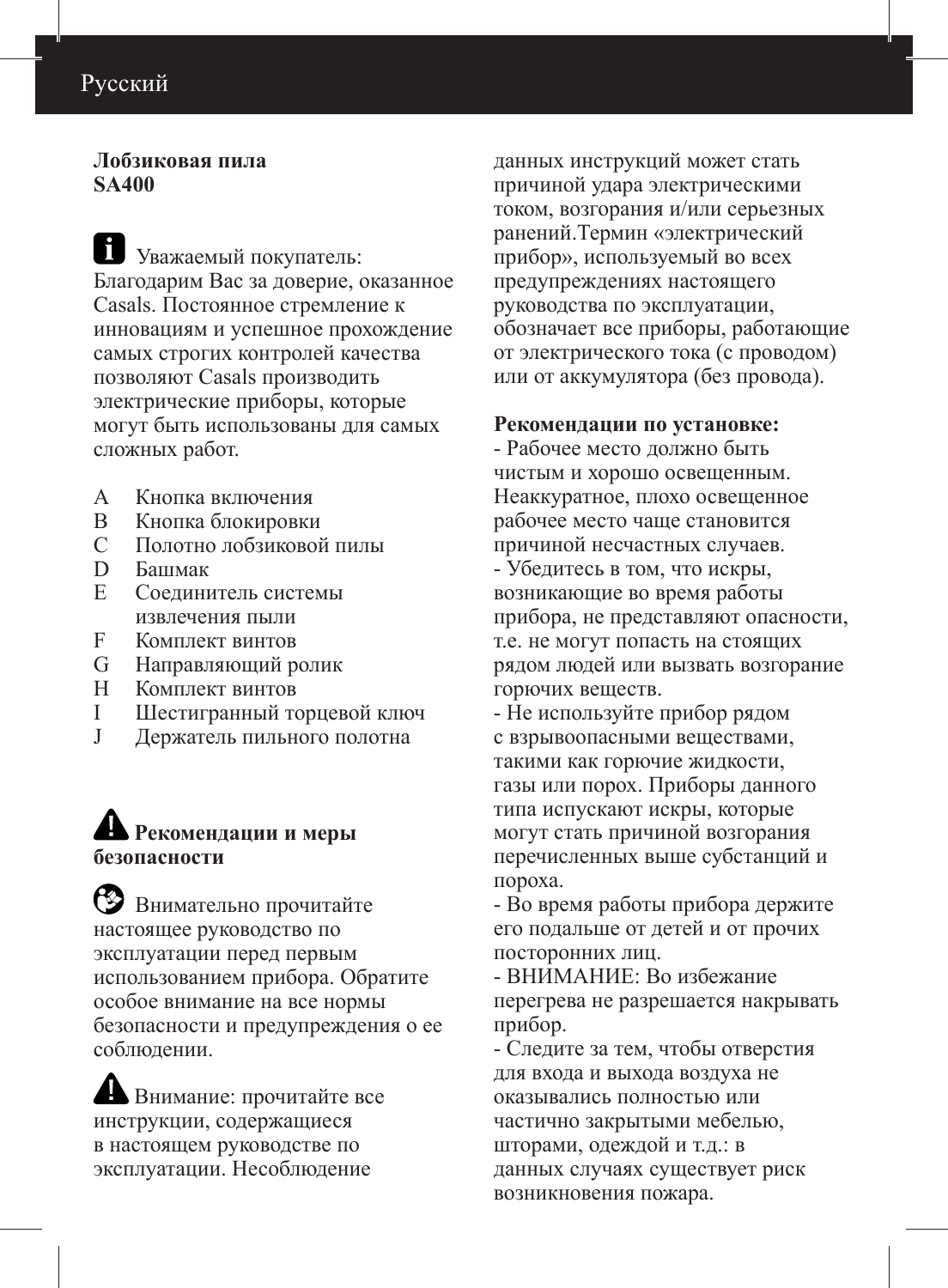**Лобзиковая пила**
**SA400**

Уважаемый покупатель: Благодарим Вас за доверие, оказанное Casals. Постоянное стремление к инновациям и успешное прохождение самых строгих контролей качества позволяют Casals производить электрические приборы, которые могут быть использованы для самых сложных работ.

- A Кнопка включения
- B Кнопка блокировки
- C Полотно лобзиковой пилы
- D Башмак
- E Соединитель системы извлечения пыли
- F Комплект винтов
- G Направляющий ролик
- H Комплект винтов
- I Шестигранный торцевой ключ
- J Держатель пильного полотна

## Рекомендации и меры безопасности

Внимательно прочитайте настоящее руководство по эксплуатации перед первым использованием прибора. Обратите особое внимание на все нормы безопасности и предупреждения о ее соблюдении.

Внимание: прочитайте все инструкции, содержащиеся в настоящем руководстве по эксплуатации. Несоблюдение данных инструкций может стать причиной удара электрическими током, возгорания и/или серьезных ранений.Термин «электрический прибор», используемый во всех предупреждениях настоящего руководства по эксплуатации, обозначает все приборы, работающие от электрического тока (с проводом) или от аккумулятора (без провода).

**Рекомендации по установке:**

- Рабочее место должно быть чистым и хорошо освещенным. Неаккуратное, плохо освещенное рабочее место чаще становится причиной несчастных случаев.
- Убедитесь в том, что искры, возникающие во время работы прибора, не представляют опасности, т.е. не могут попасть на стоящих рядом людей или вызвать возгорание горючих веществ.
- Не используйте прибор рядом с взрывоопасными веществами, такими как горючие жидкости, газы или порох. Приборы данного типа испускают искры, которые могут стать причиной возгорания перечисленных выше субстанций и пороха.
- Во время работы прибора держите его подальше от детей и от прочих посторонних лиц.
- ВНИМАНИЕ: Во избежание перегрева не разрешается накрывать прибор.
- Следите за тем, чтобы отверстия для входа и выхода воздуха не оказывались полностью или частично закрытыми мебелью, шторами, одеждой и т.д.: в данных случаях существует риск возникновения пожара.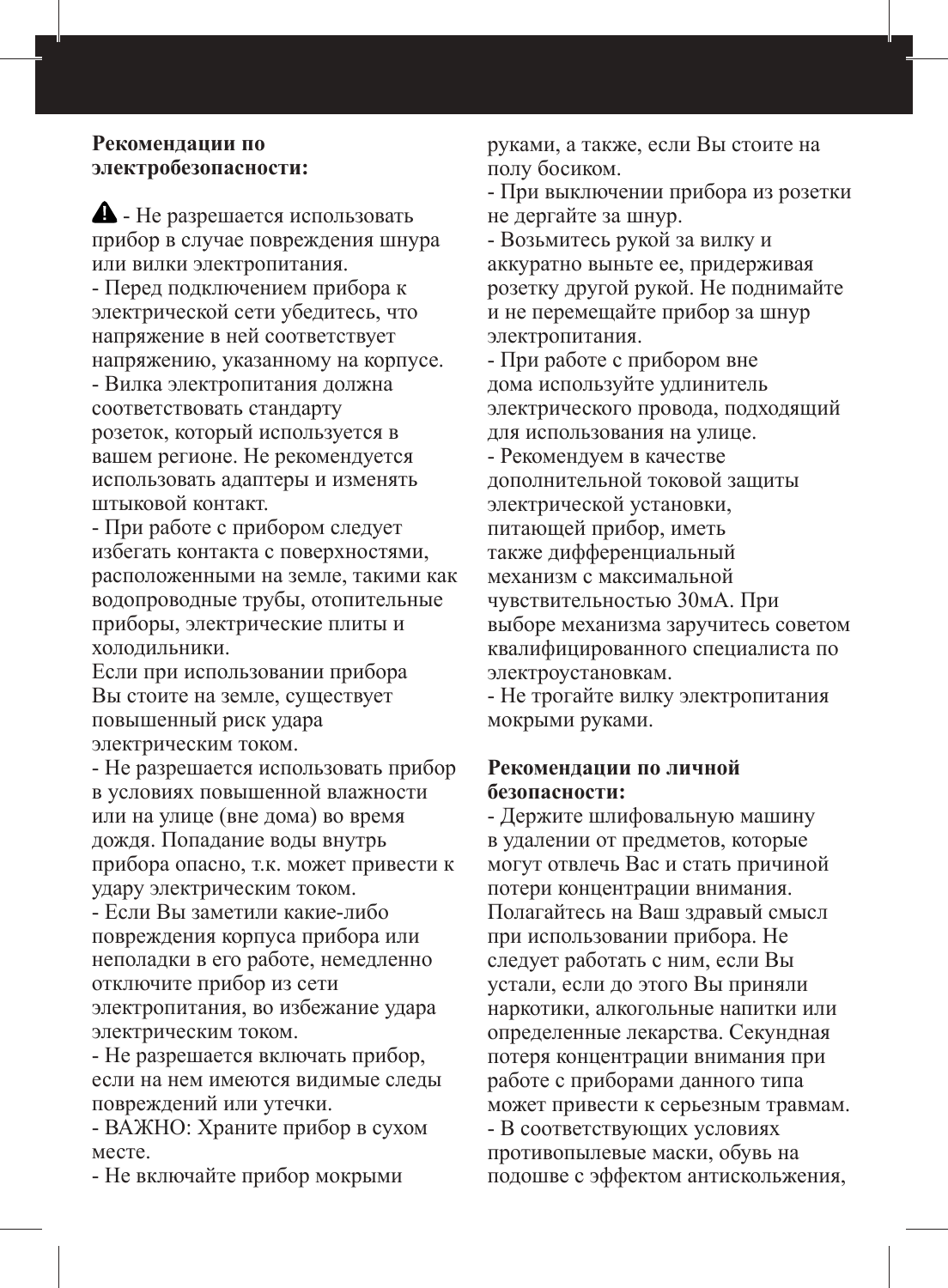**Рекомендации по электробезопасности:**

⚠ - Не разрешается использовать прибор в случае повреждения шнура или вилки электропитания.

- Перед подключением прибора к электрической сети убедитесь, что напряжение в ней соответствует напряжению, указанному на корпусе.
- Вилка электропитания должна соответствовать стандарту розеток, который используется в вашем регионе. Не рекомендуется использовать адаптеры и изменять штыковой контакт.
- При работе с прибором следует избегать контакта с поверхностями, расположенными на земле, такими как водопроводные трубы, отопительные приборы, электрические плиты и холодильники.

Если при использовании прибора Вы стоите на земле, существует повышенный риск удара электрическим током.

- Не разрешается использовать прибор в условиях повышенной влажности или на улице (вне дома) во время дождя. Попадание воды внутрь прибора опасно, т.к. может привести к удару электрическим током.
- Если Вы заметили какие-либо повреждения корпуса прибора или неполадки в его работе, немедленно отключите прибор из сети электропитания, во избежание удара электрическим током.
- Не разрешается включать прибор, если на нем имеются видимые следы повреждений или утечки.
- ВАЖНО: Храните прибор в сухом месте.
- Не включайте прибор мокрыми руками, а также, если Вы стоите на полу босиком.
- При выключении прибора из розетки не дергайте за шнур.
- Возьмитесь рукой за вилку и аккуратно выньте ее, придерживая розетку другой рукой. Не поднимайте и не перемещайте прибор за шнур электропитания.
- При работе с прибором вне дома используйте удлинитель электрического провода, подходящий для использования на улице.
- Рекомендуем в качестве дополнительной токовой защиты электрической установки, питающей прибор, иметь также дифференциальный механизм с максимальной чувствительностью 30мА. При выборе механизма заручитесь советом квалифицированного специалиста по электроустановкам.
- Не трогайте вилку электропитания мокрыми руками.

**Рекомендации по личной безопасности:**

- Держите шлифовальную машину в удалении от предметов, которые могут отвлечь Вас и стать причиной потери концентрации внимания. Полагайтесь на Ваш здравый смысл при использовании прибора. Не следует работать с ним, если Вы устали, если до этого Вы приняли наркотики, алкогольные напитки или определенные лекарства. Секундная потеря концентрации внимания при работе с приборами данного типа может привести к серьезным травмам.
- В соответствующих условиях противопылевые маски, обувь на подошве с эффектом антискольжения,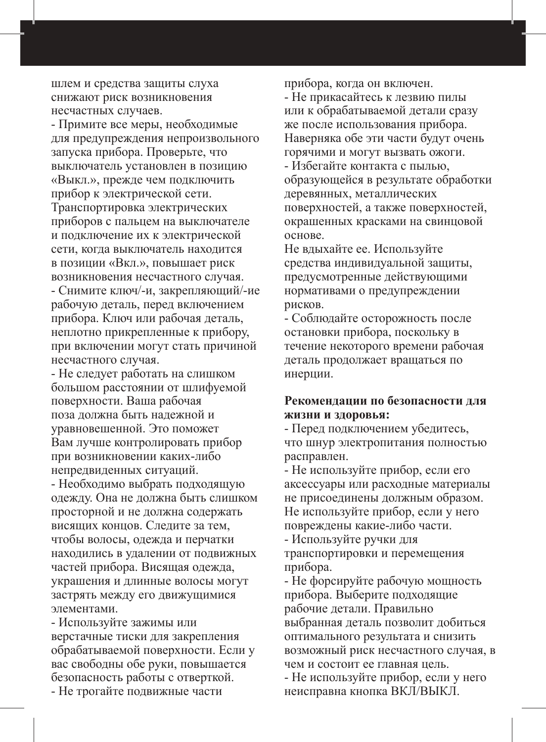шлем и средства защиты слуха снижают риск возникновения несчастных случаев.

- Примите все меры, необходимые для предупреждения непроизвольного запуска прибора. Проверьте, что выключатель установлен в позицию «Выкл.», прежде чем подключить прибор к электрической сети. Транспортировка электрических приборов с пальцем на выключателе и подключение их к электрической сети, когда выключатель находится в позиции «Вкл.», повышает риск возникновения несчастного случая.
- Снимите ключ/-и, закрепляющий/-ие рабочую деталь, перед включением прибора. Ключ или рабочая деталь, неплотно прикрепленные к прибору, при включении могут стать причиной несчастного случая.
- Не следует работать на слишком большом расстоянии от шлифуемой поверхности. Ваша рабочая поза должна быть надежной и уравновешенной. Это поможет Вам лучше контролировать прибор при возникновении каких-либо непредвиденных ситуаций.
- Необходимо выбрать подходящую одежду. Она не должна быть слишком просторной и не должна содержать висящих концов. Следите за тем, чтобы волосы, одежда и перчатки находились в удалении от подвижных частей прибора. Висящая одежда, украшения и длинные волосы могут застрять между его движущимися элементами.
- Используйте зажимы или верстачные тиски для закрепления обрабатываемой поверхности. Если у вас свободны обе руки, повышается безопасность работы с отверткой.
- Не трогайте подвижные части прибора, когда он включен.
- Не прикасайтесь к лезвию пилы или к обрабатываемой детали сразу же после использования прибора. Наверняка обе эти части будут очень горячими и могут вызвать ожоги.
- Избегайте контакта с пылью, образующейся в результате обработки деревянных, металлических поверхностей, а также поверхностей, окрашенных красками на свинцовой основе.

Не вдыхайте ее. Используйте средства индивидуальной защиты, предусмотренные действующими нормативами о предупреждении рисков.

- Соблюдайте осторожность после остановки прибора, поскольку в течение некоторого времени рабочая деталь продолжает вращаться по инерции.

**Рекомендации по безопасности для жизни и здоровья:**

- Перед подключением убедитесь, что шнур электропитания полностью расправлен.
- Не используйте прибор, если его аксессуары или расходные материалы не присоединены должным образом. Не используйте прибор, если у него повреждены какие-либо части.
- Используйте ручки для транспортировки и перемещения прибора.
- Не форсируйте рабочую мощность прибора. Выберите подходящие рабочие детали. Правильно выбранная деталь позволит добиться оптимального результата и снизить возможный риск несчастного случая, в чем и состоит ее главная цель.
- Не используйте прибор, если у него неисправна кнопка ВКЛ/ВЫКЛ.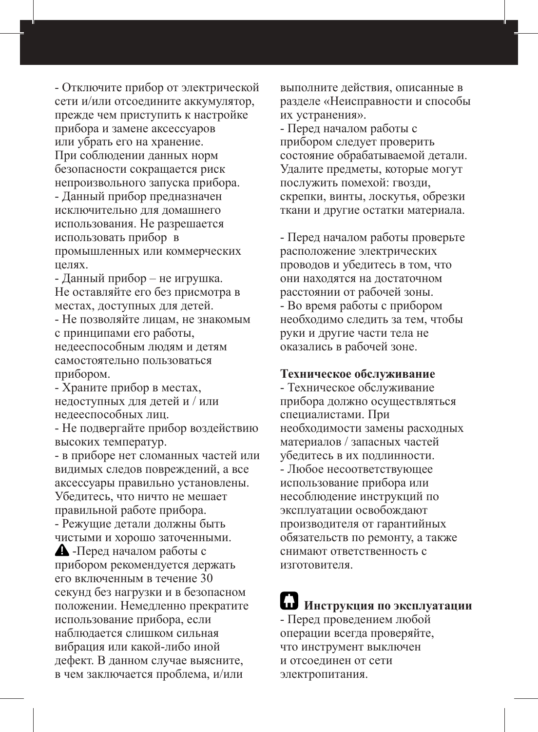- Отключите прибор от электрической сети и/или отсоедините аккумулятор, прежде чем приступить к настройке прибора и замене аксессуаров или убрать его на хранение. При соблюдении данных норм безопасности сокращается риск непроизвольного запуска прибора.
- Данный прибор предназначен исключительно для домашнего использования. Не разрешается использовать прибор в промышленных или коммерческих целях.
- Данный прибор – не игрушка. Не оставляйте его без присмотра в местах, доступных для детей.
- Не позволяйте лицам, не знакомым с принципами его работы, недееспособным людям и детям самостоятельно пользоваться прибором.
- Храните прибор в местах, недоступных для детей и / или недееспособных лиц.
- Не подвергайте прибор воздействию высоких температур.
- в приборе нет сломанных частей или видимых следов повреждений, а все аксессуары правильно установлены. Убедитесь, что ничто не мешает правильной работе прибора.
- Режущие детали должны быть чистыми и хорошо заточенными.

⚠ -Перед началом работы с прибором рекомендуется держать его включенным в течение 30 секунд без нагрузки и в безопасном положении. Немедленно прекратите использование прибора, если наблюдается слишком сильная вибрация или какой-либо иной дефект. В данном случае выясните, в чем заключается проблема, и/или выполните действия, описанные в разделе «Неисправности и способы их устранения».
- Перед началом работы с прибором следует проверить состояние обрабатываемой детали. Удалите предметы, которые могут послужить помехой: гвозди, скрепки, винты, лоскутья, обрезки ткани и другие остатки материала.

- Перед началом работы проверьте расположение электрических проводов и убедитесь в том, что они находятся на достаточном расстоянии от рабочей зоны.
- Во время работы с прибором необходимо следить за тем, чтобы руки и другие части тела не оказались в рабочей зоне.

**Техническое обслуживание**

- Техническое обслуживание прибора должно осуществляться специалистами. При необходимости замены расходных материалов / запасных частей убедитесь в их подлинности.
- Любое несоответствующее использование прибора или несоблюдение инструкций по эксплуатации освобождают производителя от гарантийных обязательств по ремонту, а также снимают ответственность с изготовителя.

## Инструкция по эксплуатации

- Перед проведением любой операции всегда проверяйте, что инструмент выключен и отсоединен от сети электропитания.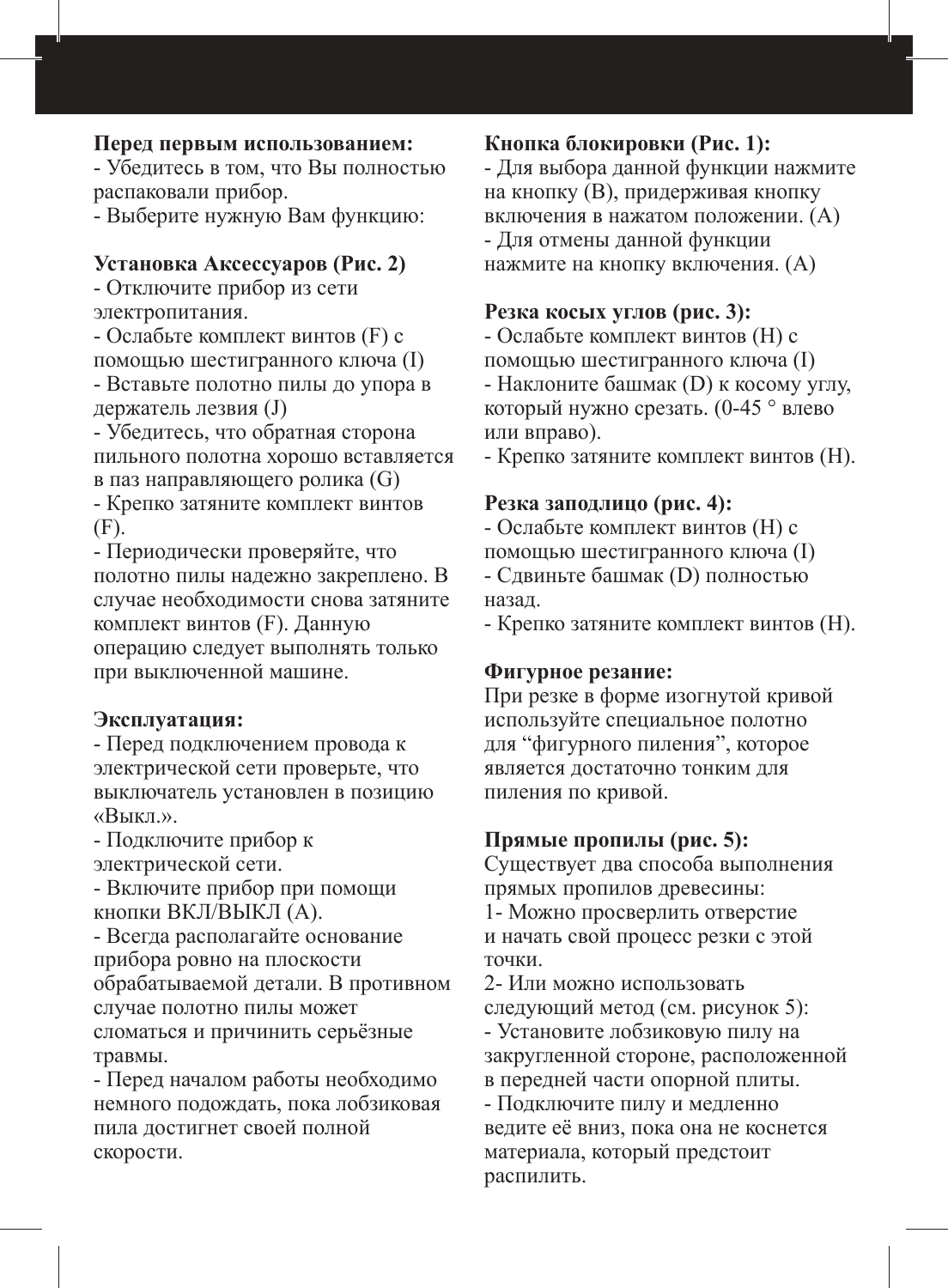**Перед первым использованием:**

- Убедитесь в том, что Вы полностью распаковали прибор.
- Выберите нужную Вам функцию:

**Установка Аксессуаров (Рис. 2)**

- Отключите прибор из сети электропитания.
- Ослабьте комплект винтов (F) с помощью шестигранного ключа (I)
- Вставьте полотно пилы до упора в держатель лезвия (J)
- Убедитесь, что обратная сторона пильного полотна хорошо вставляется в паз направляющего ролика (G)
- Крепко затяните комплект винтов (F).
- Периодически проверяйте, что полотно пилы надежно закреплено. В случае необходимости снова затяните комплект винтов (F). Данную операцию следует выполнять только при выключенной машине.

**Эксплуатация:**

- Перед подключением провода к электрической сети проверьте, что выключатель установлен в позицию «Выкл.».
- Подключите прибор к электрической сети.
- Включите прибор при помощи кнопки ВКЛ/ВЫКЛ (A).
- Всегда располагайте основание прибора ровно на плоскости обрабатываемой детали. В противном случае полотно пилы может сломаться и причинить серьёзные травмы.
- Перед началом работы необходимо немного подождать, пока лобзиковая пила достигнет своей полной скорости.

**Кнопка блокировки (Рис. 1):**

- Для выбора данной функции нажмите на кнопку (B), придерживая кнопку включения в нажатом положении. (A)
- Для отмены данной функции нажмите на кнопку включения. (A)

**Резка косых углов (рис. 3):**

- Ослабьте комплект винтов (H) с помощью шестигранного ключа (I)
- Наклоните башмак (D) к косому углу, который нужно срезать. (0-45 ° влево или вправо).
- Крепко затяните комплект винтов (H).

**Резка заподлицо (рис. 4):**

- Ослабьте комплект винтов (H) с помощью шестигранного ключа (I)
- Сдвиньте башмак (D) полностью назад.
- Крепко затяните комплект винтов (H).

**Фигурное резание:**

При резке в форме изогнутой кривой используйте специальное полотно для “фигурного пиления”, которое является достаточно тонким для пиления по кривой.

**Прямые пропилы (рис. 5):**

Существует два способа выполнения прямых пропилов древесины:

1- Можно просверлить отверстие и начать свой процесс резки с этой точки.

2- Или можно использовать следующий метод (см. рисунок 5):

- Установите лобзиковую пилу на закругленной стороне, расположенной в передней части опорной плиты.
- Подключите пилу и медленно ведите её вниз, пока она не коснется материала, который предстоит распилить.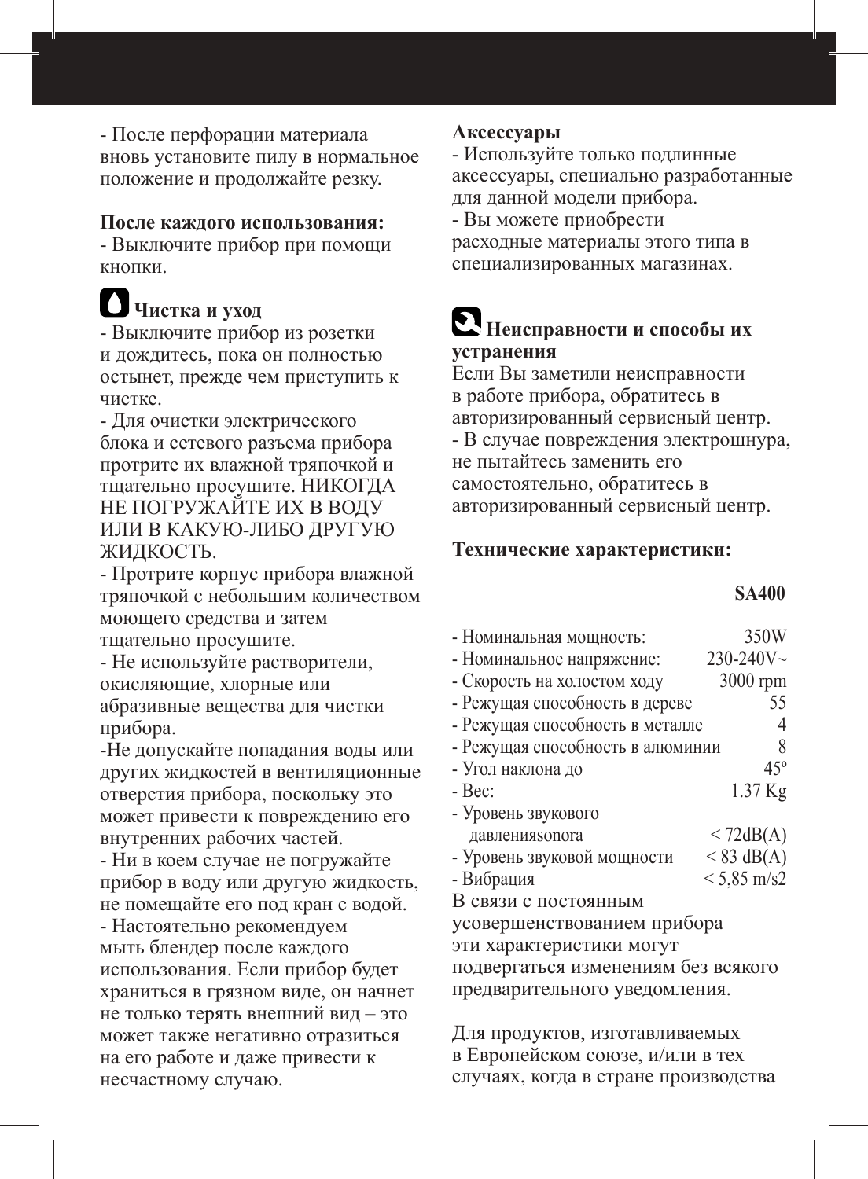- После перфорации материала вновь установите пилу в нормальное положение и продолжайте резку.

**После каждого использования:**

- Выключите прибор при помощи кнопки.

## Чистка и уход

- Выключите прибор из розетки и дождитесь, пока он полностью остынет, прежде чем приступить к чистке.
- Для очистки электрического блока и сетевого разъема прибора протрите их влажной тряпочкой и тщательно просушите. НИКОГДА НЕ ПОГРУЖАЙТЕ ИХ В ВОДУ ИЛИ В КАКУЮ-ЛИБО ДРУГУЮ ЖИДКОСТЬ.
- Протрите корпус прибора влажной тряпочкой с небольшим количеством моющего средства и затем тщательно просушите.
- Не используйте растворители, окисляющие, хлорные или абразивные вещества для чистки прибора.
- Не допускайте попадания воды или других жидкостей в вентиляционные отверстия прибора, поскольку это может привести к повреждению его внутренних рабочих частей.
- Ни в коем случае не погружайте прибор в воду или другую жидкость, не помещайте его под кран с водой.
- Настоятельно рекомендуем мыть блендер после каждого использования. Если прибор будет храниться в грязном виде, он начнет не только терять внешний вид – это может также негативно отразиться на его работе и даже привести к несчастному случаю.

**Аксессуары**

- Используйте только подлинные аксессуары, специально разработанные для данной модели прибора.
- Вы можете приобрести расходные материалы этого типа в специализированных магазинах.

## Неисправности и способы их устранения

Если Вы заметили неисправности в работе прибора, обратитесь в авторизированный сервисный центр.

- В случае повреждения электрошнура, не пытайтесь заменить его самостоятельно, обратитесь в авторизированный сервисный центр.

**Технические характеристики:**

| | SA400 |
|---|---|
| - Номинальная мощность: | 350W |
| - Номинальное напряжение: | 230-240V~ |
| - Скорость на холостом ходу | 3000 rpm |
| - Режущая способность в дереве | 55 |
| - Режущая способность в металле | 4 |
| - Режущая способность в алюминии | 8 |
| - Угол наклона до | 45º |
| - Вес: | 1.37 Kg |
| - Уровень звукового давленияsonora | < 72dB(A) |
| - Уровень звуковой мощности | < 83 dB(A) |
| - Вибрация | < 5,85 m/s2 |

В связи с постоянным усовершенствованием прибора эти характеристики могут подвергаться изменениям без всякого предварительного уведомления.

Для продуктов, изготавливаемых в Европейском союзе, и/или в тех случаях, когда в стране производства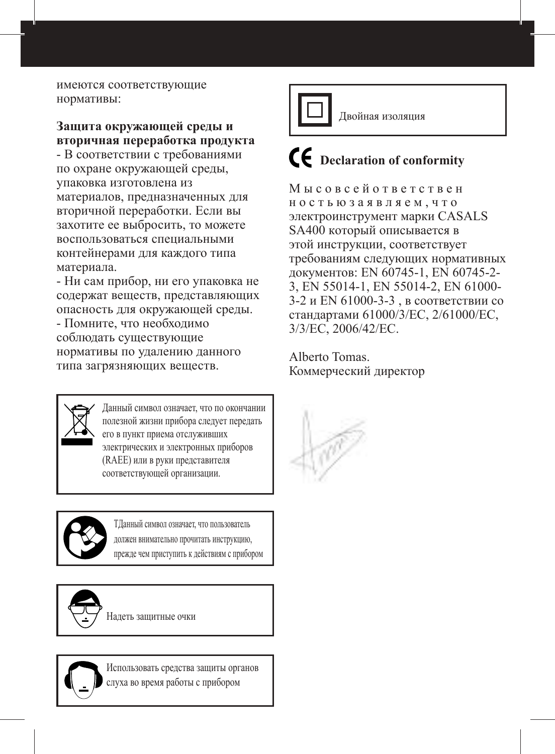имеются соответствующие нормативы:

**Защита окружающей среды и вторичная переработка продукта**

- В соответствии с требованиями по охране окружающей среды, упаковка изготовлена из материалов, предназначенных для вторичной переработки. Если вы захотите ее выбросить, то можете воспользоваться специальными контейнерами для каждого типа материала.
- Ни сам прибор, ни его упаковка не содержат веществ, представляющих опасность для окружающей среды.
- Помните, что необходимо соблюдать существующие нормативы по удалению данного типа загрязняющих веществ.

Данный символ означает, что по окончании полезной жизни прибора следует передать его в пункт приема отслуживших электрических и электронных приборов (RAEE) или в руки представителя соответствующей организации.

ТДанный символ означает, что пользователь должен внимательно прочитать инструкцию, прежде чем приступить к действиям с прибором

Надеть защитные очки

Использовать средства защиты органов слуха во время работы с прибором

Двойная изоляция

## CE Declaration of conformity

Мы со всей ответственностью заявляем, что электроинструмент марки CASALS SA400 который описывается в этой инструкции, соответствует требованиям следующих нормативных документов: EN 60745-1, EN 60745-2-3, EN 55014-1, EN 55014-2, EN 61000-3-2 и EN 61000-3-3 , в соответствии со стандартами 61000/3/EC, 2/61000/EC, 3/3/EC, 2006/42/EC.

Alberto Tomas.
Коммерческий директор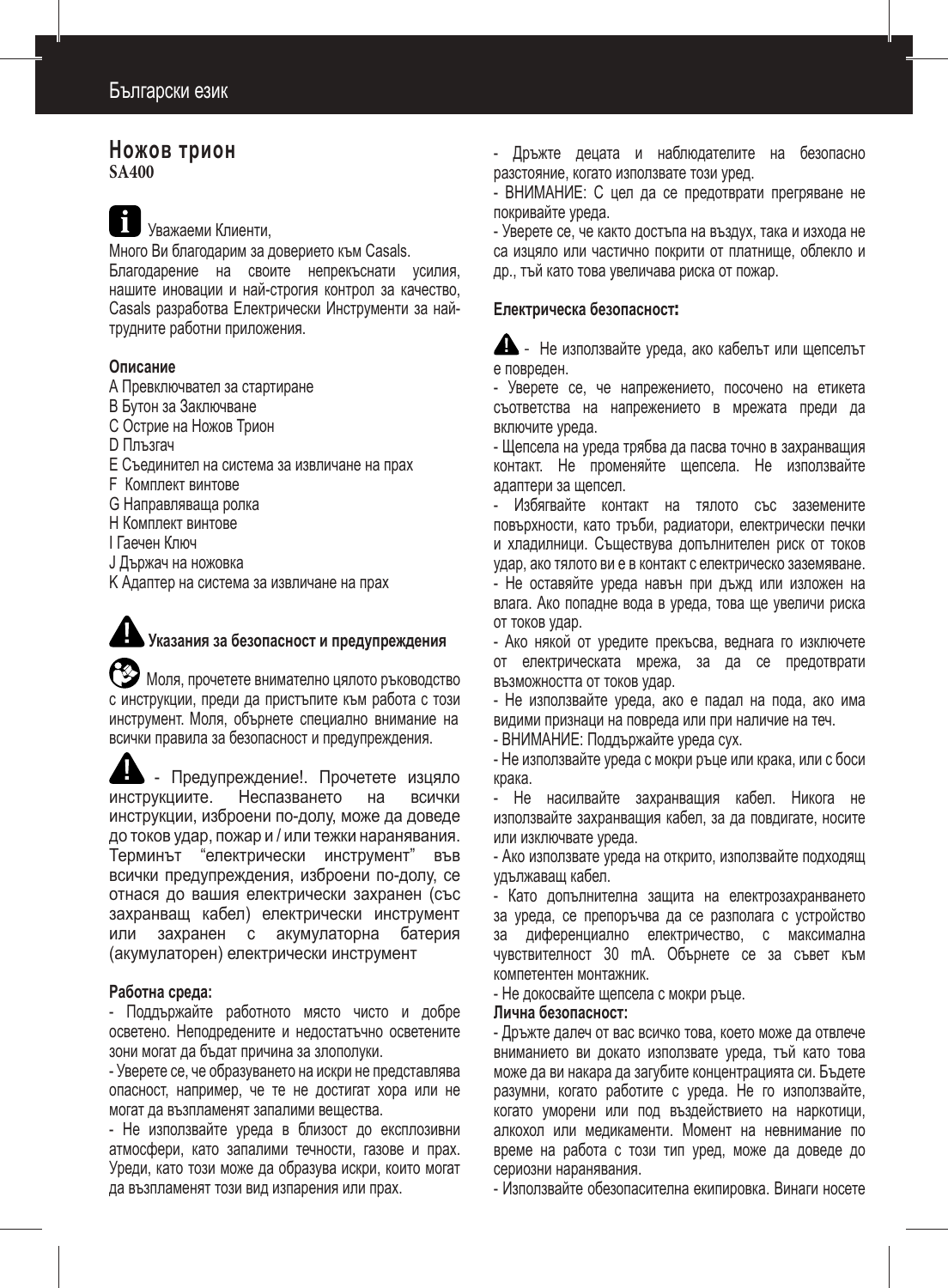## Ножов трион

**SA400**

Уважаеми Клиенти,

Много Ви благодарим за доверието към Casals.

Благодарение на своите непрекъснати усилия, нашите иновации и най-строгия контрол за качество, Casals разработва Електрически Инструменти за най-трудните работни приложения.

**Описание**

A Превключвател за стартиране
B Бутон за Заключване
C Острие на Ножов Трион
D Плъзгач
E Съединител на система за извличане на прах
F Комплект винтове
G Направляваща ролка
H Комплект винтове
I Гаечен Ключ
J Държач на ножовка
K Адаптер на система за извличане на прах

### Указания за безопасност и предупреждения

Моля, прочетете внимателно цялото ръководство с инструкции, преди да пристъпите към работа с този инструмент. Моля, обърнете специално внимание на всички правила за безопасност и предупреждения.

- Предупреждение!. Прочетете изцяло инструкциите. Неспазването на всички инструкции, изброени по-долу, може да доведе до токов удар, пожар и / или тежки наранявания. Терминът "електрически инструмент" във всички предупреждения, изброени по-долу, се отнася до вашия електрически захранен (със захранващ кабел) електрически инструмент или захранен с акумулаторна батерия (акумулаторен) електрически инструмент

**Работна среда:**

- Поддържайте работното място чисто и добре осветено. Неподредените и недостатъчно осветените зони могат да бъдат причина за злополуки.
- Уверете се, че образуването на искри не представлява опасност, например, че те не достигат хора или не могат да възпламеняват запалими вещества.
- Не използвайте уреда в близост до експлозивни атмосфери, като запалими течности, газове и прах. Уреди, като този може да образува искри, които могат да възпламенят този вид изпарения или прах.
- Дръжте децата и наблюдателите на безопасно разстояние, когато използвате този уред.
- ВНИМАНИЕ: С цел да се предотврати прегряване не покривайте уреда.
- Уверете се, че както достъпа на въздух, така и изхода не са изцяло или частично покрити от платнище, облекло и др., тъй като това увеличава риска от пожар.

**Електрическа безопасност:**

- Не използвайте уреда, ако кабелът или щепселът е повреден.
- Уверете се, че напрежението, посочено на етикета съответства на напрежението в мрежата преди да включите уреда.
- Щепсела на уреда трябва да пасва точно в захранващия контакт. Не променяйте щепсела. Не използвайте адаптери за щепсел.
- Избягвайте контакт на тялото със заземените повърхности, като тръби, радиатори, електрически печки и хладилници. Съществува допълнителен риск от токов удар, ако тялото ви е в контакт с електрическо заземяване.
- Не оставяйте уреда навън при дъжд или изложен на влага. Ако попадне вода в уреда, това ще увеличи риска от токов удар.
- Ако някой от уредите прекъсва, веднага го изключете от електрическата мрежа, за да се предотврати възможността от токов удар.
- Не използвайте уреда, ако е падал на пода, ако има видими признаци на повреда или при наличие на теч.
- ВНИМАНИЕ: Поддържайте уреда сух.
- Не използвайте уреда с мокри ръце или крака, или с боси крака.
- Не насилвайте захранващия кабел. Никога не използвайте захранващия кабел, за да повдигате, носите или изключвате уреда.
- Ако използвате уреда на открито, използвайте подходящ удължаващ кабел.
- Като допълнителна защита на електрозахранването за уреда, се препоръчва да се разполага с устройство за диференциално електричество, с максимална чувствителност 30 mA. Обърнете се за съвет към компетентен монтажник.
- Не докосвайте щепсела с мокри ръце.

**Лична безопасност:**

- Дръжте далеч от вас всичко това, което може да отвлече вниманието ви докато използвате уреда, тъй като това може да ви накара да загубите концентрацията си. Бъдете разумни, когато работите с уреда. Не го използвайте, когато сте уморени или под въздействието на наркотици, алкохол или медикаменти. Момент на невнимание по време на работа с този тип уред, може да доведе до сериозни наранявания.
- Използвайте обезопасителна екипировка. Винаги носете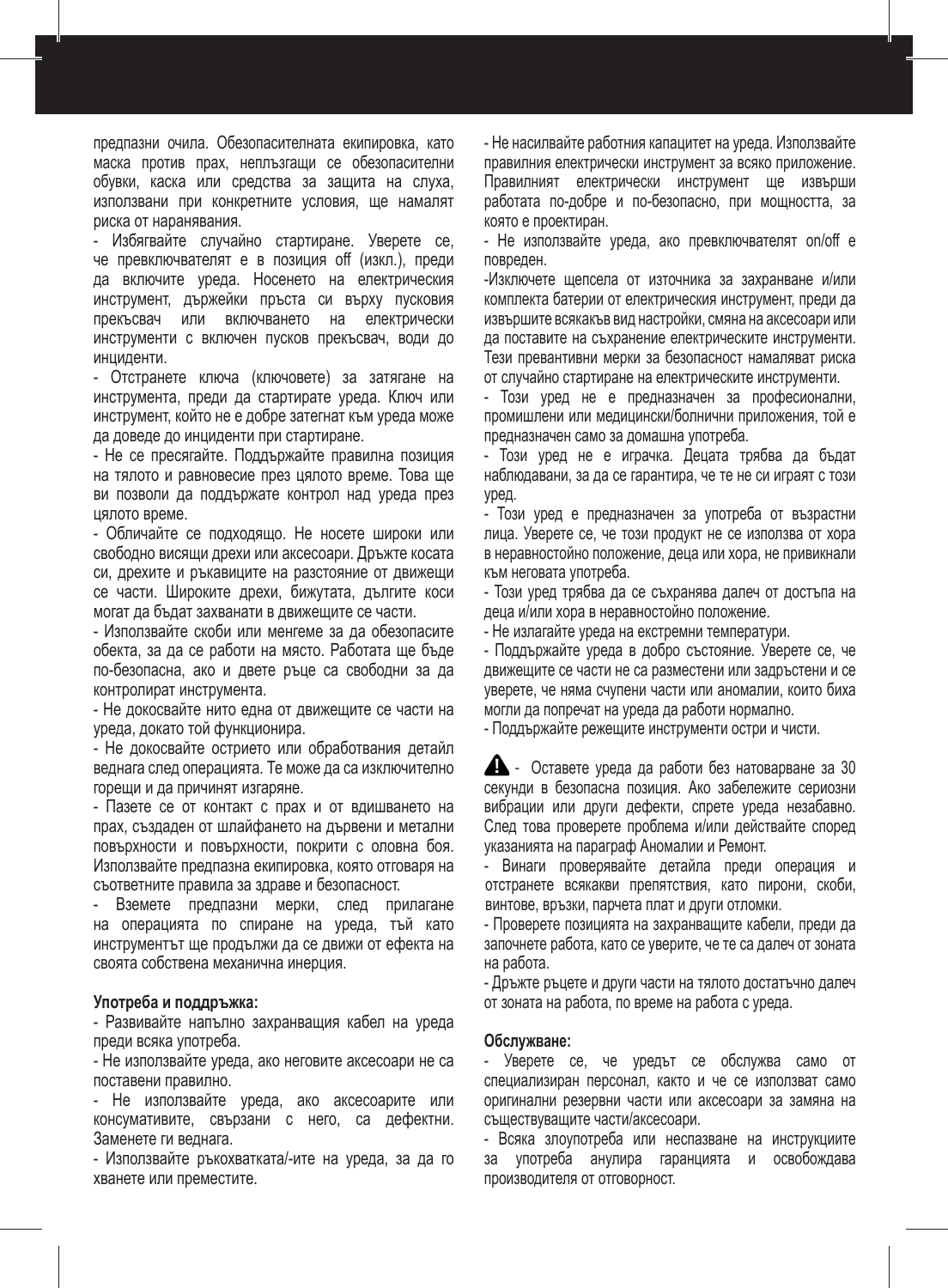предпазни очила. Обезопасителната екипировка, като маска против прах, неплъзгащи се обезопасителни обувки, каска или средства за защита на слуха, използвани при конкретните условия, ще намалят риска от наранявания.

- Избягвайте случайно стартиране. Уверете се, че превключвателят е в позиция off (изкл.), преди да включите уреда. Носенето на електрическия инструмент, държейки пръста си върху пусковия прекъсвач или включването на електрически инструменти с включен пусков прекъсвач, води до инциденти.

- Отстранете ключа (ключовете) за затягане на инструмента, преди да стартирате уреда. Ключ или инструмент, който не е добре затегнат към уреда може да доведе до инциденти при стартиране.

- Не се пресягайте. Поддържайте правилна позиция на тялото и равновесие през цялото време. Това ще ви позволи да поддържате контрол над уреда през цялото време.

- Обличайте се подходящо. Не носете широки или свободно висящи дрехи или аксесоари. Дръжте косата си, дрехите и ръкавиците на разстояние от движещи се части. Широките дрехи, бижутата, дългите коси могат да бъдат захванати в движещите се части.

- Използвайте скоби или менгеме за да обезопасите обекта, за да се работи на място. Работата ще бъде по-безопасна, ако и двете ръце са свободни за да контролират инструмента.

- Не докосвайте нито една от движещите се части на уреда, докато той функционира.

- Не докосвайте острието или обработвания детайл веднага след операцията. Те може да са изключително горещи и да причинят изгаряне.

- Пазете се от контакт с прах и от вдишването на прах, създаден от шлайфането на дървени и метални повърхности и повърхности, покрити с оловна боя. Използвайте предпазна екипировка, която отговаря на съответните правила за здраве и безопасност.

- Вземете предпазни мерки, след прилагане на операцията по спиране на уреда, тъй като инструментът ще продължи да се движи от ефекта на своята собствена механична инерция.

**Употреба и поддръжка:**

- Развивайте напълно захранващия кабел на уреда преди всяка употреба.

- Не използвайте уреда, ако неговите аксесоари не са поставени правилно.

- Не използвайте уреда, ако аксесоарите или консумативите, свързани с него, са дефектни. Заменете ги веднага.

- Използвайте ръкохватката/-ите на уреда, за да го хванете или преместите.

- Не насилвайте работния капацитет на уреда. Използвайте правилния електрически инструмент за всяко приложение. Правилният електрически инструмент ще извърши работата по-добре и по-безопасно, при мощността, за която е проектиран.

- Не използвайте уреда, ако превключвателят on/off е повреден.

-Изключете щепсела от източника за захранване и/или комплекта батерии от електрическия инструмент, преди да извършите всякакъв вид настройки, смяна на аксесоари или да поставите на съхранение електрическите инструменти. Тези превантивни мерки за безопасност намаляват риска от случайно стартиране на електрическите инструменти.

- Този уред не е предназначен за професионални, промишлени или медицински/болнични приложения, той е предназначен само за домашна употреба.

- Този уред не е играчка. Децата трябва да бъдат наблюдавани, за да се гарантира, че те не си играят с този уред.

- Този уред е предназначен за употреба от възрастни лица. Уверете се, че този продукт не се използва от хора в неравностойно положение, деца или хора, не привикнали към неговата употреба.

- Този уред трябва да се съхранява далеч от достъпа на деца и/или хора в неравностойно положение.

- Не излагайте уреда на екстремни температури.

- Поддържайте уреда в добро състояние. Уверете се, че движещите се части не са разместени или задръстени и се уверете, че няма счупени части или аномалии, които биха могли да попречат на уреда да работи нормално.

- Поддържайте режещите инструменти остри и чисти.

⚠ - Оставете уреда да работи без натоварване за 30 секунди в безопасна позиция. Ако забележите сериозни вибрации или други дефекти, спрете уреда незабавно. След това проверете проблема и/или действайте според указанията на параграф Аномалии и Ремонт.

- Винаги проверявайте детайла преди операция и отстранете всякакви препятствия, като пирони, скоби, винтове, връзки, парчета плат и други отломки.

- Проверете позицията на захранващите кабели, преди да започнете работа, като се уверите, че те са далеч от зоната на работа.

- Дръжте ръцете и други части на тялото достатъчно далеч от зоната на работа, по време на работа с уреда.

**Обслужване:**

- Уверете се, че уредът се обслужва само от специализиран персонал, както и че се използват само оригинални резервни части или аксесоари за замяна на съществуващите части/аксесоари.

- Всяка злоупотреба или неспазване на инструкциите за употреба анулира гаранцията и освобождава производителя от отговорност.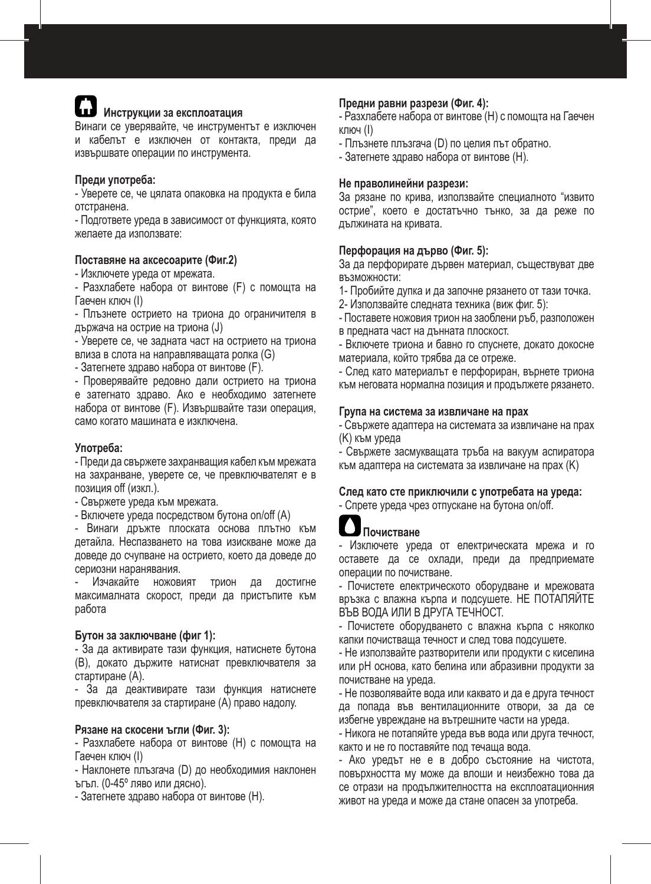## Инструкции за експлоатация

Винаги се уверявайте, че инструментът е изключен и кабелът е изключен от контакта, преди да извършвате операции по инструмента.

**Преди употреба:**

- Уверете се, че цялата опаковка на продукта е била отстранена.
- Подгответе уреда в зависимост от функцията, която желаете да използвате:

**Поставяне на аксесоарите (Фиг.2)**

- Изключете уреда от мрежата.
- Разхлабете набора от винтове (F) с помощта на Гаечен ключ (I)
- Плъзнете острието на триона до ограничителя в държача на острие на триона (J)
- Уверете се, че задната част на острието на триона влиза в слота на направляващата ролка (G)
- Затегнете здраво набора от винтове (F).
- Проверявайте редовно дали острието на триона е затегнато здраво. Ако е необходимо затегнете набора от винтове (F). Извършвайте тази операция, само когато машината е изключена.

**Употреба:**

- Преди да свържете захранващия кабел към мрежата на захранване, уверете се, че превключвателят е в позиция off (изкл.).
- Свържете уреда към мрежата.
- Включете уреда посредством бутона on/off (A)
- Винаги дръжте плоската основа плътно към детайла. Неспазването на това изискване може да доведе до счупване на острието, което да доведе до сериозни наранявания.
- Изчакайте ножовият трион да достигне максималната скорост, преди да пристъпите към работа

**Бутон за заключване (фиг 1):**

- За да активирате тази функция, натиснете бутона (B), докато държите натиснат превключвателя за стартиране (A).
- За да деактивирате тази функция натиснете превключвателя за стартиране (A) право надолу.

**Рязане на скосени ъгли (Фиг. 3):**

- Разхлабете набора от винтове (H) с помощта на Гаечен ключ (I)
- Наклонете плъзгача (D) до необходимия наклонен ъгъл. (0-45º ляво или дясно).
- Затегнете здраво набора от винтове (H).

**Предни равни разрези (Фиг. 4):**

- Разхлабете набора от винтове (H) с помощта на Гаечен ключ (I)
- Плъзнете плъзгача (D) по целия път обратно.
- Затегнете здраво набора от винтове (H).

**Не праволинейни разрези:**

За рязане по крива, използвайте специалното “извито острие”, което е достатъчно тънко, за да реже по дължината на кривата.

**Перфорация на дърво (Фиг. 5):**

За да перфорирате дървен материал, съществуват две възможности:

1- Пробийте дупка и да започне рязането от тази точка.
2- Използвайте следната техника (виж фиг. 5):

- Поставете ножовия трион на заоблени ръб, разположен в предната част на дънната плоскост.
- Включете триона и бавно го спуснете, докато докосне материала, който трябва да се отреже.
- След като материалът е перфориран, върнете триона към неговата нормална позиция и продължете рязането.

**Група на система за извличане на прах**

- Свържете адаптера на системата за извличане на прах (K) към уреда
- Свържете засмукващата тръба на вакуум аспиратора към адаптера на системата за извличане на прах (K)

**След като сте приключили с употребата на уреда:**

- Спрете уреда чрез отпускане на бутона on/off.

## Почистване

- Изключете уреда от електрическата мрежа и го оставете да се охлади, преди да предприемате операции по почистване.
- Почистете електрическото оборудване и мрежовата връзка с влажна кърпа и подсушете. НЕ ПОТАПЯЙТЕ ВЪВ ВОДА ИЛИ В ДРУГА ТЕЧНОСТ.
- Почистете оборудването с влажна кърпа с няколко капки почистваща течност и след това подсушете.
- Не използвайте разтворители или продукти с киселина или pH основа, като белина или абразивни продукти за почистване на уреда.
- Не позволявайте вода или каквато и да е друга течност да попада във вентилационните отвори, за да се избегне увреждане на вътрешните части на уреда.
- Никога не потапяйте уреда във вода или друга течност, както и не го поставяйте под течаща вода.
- Ако уредът не е в добро състояние на чистота, повърхността му може да влоши и неизбежно това да се отрази на продължителността на експлоатационния живот на уреда и може да стане опасен за употреба.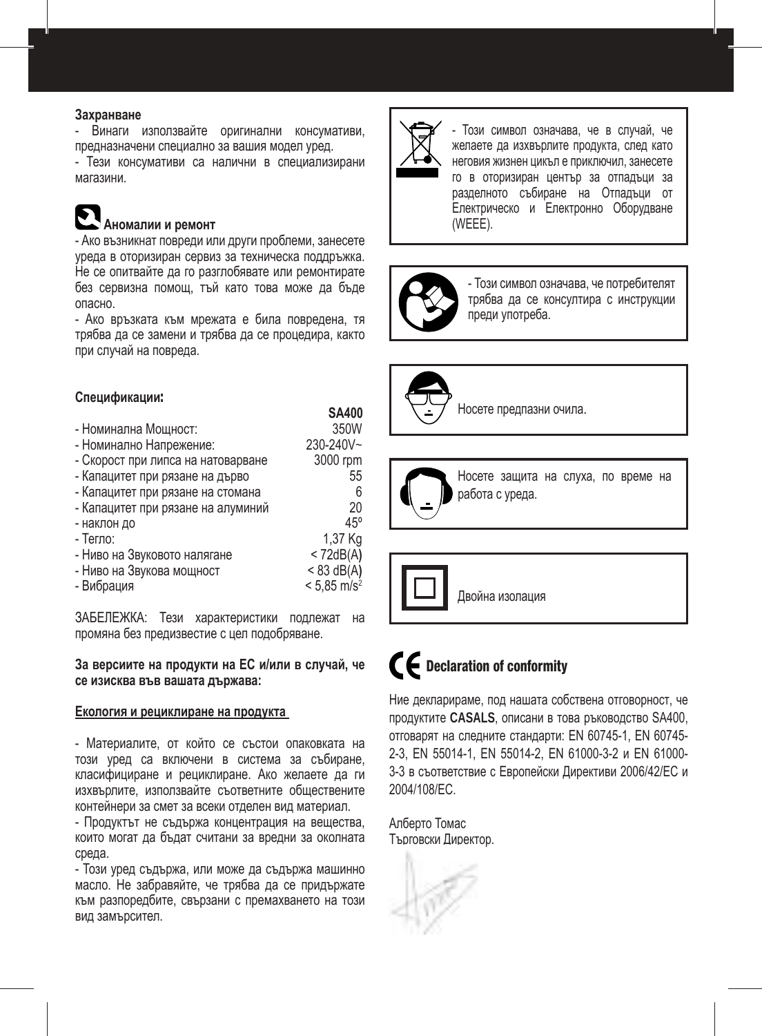**Захранване**

- Винаги използвайте оригинални консумативи, предназначени специално за вашия модел уред.
- Тези консумативи са налични в специализирани магазини.

### Аномалии и ремонт

- Ако възникнат повреди или други проблеми, занесете уреда в оторизиран сервиз за техническа поддръжка. Не се опитвайте да го разглобявате или ремонтирате без сервизна помощ, тъй като това може да бъде опасно.
- Ако връзката към мрежата е била повредена, тя трябва да се замени и трябва да се процедира, както при случай на повреда.

**Спецификации:**

| | SA400 |
|---|---|
| - Номинална Мощност: | 350W |
| - Номинално Напрежение: | 230-240V~ |
| - Скорост при липса на натоварване | 3000 rpm |
| - Капацитет при рязане на дърво | 55 |
| - Капацитет при рязане на стомана | 6 |
| - Капацитет при рязане на алуминий | 20 |
| - наклон до | 45º |
| - Тегло: | 1,37 Kg |
| - Ниво на Звуковото налягане | < 72dB(A) |
| - Ниво на Звукова мощност | < 83 dB(A) |
| - Вибрация | < 5,85 m/s² |

ЗАБЕЛЕЖКА: Тези характеристики подлежат на промяна без предизвестие с цел подобряване.

**За версиите на продукти на ЕС и/или в случай, че се изисква във вашата държава:**

**Екология и рециклиране на продукта**

- Материалите, от който се състои опаковката на този уред са включени в система за събиране, класифициране и рециклиране. Ако желаете да ги изхвърлите, използвайте съответните обществените контейнери за смет за всеки отделен вид материал.
- Продуктът не съдържа концентрация на вещества, които могат да бъдат считани за вредни за околната среда.
- Този уред съдържа, или може да съдържа машинно масло. Не забравяйте, че трябва да се придържате към разпоредбите, свързани с премахването на този вид замърсител.

- Този символ означава, че в случай, че желаете да изхвърлите продукта, след като неговия жизнен цикъл е приключил, занесете го в оторизиран център за отпадъци за разделното събиране на Отпадъци от Електрическо и Електронно Оборудване (WEEE).

- Този символ означава, че потребителят трябва да се консултира с инструкции преди употреба.

Носете предпазни очила.

Носете защита на слуха, по време на работа с уреда.

Двойна изолация

## Declaration of conformity

Ние декларираме, под нашата собствена отговорност, че продуктите **CASALS**, описани в това ръководство SA400, отговарят на следните стандарти: EN 60745-1, EN 60745-2-3, EN 55014-1, EN 55014-2, EN 61000-3-2 и EN 61000-3-3 в съответствие с Европейски Директиви 2006/42/ЕС и 2004/108/ЕС.

Алберто Томас
Търговски Директор.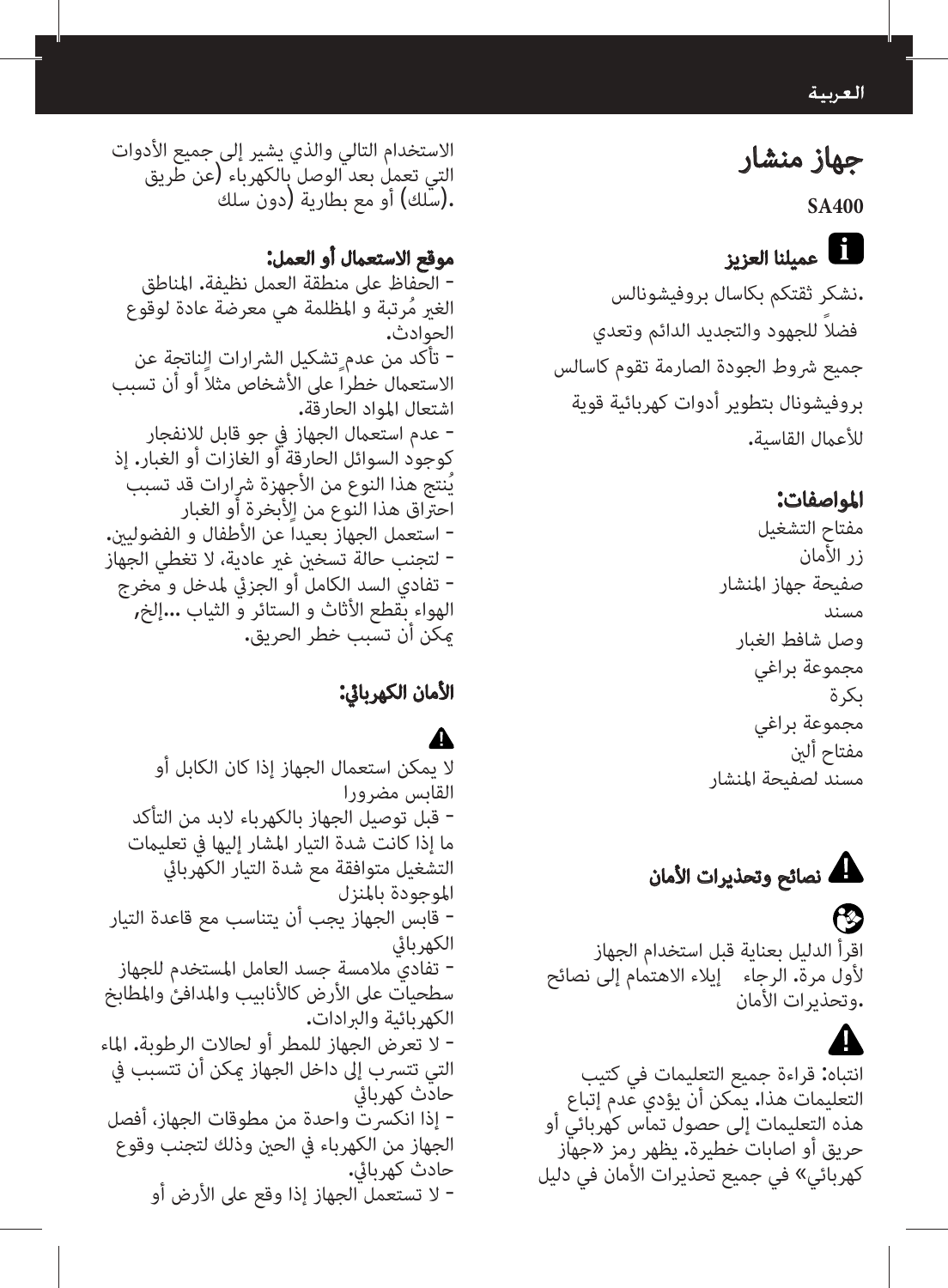# جهاز منشار

**SA400**

## عميلنا العزيز

.نشكر ثقتكم بكاسال بروفيشونالس

فضلاً للجهود والتجديد الدائم وتعدي

جميع شروط الجودة الصارمة تقوم كاسالس

بروفيشونال بتطوير أدوات كهربائية قوية

للأعمال القاسية.

## المواصفات:

مفتاح التشغيل
زر الأمان
صفيحة جهاز المنشار
مسند
وصل شافط الغبار
مجموعة براغي
بكرة
مجموعة براغي
مفتاح ألين
مسند لصفيحة المنشار

## نصائح وتحذيرات الأمان

اقرأ الدليل بعناية قبل استخدام الجهاز لأول مرة. الرجاء إيلاء الاهتمام إلى نصائح وتحذيرات الأمان.

انتباه: قراءة جميع التعليمات في كتيب التعليمات هذا. يمكن أن يؤدي عدم إتباع هذه التعليمات إلى حصول تماس كهربائي أو حريق أو اصابات خطيرة. يظهر رمز «جهاز كهربائي» في جميع تحذيرات الأمان في دليل الاستخدام التالي والذي يشير إلى جميع الأدوات التي تعمل بعد الوصل بالكهرباء (عن طريق سلك) أو مع بطارية (دون سلك).

### موقع الاستعمال أو العمل:

- الحفاظ على منطقة العمل نظيفة. المناطق الغير مُرتبة و المظلمة هي معرضة عادة لوقوع الحوادث.
- تأكد من عدم تشكيل الشرارات الناتجة عن الاستعمال خطراً على الأشخاص مثلاً أو أن تسبب اشتعال المواد الحارقة.
- عدم استعمال الجهاز في جو قابل للانفجار كوجود السوائل الحارقة أو الغازات أو الغبار. إذ يُنتج هذا النوع من الأجهزة شرارات قد تسبب احتراق هذا النوع من الأبخرة أو الغبار
- استعمل الجهاز بعيداً عن الأطفال و الفضوليين.
- لتجنب حالة تسخين غير عادية، لا تغطي الجهاز
- تفادي السد الكامل أو الجزئي لمدخل و مخرج الهواء بقطع الأثاث و الستائر و الثياب ...إلخ، يمكن أن تسبب خطر الحريق.

### الأمان الكهربائي:

لا يمكن استعمال الجهاز إذا كان الكابل أو القابس مضرورا

- قبل توصيل الجهاز بالكهرباء لابد من التأكد ما إذا كانت شدة التيار المشار إليها في تعليمات التشغيل متوافقة مع شدة التيار الكهربائي الموجودة بالمنزل
- قابس الجهاز يجب أن يتناسب مع قاعدة التيار الكهربائي
- تفادي ملامسة جسد العامل المستخدم للجهاز سطحيات على الأرض كالأنابيب والمدافئ والمطابخ الكهربائية والبرادات.
- لا تعرض الجهاز للمطر أو لحالات الرطوبة. الماء التي تتسرب إلى داخل الجهاز يمكن أن تتسبب في حادث كهربائي
- إذا انكسرت واحدة من مطوقات الجهاز، أفصل الجهاز من الكهرباء في الحين وذلك لتجنب وقوع حادث كهربائي.
- لا تستعمل الجهاز إذا وقع على الأرض أو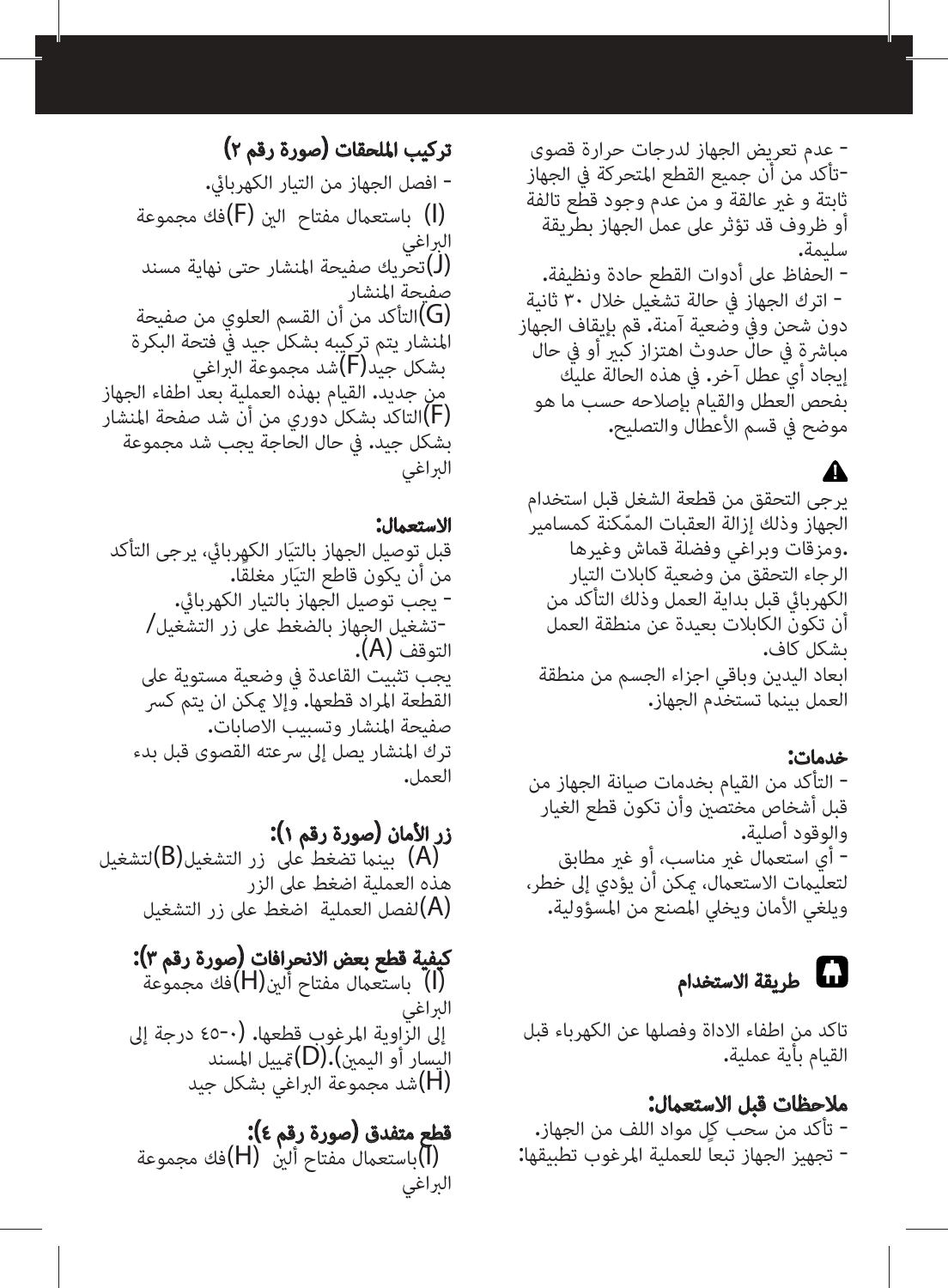- عدم تعريض الجهاز لدرجات حرارة قصوى
-تأكد من أن جميع القطع المتحركة في الجهاز ثابتة و غير عالقة و من عدم وجود قطع تالفة أو ظروف قد تؤثر على عمل الجهاز بطريقة سليمة.
- الحفاظ على أدوات القطع حادة ونظيفة.
- اترك الجهاز في حالة تشغيل خلال ٣٠ ثانية دون شحن وفي وضعية آمنة. قم بإيقاف الجهاز مباشرة في حال حدوث اهتزاز كبير أو في حال إيجاد أي عطل آخر. في هذه الحالة عليك بفحص العطل والقيام بإصلاحه حسب ما هو موضح في قسم الأعطال والتصليح.

⚠

يرجى التحقق من قطعة الشغل قبل استخدام الجهاز وذلك إزالة العقبات الممّكنة كمسامير ومزقات وبراغي وفضلة قماش وغيرها.
الرجاء التحقق من وضعية كابلات التيار الكهربائي قبل بداية العمل وذلك التأكد من أن تكون الكابلات بعيدة عن منطقة العمل بشكل كاف.
ابعاد اليدين وباقي اجزاء الجسم من منطقة العمل بينما تستخدم الجهاز.

**خدمات:**
- التأكد من القيام بخدمات صيانة الجهاز من قبل أشخاص مختصين وأن تكون قطع الغيار والوقود أصلية.
- أي استعمال غير مناسب، أو غير مطابق لتعليمات الاستعمال، يمكن أن يؤدي إلى خطر، ويلغي الأمان ويخلي المصنع من المسؤولية.

## طريقة الاستخدام

تاكد من اطفاء الاداة وفصلها عن الكهرباء قبل القيام بأية عملية.

**ملاحظات قبل الاستعمال:**
- تأكد من سحب كلٍ مواد اللف من الجهاز.
- تجهيز الجهاز تبعاً للعملية المرغوب تطبيقها:

**تركيب الملحقات (صورة رقم ٢)**
- افصل الجهاز من التيار الكهربائي.
(I) باستعمال مفتاح الين (F)فك مجموعة البراغي
(J)تحريك صفيحة المنشار حتى نهاية مسند صفيحة المنشار
(G)التأكد من أن القسم العلوي من صفيحة المنشار يتم تركيبه بشكل جيد في فتحة البكرة بشكل جيد(F)شد مجموعة البراغي من جديد. القيام بهذه العملية بعد اطفاء الجهاز
(F)التاكد بشكل دوري من أن شد صفحة المنشار بشكل جيد. في حال الحاجة يجب شد مجموعة البراغي

**الاستعمال:**
قبل توصيل الجهاز بالتيَار الكهربائي، يرجى التأكد من أن يكون قاطع التيَار مغلقا.
- يجب توصيل الجهاز بالتيار الكهربائي.
-تشغيل الجهاز بالضغط على زر التشغيل/التوقف (A).
يجب تثبيت القاعدة في وضعية مستوية على القطعة المراد قطعها. وإلا يمكن ان يتم كسر صفيحة المنشار وتسبيب الاصابات.
ترك المنشار يصل إلى سرعته القصوى قبل بدء العمل.

**زر الأمان (صورة رقم ١):**
(A) بينما تضغط على زر التشغيل(B)لتشغيل هذه العملية اضغط على الزر
(A)لفصل العملية اضغط على زر التشغيل

**كيفية قطع بعض الانحرافات (صورة رقم ٣):**
(I) باستعمال مفتاح ألين(H)فك مجموعة البراغي
إلى الزاوية المرغوب قطعها. (٠-٤٥ درجة إلى اليسار أو اليمين).(D)تمييل المسند
(H)شد مجموعة البراغي بشكل جيد

**قطع متفدق (صورة رقم ٤):**
(I)باستعمال مفتاح ألين (H)فك مجموعة البراغي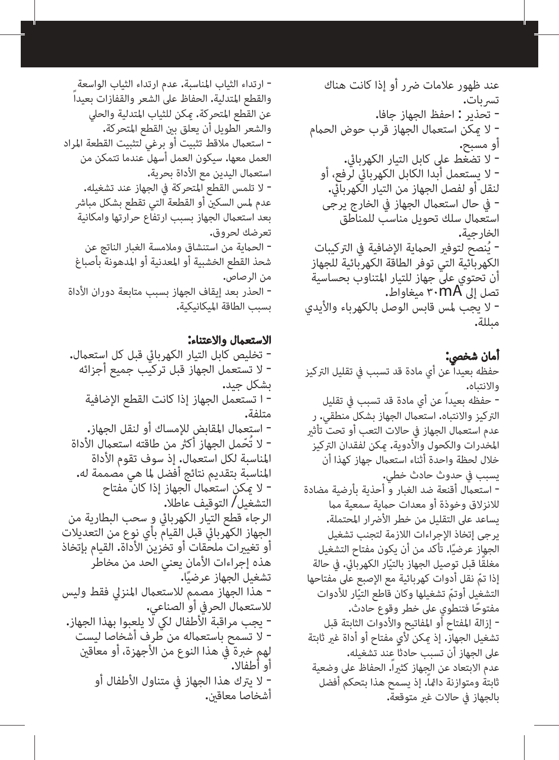عند ظهور علامات ضرر أو إذا كانت هناك تسربات.
- تحذير : احفظ الجهاز جافا.
- لا يمكن استعمال الجهاز قرب حوض الحمام أو مسبح.
- لا تضغط على كابل التيار الكهربائي.
- لا يستعمل أبدا الكابل الكهربائي لرفع، أو لنقل أو لفصل الجهاز من التيار الكهربائي.
- في حال استعمال الجهاز في الخارج يرجى استعمال سلك تحويل مناسب للمناطق الخارجية.
- يُنصح لتوفير الحماية الإضافية في التركيبات الكهربائية التي توفر الطاقة الكهربائية للجهاز أن تحتوي على جهاز للتيار المتناوب بحساسية تصل إلى ۳۰mA ميغاواط.
- لا يجب لمس قابس الوصل بالكهرباء والأيدي مبللة.

**أمان شخصي:**

حفظه بعيداً عن أي مادة قد تسبب في تقليل التركيز والانتباه.
- حفظه بعيداً عن أي مادة قد تسبب في تقليل التركيز والانتباه. استعمال الجهاز بشكل منطقي. ر عدم استعمال الجهاز في حالات التعب أو تحت تأثير المخدرات والكحول والأدوية. يمكن لفقدان التركيز خلال لحظة واحدة أثناء استعمال جهاز كهذا أن يسبب في حدوث حادث خطي.
- استعمال أقنعة ضد الغبار و أحذية بأرضية مضادة للانزلاق وخوذة أو معدات حماية سمعية مما يساعد على التقليل من خطر الأضرار المحتملة.
يرجى إتخاذ الإجراءات اللازمة لتجنب تشغيل الجهاز عرضيًا. تأكد من أن يكون مفتاح التشغيل مغلقًا قبل توصيل الجهاز بالتيّار الكهربائي. في حالة إذا تمّ نقل أدوات كهربائية مع الإصبع على مفاتحها التشغيل أوتمّ تشغيلها وكان قاطع التيّار للأدوات مفتوحًا فتنطوي على خطر وقوع حادث.
- إزالة المفتاح أو المفاتيح والأدوات الثابتة قبل تشغيل الجهاز. إذ يمكن لأي مفتاح أو أداة غير ثابتة على الجهاز أن تسبب حادثاً عند تشغيله.
عدم الابتعاد عن الجهاز كثيراً. الحفاظ على وضعية ثابتة ومتوازنة دائماً. إذ يسمح هذا بتحكم أفضل بالجهاز في حالات غير متوقعة.
- ارتداء الثياب المناسبة. عدم ارتداء الثياب الواسعة والقطع المتدلية. الحفاظ على الشعر والقفازات بعيداً عن القطع المتحركة. يمكن للثياب المتدلية والحلي والشعر الطويل أن يعلق بين القطع المتحركة.
- استعمال ملاقط تثبيت أو برغي لتثبيت القطعة المراد العمل معها. سيكون العمل أسهل عندما تتمكن من استعمال اليدين مع الأداة بحرية.
- لا تلمس القطع المتحركة في الجهاز عند تشغيله. عدم لمس السكين أو القطعة التي تقطع بشكل مباشر بعد استعمال الجهاز بسبب ارتفاع حرارتها وامكانية تعرضك لحروق.
- الحماية من استنشاق وملامسة الغبار الناتج عن شحذ القطع الخشبية أو المعدنية أو المدهونة بأصباغ من الرصاص.
- الحذر بعد إيقاف الجهاز بسبب متابعة دوران الأداة بسبب الطاقة الميكانيكية.

**الاستعمال والاعتناء:**

- تخليص كابل التيار الكهربائي قبل كل استعمال.
- لا تستعمل الجهاز قبل تركيب جميع أجزائه بشكل جيد.
- ا تستعمل الجهاز إذا كانت القطع الإضافية متلفة.
- استعمال المقابض للإمساك أو نقل الجهاز.
- لا تُحّمل الجهاز أكثر من طاقته استعمال الأداة المناسبة لكل استعمال. إذ سوف تقوم الأداة المناسبة بتقديم نتائج أفضل لما هي مصممة له.
- لا يمكن استعمال الجهاز إذا كان مفتاح التشغيل/ التوقيف عاطلا.
الرجاء قطع التيار الكهربائي و سحب البطارية من الجهاز الكهربائي قبل القيام بأي نوع من التعديلات أو تغييرات ملحقات أو تخزين الأداة. القيام بإتخاذ هذه إجراءات الأمان يعني الحد من مخاطر تشغيل الجهاز عرضيًا.
- هذا الجهاز مصمم للاستعمال المنزلي فقط وليس للاستعمال الحرفي أو الصناعي.
- يجب مراقبة الأطفال لكي لا يلعبوا بهذا الجهاز.
- لا تسمح باستعماله من طرف أشخاصا ليست لهم خبرة في هذا النوع من الأجهزة، أو معاقين أو أطفالا.
- لا يترك هذا الجهاز في متناول الأطفال أو أشخاصا معاقين.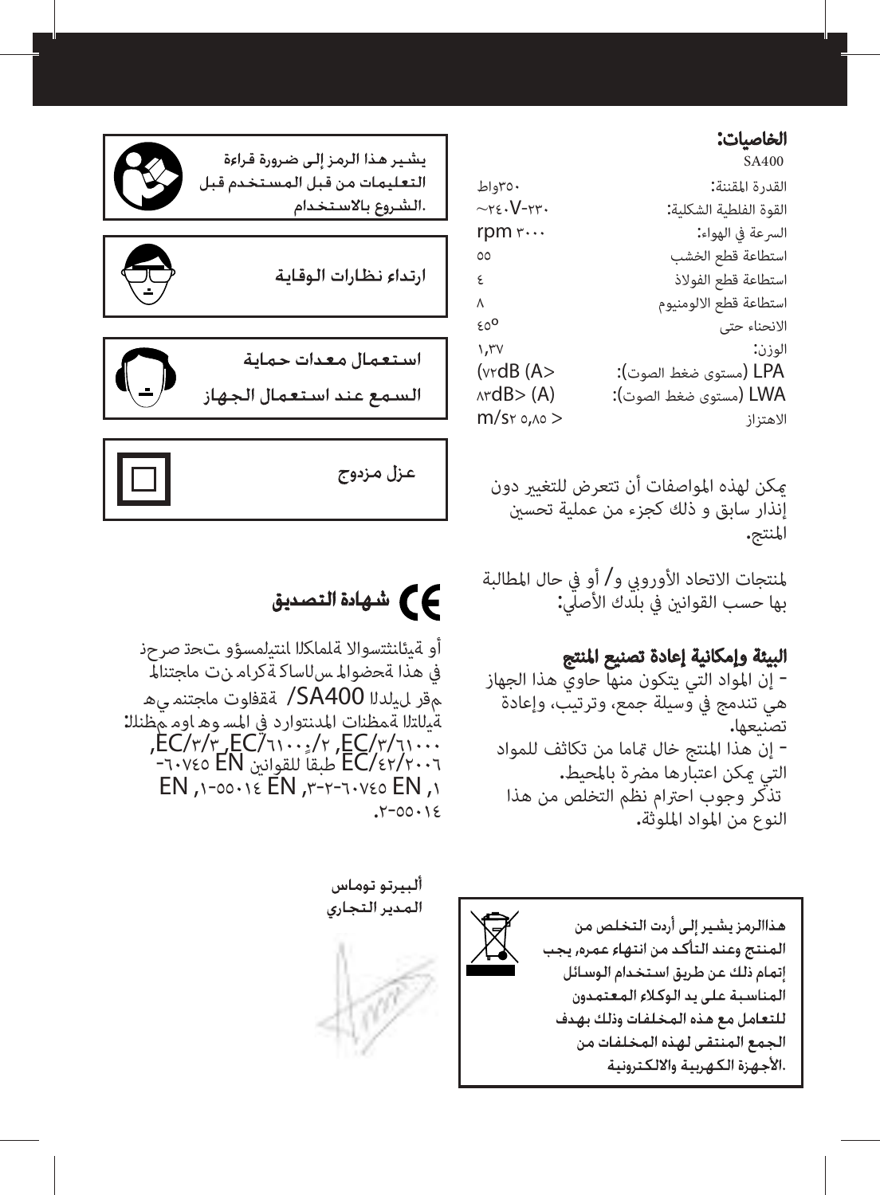## الخاصيات:

SA400

| | |
|---|---|
| القدرة المقننة: | ٣٥٠واط |
| القوة الفلطية الشكلية: | ٢٣٠-٢٤٠V~ |
| السرعة في الهواء: | ٣٠٠٠ rpm |
| استطاعة قطع الخشب | ٥٥ |
| استطاعة قطع الفولاذ | ٤ |
| استطاعة قطع الالومنيوم | ٨ |
| الانحناء حتى | ٤٥º |
| الوزن: | ١,٣٧ |
| LPA (مستوى ضغط الصوت): | (٧٢dB (A> |
| LWA (مستوى ضغط الصوت): | ٨٣dB> (A) |
| الاهتزاز | m/s٢ ٥,٨٥ > |

يمكن لهذه المواصفات أن تتعرض للتغيير دون إنذار سابق و ذلك كجزء من عملية تحسين المنتج.

لمنتجات الاتحاد الأوروبي و/ أو في حال المطالبة بها حسب القوانين في بلدك الأصلي:

### البيئة وإمكانية إعادة تصنيع المنتج

- إن المواد التي يتكون منها حاوي هذا الجهاز هي تندمج في وسيلة جمع، وترتيب، وإعادة تصنيعها.
- إن هذا المنتج خال تماما من تكاثف للمواد التي يمكن اعتبارها مضرة بالمحيط.
تذكر وجوب احترام نظم التخلص من هذا النوع من المواد الملوثة.

هذاالرمز يشير إلى أردت التخلص من المنتج وعند التأكد من انتهاء عمره، يجب إتمام ذلك عن طريق استخدام الوسائل المناسبة على يد الوكلاء المعتمدون للتعامل مع هذه المخلفات وذلك بهدف الجمع المنتقى لهذه المخلفات من الأجهزة الكهربية والالكترونية.

يشير هذا الرمز إلى ضرورة قراءة التعليمات من قبل المستخدم قبل الشروع بالاستخدام.

ارتداء نظارات الوقاية

استعمال معدات حماية السمع عند استعمال الجهاز

عزل مزدوج

### شهادة التصديق CE

أو ةيئانثتسوالا ةلماكلا انتيلمسؤو تحت صرحن في هذا ةحضوالم سلاسا ةكرام نت ماجتنالم هي منتجات توافقة /SA400 الدليل رقم لنظم موا وهو المسا في الدنتوارد ةمظنات التالية: ٦١٠٠٠/٣/EC, ٢/٦١٠٠٠/EC, ٣/٣/EC, ٢٠٠٦/٤٢/EC طبقا للقوانين EN ٦٠٧٤٥-١, EN ٦٠٧٤٥-٢-٣, EN ٥٥٠١٤-١, EN ٥٥٠١٤-٢.

ألبيرتو توماس
المدير التجاري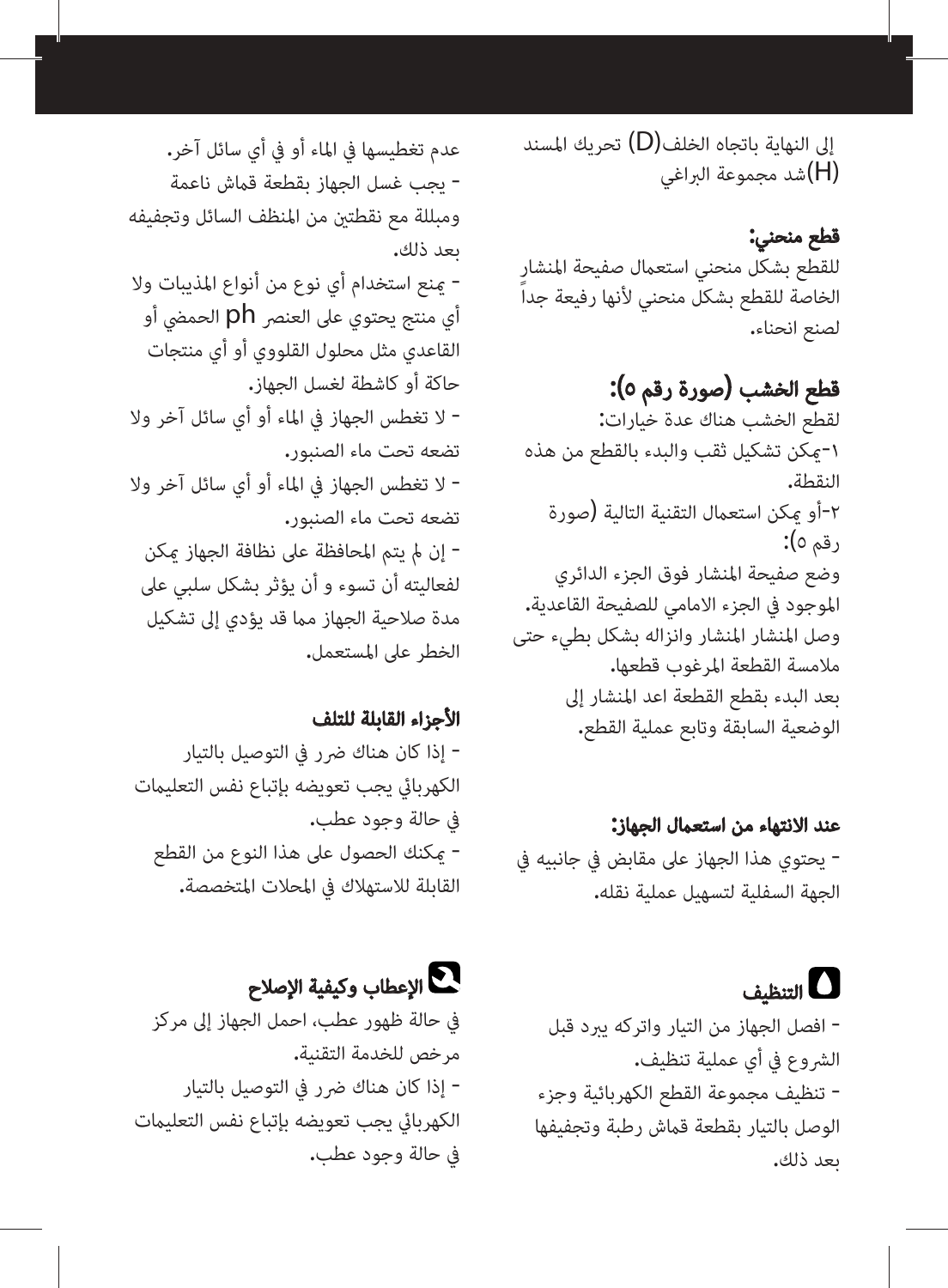إلى النهاية باتجاه الخلف(D) تحريك المسند
(H)شد مجموعة البراغي

### قطع منحني:

للقطع بشكل منحني استعمال صفيحة المنشار الخاصة للقطع بشكل منحني لأنها رفيعة جداً لصنع انحناء.

### قطع الخشب (صورة رقم ٥):

لقطع الخشب هناك عدة خيارات:
١-يمكن تشكيل ثقب والبدء بالقطع من هذه النقطة.
٢-أو يمكن استعمال التقنية التالية (صورة رقم ٥):
وضع صفيحة المنشار فوق الجزء الدائري الموجود في الجزء الامامي للصفيحة القاعدية.
وصل المنشار وانزاله بشكل بطيء حتى ملامسة القطعة المرغوب قطعها.
بعد البدء بقطع القطعة اعد المنشار إلى الوضعية السابقة وتابع عملية القطع.

### عند الانتهاء من استعمال الجهاز:

- يحتوي هذا الجهاز على مقابض في جانبيه في الجهة السفلية لتسهيل عملية نقله.

## التنظيف

- افصل الجهاز من التيار واتركه يبرد قبل الشروع في أي عملية تنظيف.
- تنظيف مجموعة القطع الكهربائية وجزء الوصل بالتيار بقطعة قماش رطبة وتجفيفها بعد ذلك.

عدم تغطيسها في الماء أو في أي سائل آخر.
- يجب غسل الجهاز بقطعة قماش ناعمة ومبللة مع نقطتين من المنظف السائل وتجفيفه بعد ذلك.
- يمنع استخدام أي نوع من أنواع المذيبات ولا أي منتج يحتوي على العنصر ph الحمضي أو القاعدي مثل محلول القلووي أو أي منتجات حاكة أو كاشطة لغسل الجهاز.
- لا تغطس الجهاز في الماء أو أي سائل آخر ولا تضعه تحت ماء الصنبور.
- لا تغطس الجهاز في الماء أو أي سائل آخر ولا تضعه تحت ماء الصنبور.
- إن لم يتم المحافظة على نظافة الجهاز يمكن لفعاليته أن تسوء و أن يؤثر بشكل سلبي على مدة صلاحية الجهاز مما قد يؤدي إلى تشكيل الخطر على المستعمل.

### الأجزاء القابلة للتلف

- إذا كان هناك ضرر في التوصيل بالتيار الكهربائي يجب تعويضه بإتباع نفس التعليمات في حالة وجود عطب.
- يمكنك الحصول على هذا النوع من القطع القابلة للاستهلاك في المحلات المتخصصة.

## الإعطاب وكيفية الإصلاح

في حالة ظهور عطب، احمل الجهاز إلى مركز مرخص للخدمة التقنية.
- إذا كان هناك ضرر في التوصيل بالتيار الكهربائي يجب تعويضه بإتباع نفس التعليمات في حالة وجود عطب.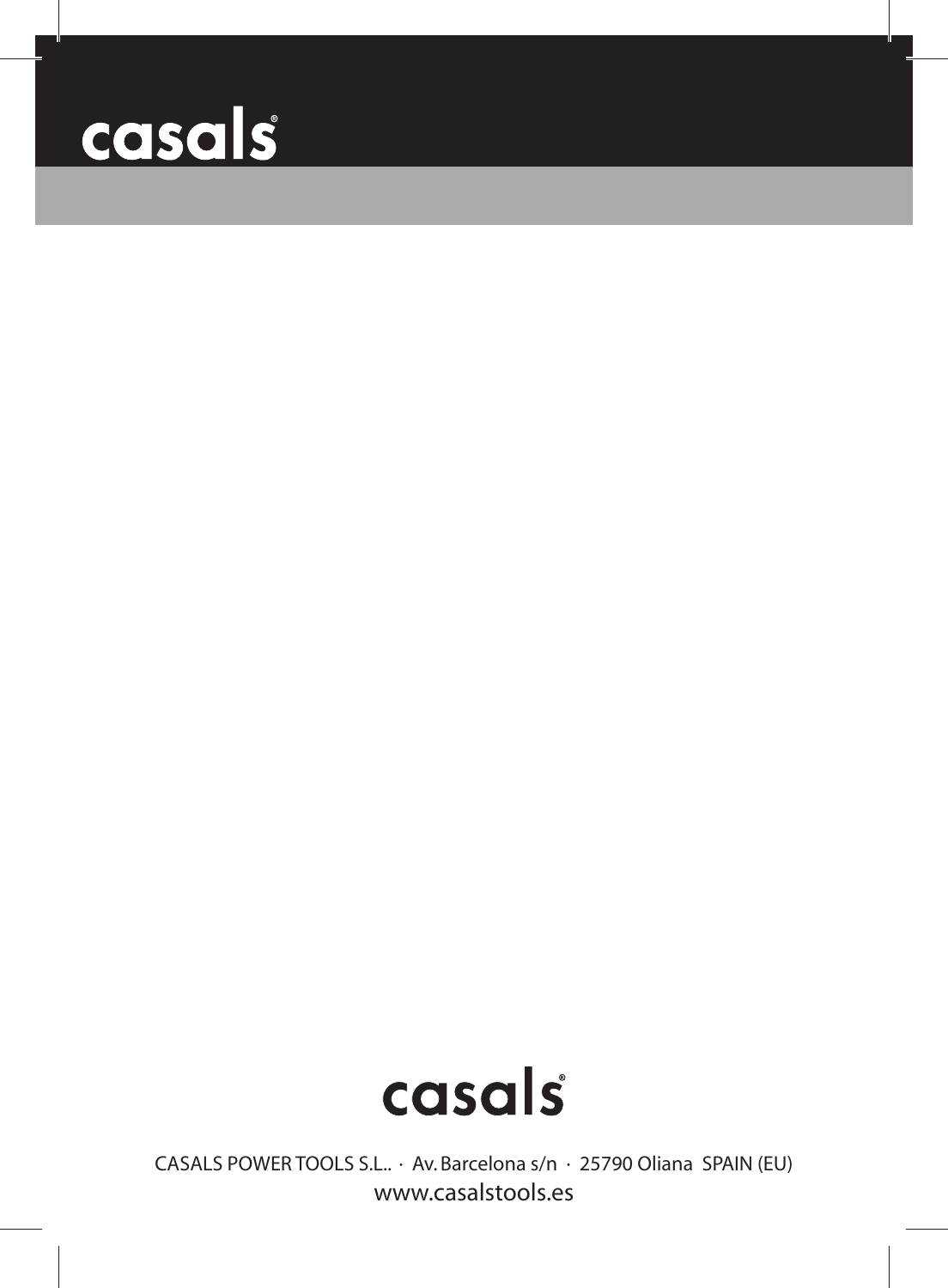casals®

casals®

CASALS POWER TOOLS S.L.. · Av. Barcelona s/n · 25790 Oliana SPAIN (EU)

www.casalstools.es